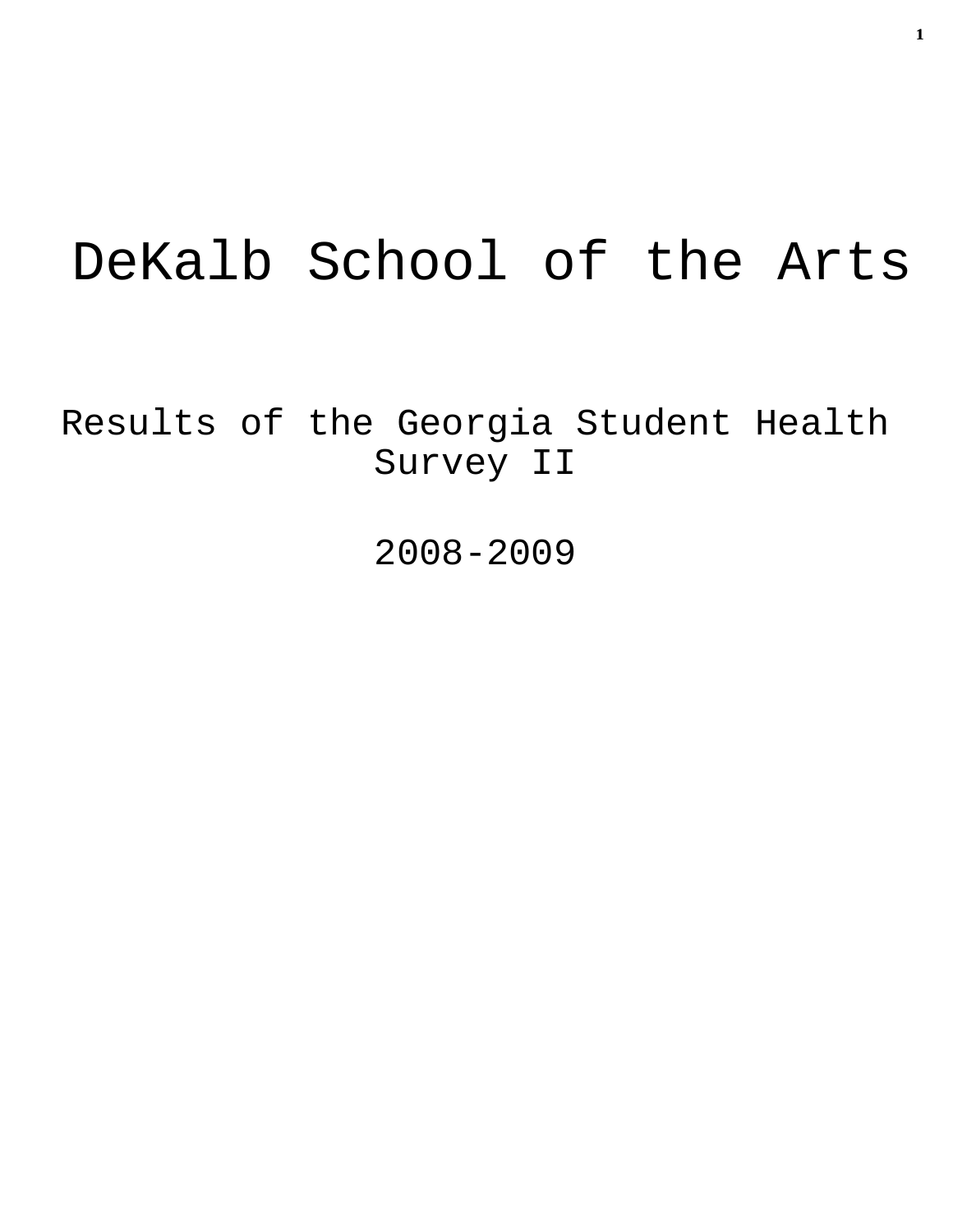# DeKalb School of the Arts

## Results of the Georgia Student Health Survey II

## 2008-2009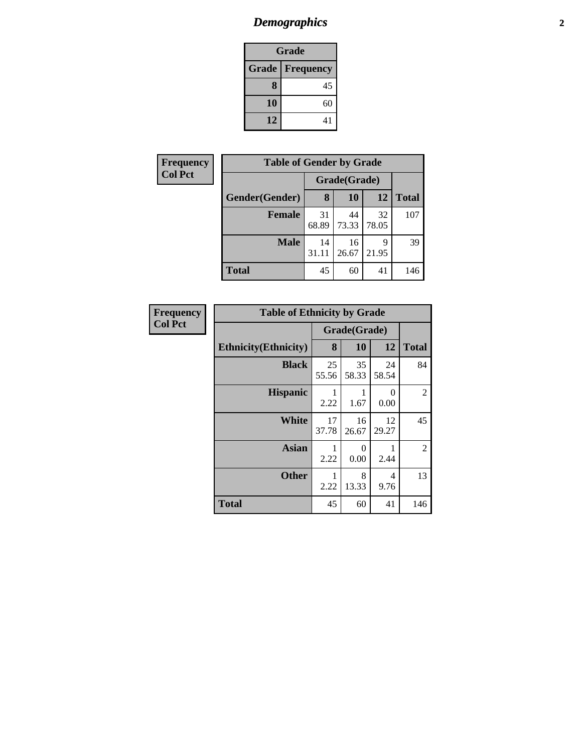# *Demographics*

| Grade | |
|---|---|
| **Grade** | **Frequency** |
| **8** | 45 |
| **10** | 60 |
| **12** | 41 |

**Frequency**
**Col Pct**

| Table of Gender by Grade | | | | |
|---|---|---|---|---|
| | Grade(Grade) | | | |
| **Gender(Gender)** | **8** | **10** | **12** | **Total** |
| **Female** | 31<br>68.89 | 44<br>73.33 | 32<br>78.05 | 107 |
| **Male** | 14<br>31.11 | 16<br>26.67 | 9<br>21.95 | 39 |
| **Total** | 45 | 60 | 41 | 146 |

**Frequency**
**Col Pct**

| Table of Ethnicity by Grade | | | | |
|---|---|---|---|---|
| | Grade(Grade) | | | |
| **Ethnicity(Ethnicity)** | **8** | **10** | **12** | **Total** |
| **Black** | 25<br>55.56 | 35<br>58.33 | 24<br>58.54 | 84 |
| **Hispanic** | 1<br>2.22 | 1<br>1.67 | 0<br>0.00 | 2 |
| **White** | 17<br>37.78 | 16<br>26.67 | 12<br>29.27 | 45 |
| **Asian** | 1<br>2.22 | 0<br>0.00 | 1<br>2.44 | 2 |
| **Other** | 1<br>2.22 | 8<br>13.33 | 4<br>9.76 | 13 |
| **Total** | 45 | 60 | 41 | 146 |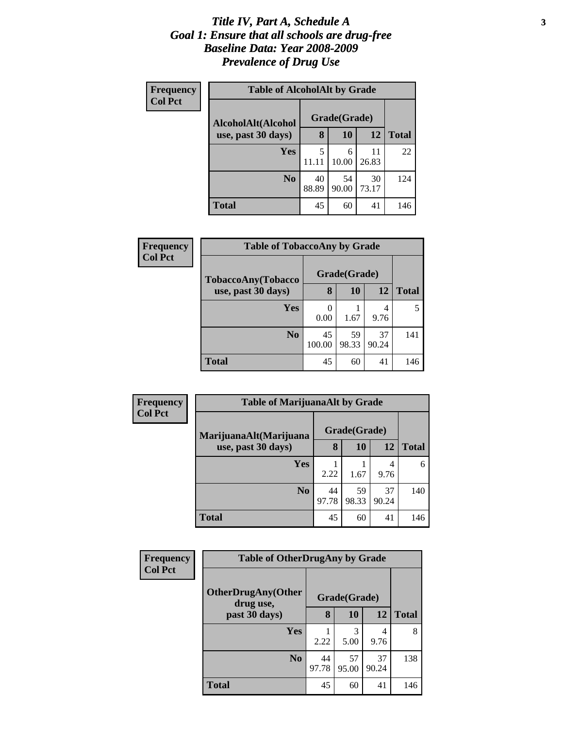# *Title IV, Part A, Schedule A*
# *Goal 1: Ensure that all schools are drug-free*
# *Baseline Data: Year 2008-2009*
# *Prevalence of Drug Use*

**Frequency**
**Col Pct**

**Table of AlcoholAlt by Grade**

| AlcoholAlt(Alcohol use, past 30 days) | Grade(Grade) | | | Total |
|---|---|---|---|---|
| | 8 | 10 | 12 | |
| **Yes** | 5<br>11.11 | 6<br>10.00 | 11<br>26.83 | 22 |
| **No** | 40<br>88.89 | 54<br>90.00 | 30<br>73.17 | 124 |
| **Total** | 45 | 60 | 41 | 146 |

**Frequency**
**Col Pct**

**Table of TobaccoAny by Grade**

| TobaccoAny(Tobacco use, past 30 days) | Grade(Grade) | | | Total |
|---|---|---|---|---|
| | 8 | 10 | 12 | |
| **Yes** | 0<br>0.00 | 1<br>1.67 | 4<br>9.76 | 5 |
| **No** | 45<br>100.00 | 59<br>98.33 | 37<br>90.24 | 141 |
| **Total** | 45 | 60 | 41 | 146 |

**Frequency**
**Col Pct**

**Table of MarijuanaAlt by Grade**

| MarijuanaAlt(Marijuana use, past 30 days) | Grade(Grade) | | | Total |
|---|---|---|---|---|
| | 8 | 10 | 12 | |
| **Yes** | 1<br>2.22 | 1<br>1.67 | 4<br>9.76 | 6 |
| **No** | 44<br>97.78 | 59<br>98.33 | 37<br>90.24 | 140 |
| **Total** | 45 | 60 | 41 | 146 |

**Frequency**
**Col Pct**

**Table of OtherDrugAny by Grade**

| OtherDrugAny(Other drug use, past 30 days) | Grade(Grade) | | | Total |
|---|---|---|---|---|
| | 8 | 10 | 12 | |
| **Yes** | 1<br>2.22 | 3<br>5.00 | 4<br>9.76 | 8 |
| **No** | 44<br>97.78 | 57<br>95.00 | 37<br>90.24 | 138 |
| **Total** | 45 | 60 | 41 | 146 |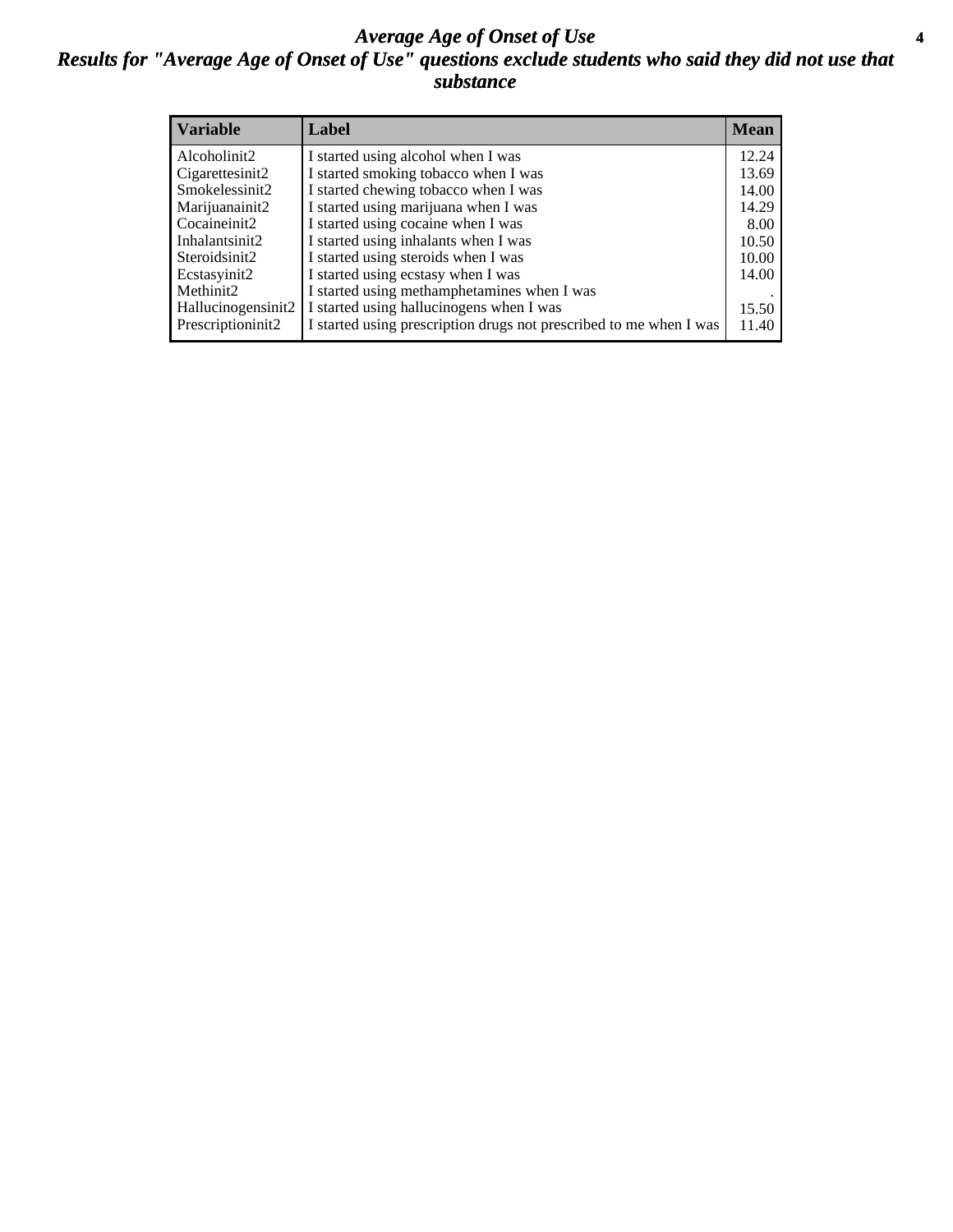# *Average Age of Onset of Use*

## *Results for "Average Age of Onset of Use" questions exclude students who said they did not use that substance*

| Variable | Label | Mean |
|---|---|---|
| Alcoholinit2 | I started using alcohol when I was | 12.24 |
| Cigarettesinit2 | I started smoking tobacco when I was | 13.69 |
| Smokelessinit2 | I started chewing tobacco when I was | 14.00 |
| Marijuanainit2 | I started using marijuana when I was | 14.29 |
| Cocaineinit2 | I started using cocaine when I was | 8.00 |
| Inhalantsinit2 | I started using inhalants when I was | 10.50 |
| Steroidsinit2 | I started using steroids when I was | 10.00 |
| Ecstasyinit2 | I started using ecstasy when I was | 14.00 |
| Methinit2 | I started using methamphetamines when I was | . |
| Hallucinogensinit2 | I started using hallucinogens when I was | 15.50 |
| Prescriptioninit2 | I started using prescription drugs not prescribed to me when I was | 11.40 |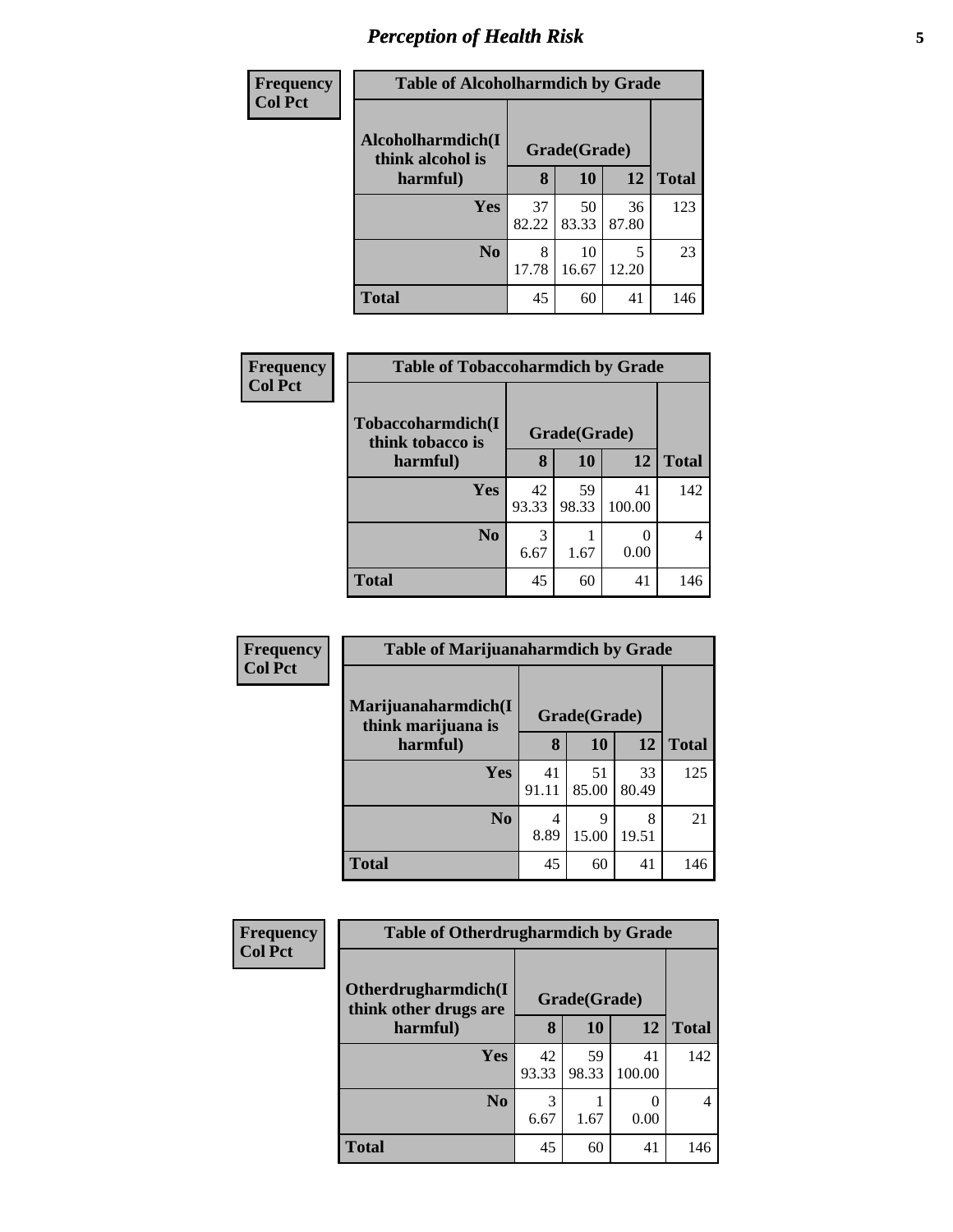## Perception of Health Risk

| Frequency Col Pct |
|---|

| Table of Alcoholharmdich by Grade | | | | |
|---|---|---|---|---|
| Alcoholharmdich(I think alcohol is harmful) | Grade(Grade) | | | |
| | 8 | 10 | 12 | Total |
| Yes | 37 82.22 | 50 83.33 | 36 87.80 | 123 |
| No | 8 17.78 | 10 16.67 | 5 12.20 | 23 |
| Total | 45 | 60 | 41 | 146 |

| Frequency Col Pct |
|---|

| Table of Tobaccoharmdich by Grade | | | | |
|---|---|---|---|---|
| Tobaccoharmdich(I think tobacco is harmful) | Grade(Grade) | | | |
| | 8 | 10 | 12 | Total |
| Yes | 42 93.33 | 59 98.33 | 41 100.00 | 142 |
| No | 3 6.67 | 1 1.67 | 0 0.00 | 4 |
| Total | 45 | 60 | 41 | 146 |

| Frequency Col Pct |
|---|

| Table of Marijuanaharmdich by Grade | | | | |
|---|---|---|---|---|
| Marijuanaharmdich(I think marijuana is harmful) | Grade(Grade) | | | |
| | 8 | 10 | 12 | Total |
| Yes | 41 91.11 | 51 85.00 | 33 80.49 | 125 |
| No | 4 8.89 | 9 15.00 | 8 19.51 | 21 |
| Total | 45 | 60 | 41 | 146 |

| Frequency Col Pct |
|---|

| Table of Otherdrugharmdich by Grade | | | | |
|---|---|---|---|---|
| Otherdrugharmdich(I think other drugs are harmful) | Grade(Grade) | | | |
| | 8 | 10 | 12 | Total |
| Yes | 42 93.33 | 59 98.33 | 41 100.00 | 142 |
| No | 3 6.67 | 1 1.67 | 0 0.00 | 4 |
| Total | 45 | 60 | 41 | 146 |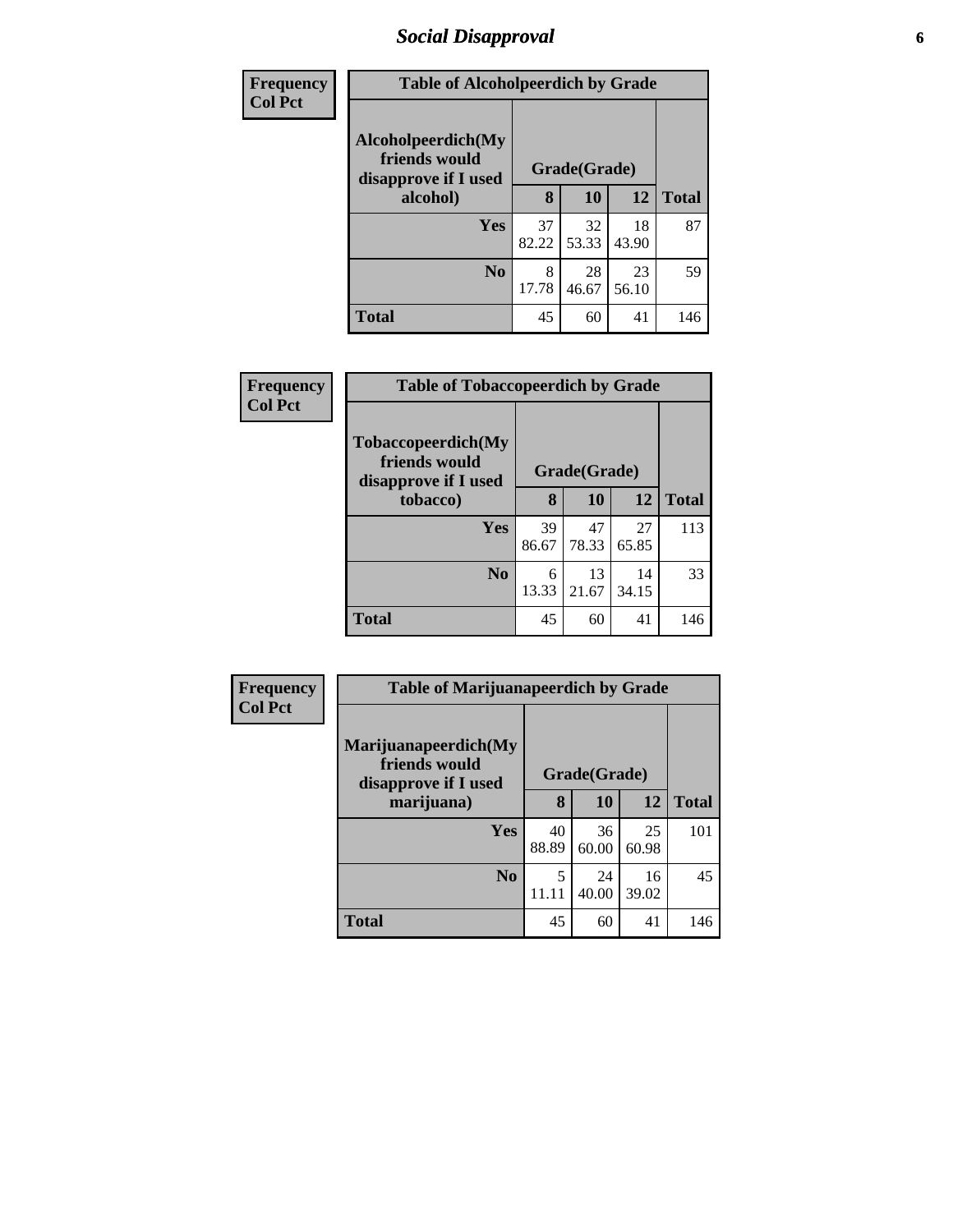# Social Disapproval

| Frequency Col Pct | Table of Alcoholpeerdich by Grade | | | |
|---|---|---|---|---|
| **Alcoholpeerdich(My friends would disapprove if I used alcohol)** | **Grade(Grade)** | | | **Total** |
| | **8** | **10** | **12** | |
| **Yes** | 37<br>82.22 | 32<br>53.33 | 18<br>43.90 | 87 |
| **No** | 8<br>17.78 | 28<br>46.67 | 23<br>56.10 | 59 |
| **Total** | 45 | 60 | 41 | 146 |

| Frequency Col Pct | Table of Tobaccopeerdich by Grade | | | |
|---|---|---|---|---|
| **Tobaccopeerdich(My friends would disapprove if I used tobacco)** | **Grade(Grade)** | | | **Total** |
| | **8** | **10** | **12** | |
| **Yes** | 39<br>86.67 | 47<br>78.33 | 27<br>65.85 | 113 |
| **No** | 6<br>13.33 | 13<br>21.67 | 14<br>34.15 | 33 |
| **Total** | 45 | 60 | 41 | 146 |

| Frequency Col Pct | Table of Marijuanapeerdich by Grade | | | |
|---|---|---|---|---|
| **Marijuanapeerdich(My friends would disapprove if I used marijuana)** | **Grade(Grade)** | | | **Total** |
| | **8** | **10** | **12** | |
| **Yes** | 40<br>88.89 | 36<br>60.00 | 25<br>60.98 | 101 |
| **No** | 5<br>11.11 | 24<br>40.00 | 16<br>39.02 | 45 |
| **Total** | 45 | 60 | 41 | 146 |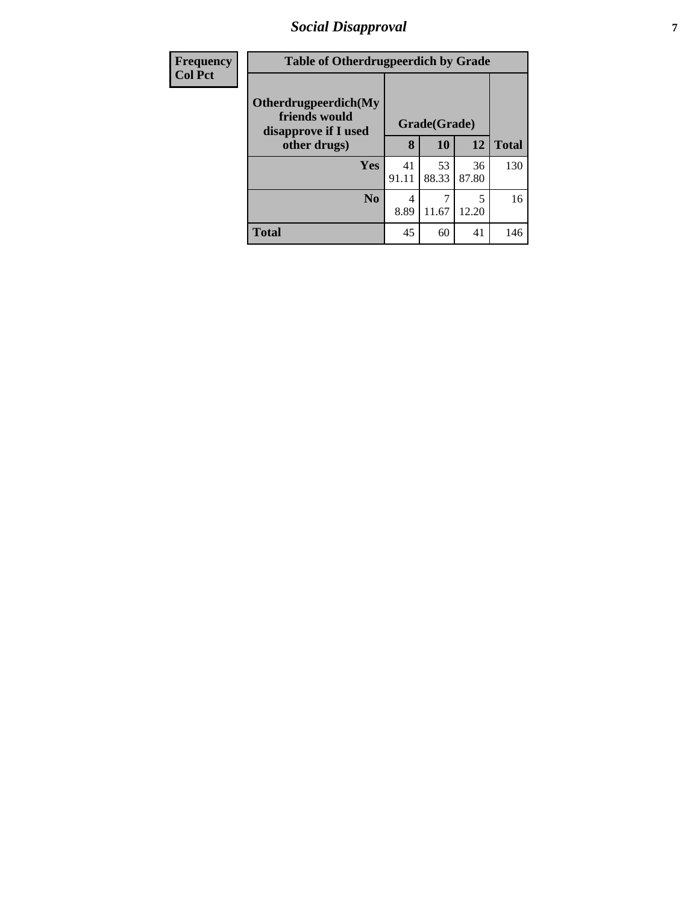| Frequency Col Pct | Table of Otherdrugpeerdich by Grade | | | |
|---|---|---|---|---|
| Otherdrugpeerdich(My friends would disapprove if I used other drugs) | Grade(Grade) | | | |
| | 8 | 10 | 12 | Total |
| Yes | 41<br>91.11 | 53<br>88.33 | 36<br>87.80 | 130 |
| No | 4<br>8.89 | 7<br>11.67 | 5<br>12.20 | 16 |
| Total | 45 | 60 | 41 | 146 |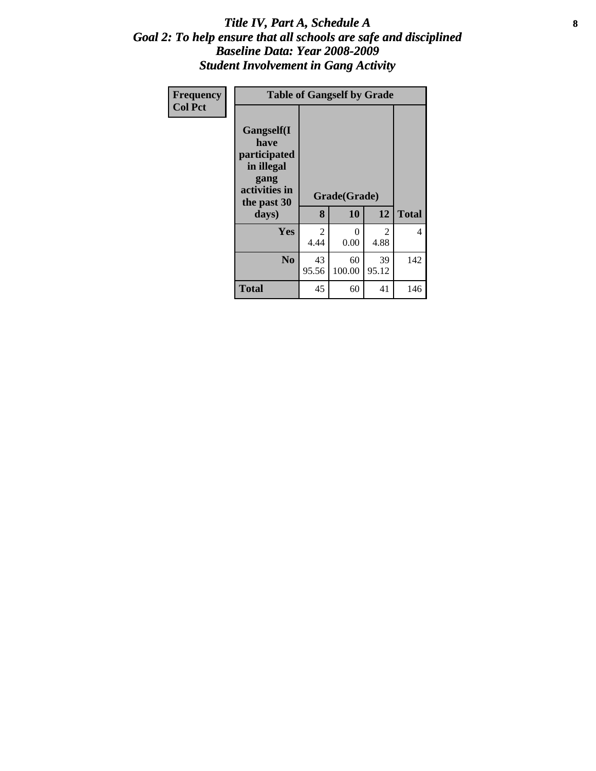# *Title IV, Part A, Schedule A*
## *Goal 2: To help ensure that all schools are safe and disciplined*
## *Baseline Data: Year 2008-2009*
## *Student Involvement in Gang Activity*

| Frequency<br>Col Pct | Table of Gangself by Grade | | | |
|---|---|---|---|---|
| **Gangself(I have participated in illegal gang activities in the past 30 days)** | **Grade(Grade)** | | | |
| | **8** | **10** | **12** | **Total** |
| **Yes** | 2<br>4.44 | 0<br>0.00 | 2<br>4.88 | 4 |
| **No** | 43<br>95.56 | 60<br>100.00 | 39<br>95.12 | 142 |
| **Total** | 45 | 60 | 41 | 146 |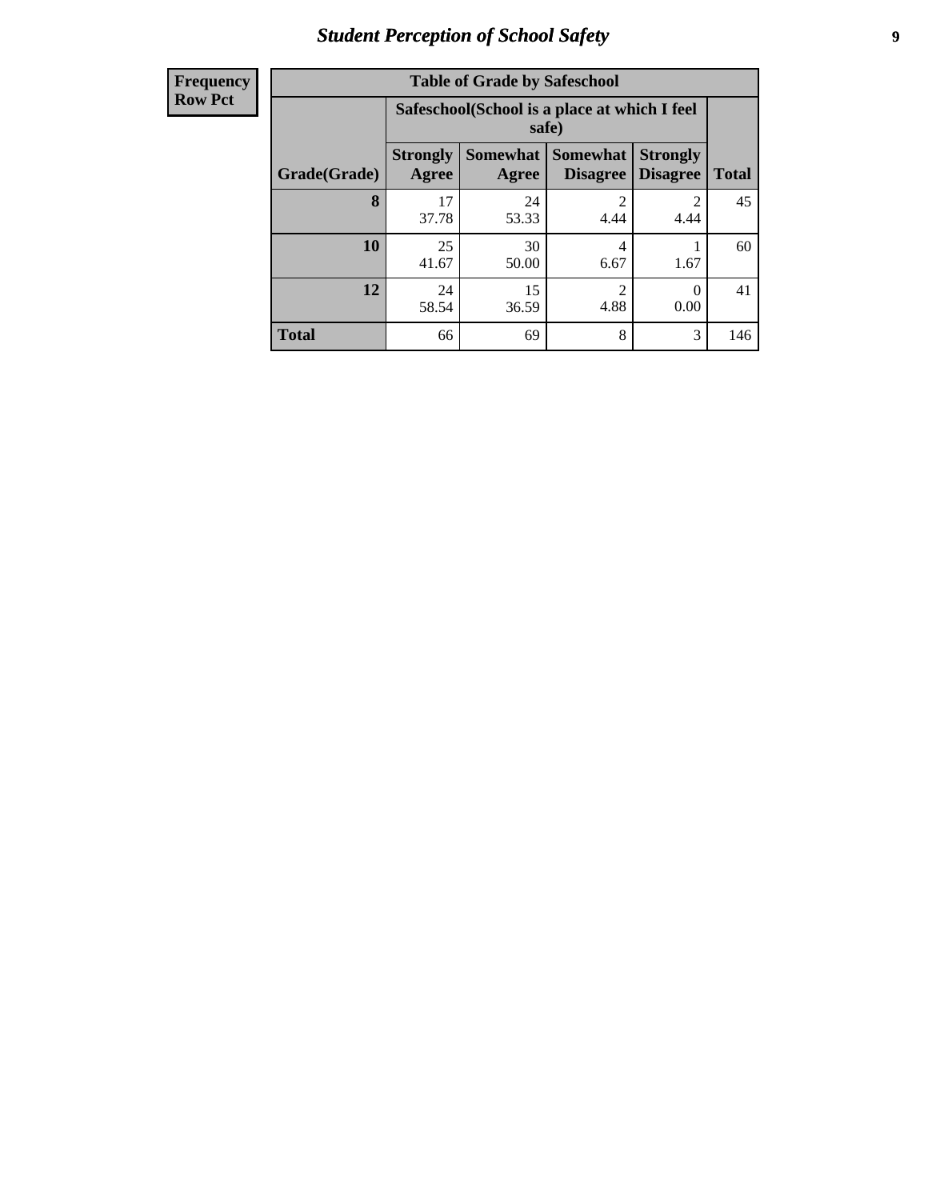## Student Perception of School Safety

**Frequency**
**Row Pct**

| Table of Grade by Safeschool | | | | | |
|---|---|---|---|---|---|
| | Safeschool(School is a place at which I feel safe) | | | | |
| Grade(Grade) | Strongly Agree | Somewhat Agree | Somewhat Disagree | Strongly Disagree | Total |
| **8** | 17<br>37.78 | 24<br>53.33 | 2<br>4.44 | 2<br>4.44 | 45 |
| **10** | 25<br>41.67 | 30<br>50.00 | 4<br>6.67 | 1<br>1.67 | 60 |
| **12** | 24<br>58.54 | 15<br>36.59 | 2<br>4.88 | 0<br>0.00 | 41 |
| **Total** | 66 | 69 | 8 | 3 | 146 |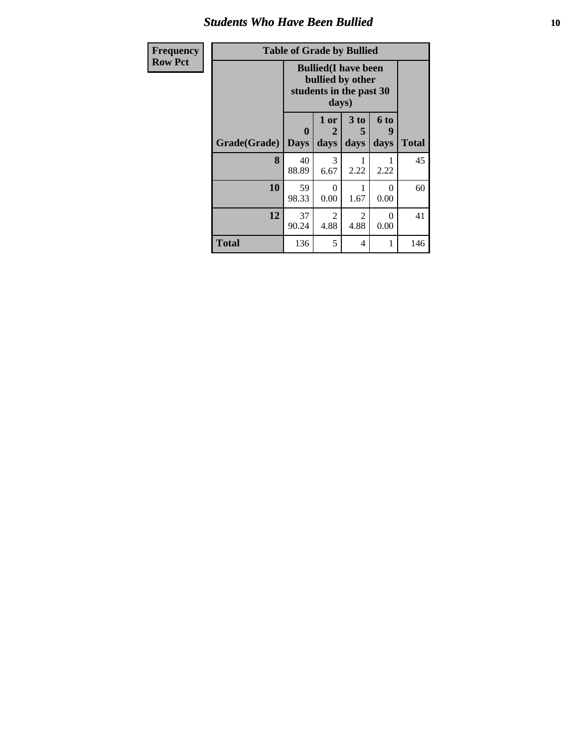## Students Who Have Been Bullied

| Frequency<br>Row Pct | Table of Grade by Bullied | | | | |
|---|---|---|---|---|---|
| | Bullied(I have been bullied by other students in the past 30 days) | | | | |
| Grade(Grade) | 0 Days | 1 or 2 days | 3 to 5 days | 6 to 9 days | Total |
| 8 | 40<br>88.89 | 3<br>6.67 | 1<br>2.22 | 1<br>2.22 | 45 |
| 10 | 59<br>98.33 | 0<br>0.00 | 1<br>1.67 | 0<br>0.00 | 60 |
| 12 | 37<br>90.24 | 2<br>4.88 | 2<br>4.88 | 0<br>0.00 | 41 |
| Total | 136 | 5 | 4 | 1 | 146 |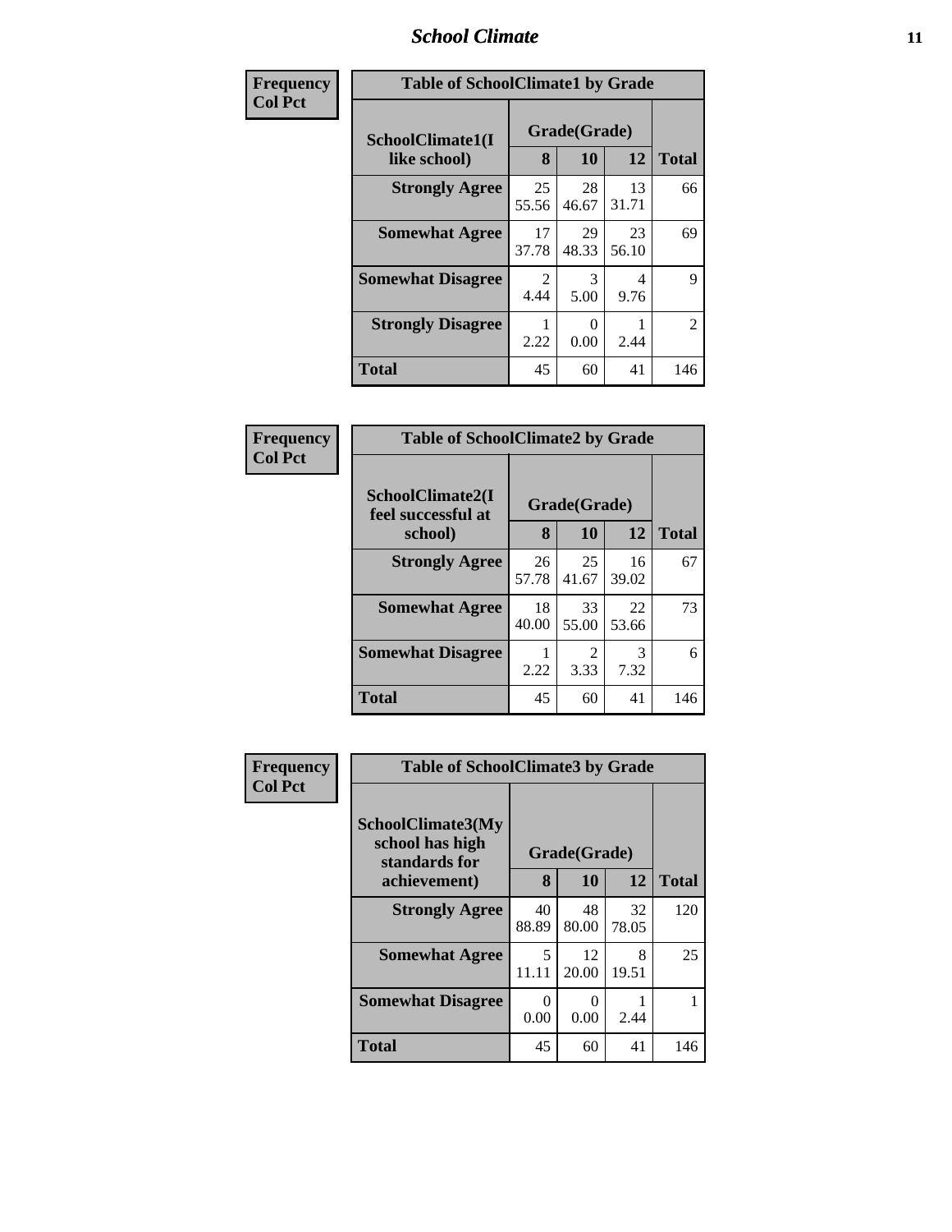| Frequency Col Pct | Table of SchoolClimate1 by Grade | | | |
|---|---|---|---|---|
| SchoolClimate1(I like school) | Grade(Grade) | | | |
| | 8 | 10 | 12 | Total |
| Strongly Agree | 25<br>55.56 | 28<br>46.67 | 13<br>31.71 | 66 |
| Somewhat Agree | 17<br>37.78 | 29<br>48.33 | 23<br>56.10 | 69 |
| Somewhat Disagree | 2<br>4.44 | 3<br>5.00 | 4<br>9.76 | 9 |
| Strongly Disagree | 1<br>2.22 | 0<br>0.00 | 1<br>2.44 | 2 |
| Total | 45 | 60 | 41 | 146 |

| Frequency Col Pct | Table of SchoolClimate2 by Grade | | | |
|---|---|---|---|---|
| SchoolClimate2(I feel successful at school) | Grade(Grade) | | | |
| | 8 | 10 | 12 | Total |
| Strongly Agree | 26<br>57.78 | 25<br>41.67 | 16<br>39.02 | 67 |
| Somewhat Agree | 18<br>40.00 | 33<br>55.00 | 22<br>53.66 | 73 |
| Somewhat Disagree | 1<br>2.22 | 2<br>3.33 | 3<br>7.32 | 6 |
| Total | 45 | 60 | 41 | 146 |

| Frequency Col Pct | Table of SchoolClimate3 by Grade | | | |
|---|---|---|---|---|
| SchoolClimate3(My school has high standards for achievement) | Grade(Grade) | | | |
| | 8 | 10 | 12 | Total |
| Strongly Agree | 40<br>88.89 | 48<br>80.00 | 32<br>78.05 | 120 |
| Somewhat Agree | 5<br>11.11 | 12<br>20.00 | 8<br>19.51 | 25 |
| Somewhat Disagree | 0<br>0.00 | 0<br>0.00 | 1<br>2.44 | 1 |
| Total | 45 | 60 | 41 | 146 |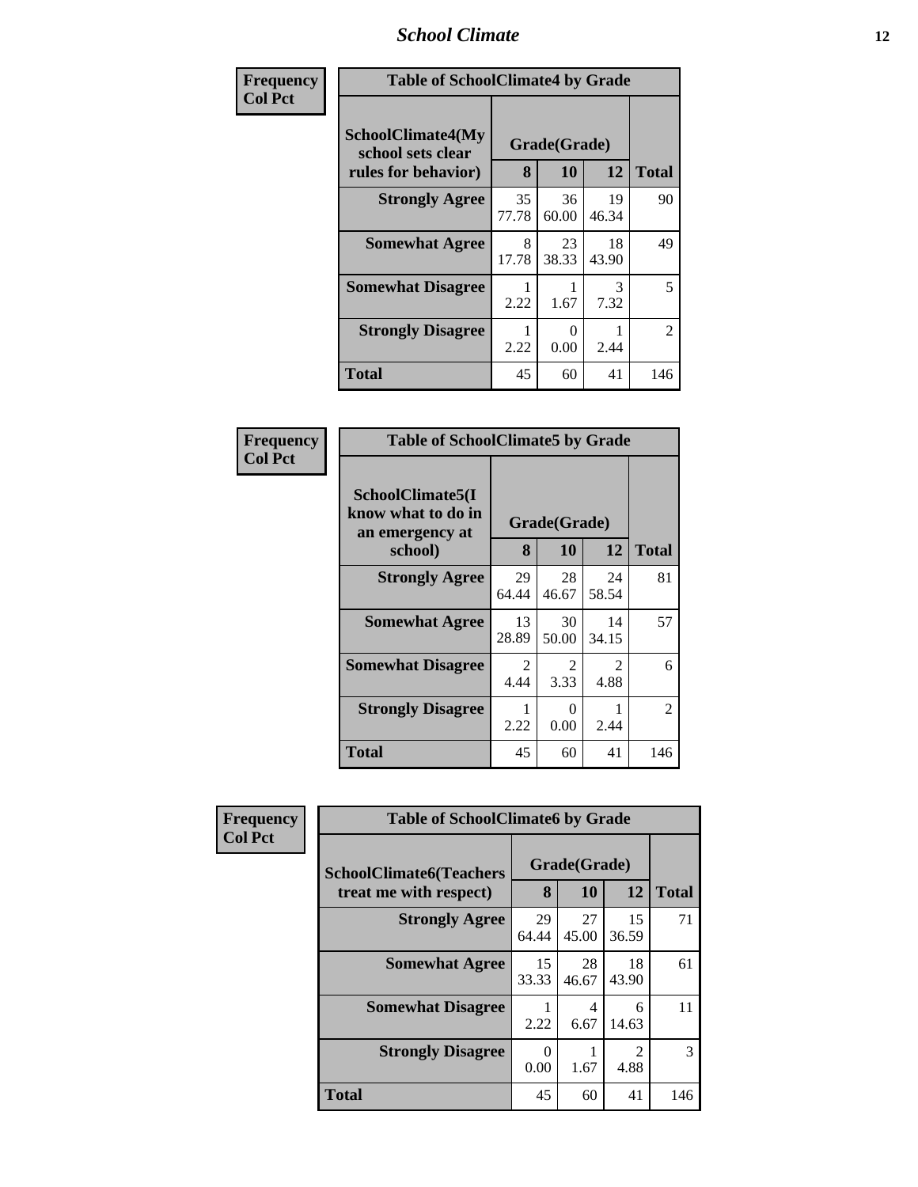| Frequency<br>Col Pct |
|---|

**Table of SchoolClimate4 by Grade**

| SchoolClimate4(My school sets clear rules for behavior) | Grade(Grade) | | | Total |
|---|---|---|---|---|
| | 8 | 10 | 12 | |
| Strongly Agree | 35<br>77.78 | 36<br>60.00 | 19<br>46.34 | 90 |
| Somewhat Agree | 8<br>17.78 | 23<br>38.33 | 18<br>43.90 | 49 |
| Somewhat Disagree | 1<br>2.22 | 1<br>1.67 | 3<br>7.32 | 5 |
| Strongly Disagree | 1<br>2.22 | 0<br>0.00 | 1<br>2.44 | 2 |
| Total | 45 | 60 | 41 | 146 |

| Frequency<br>Col Pct |
|---|

**Table of SchoolClimate5 by Grade**

| SchoolClimate5(I know what to do in an emergency at school) | Grade(Grade) | | | Total |
|---|---|---|---|---|
| | 8 | 10 | 12 | |
| Strongly Agree | 29<br>64.44 | 28<br>46.67 | 24<br>58.54 | 81 |
| Somewhat Agree | 13<br>28.89 | 30<br>50.00 | 14<br>34.15 | 57 |
| Somewhat Disagree | 2<br>4.44 | 2<br>3.33 | 2<br>4.88 | 6 |
| Strongly Disagree | 1<br>2.22 | 0<br>0.00 | 1<br>2.44 | 2 |
| Total | 45 | 60 | 41 | 146 |

| Frequency<br>Col Pct |
|---|

**Table of SchoolClimate6 by Grade**

| SchoolClimate6(Teachers treat me with respect) | Grade(Grade) | | | Total |
|---|---|---|---|---|
| | 8 | 10 | 12 | |
| Strongly Agree | 29<br>64.44 | 27<br>45.00 | 15<br>36.59 | 71 |
| Somewhat Agree | 15<br>33.33 | 28<br>46.67 | 18<br>43.90 | 61 |
| Somewhat Disagree | 1<br>2.22 | 4<br>6.67 | 6<br>14.63 | 11 |
| Strongly Disagree | 0<br>0.00 | 1<br>1.67 | 2<br>4.88 | 3 |
| Total | 45 | 60 | 41 | 146 |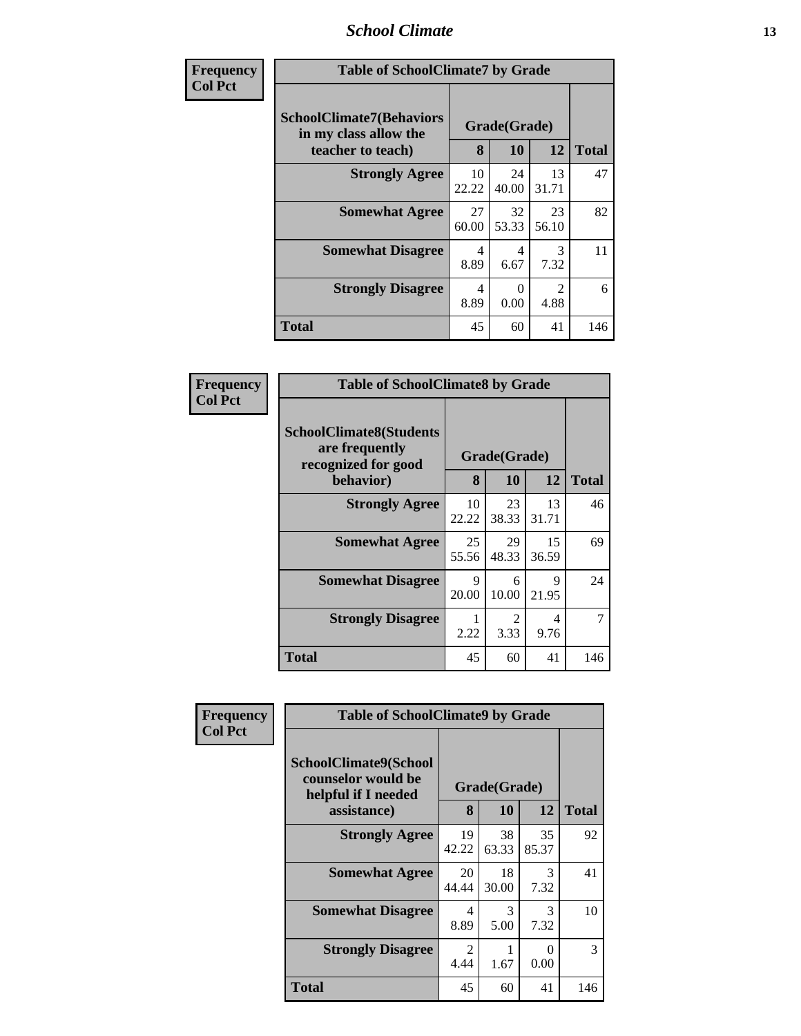| Frequency<br>Col Pct | Table of SchoolClimate7 by Grade | | | |
|---|---|---|---|---|
| SchoolClimate7(Behaviors in my class allow the teacher to teach) | Grade(Grade) | | | |
| | 8 | 10 | 12 | Total |
| Strongly Agree | 10<br>22.22 | 24<br>40.00 | 13<br>31.71 | 47 |
| Somewhat Agree | 27<br>60.00 | 32<br>53.33 | 23<br>56.10 | 82 |
| Somewhat Disagree | 4<br>8.89 | 4<br>6.67 | 3<br>7.32 | 11 |
| Strongly Disagree | 4<br>8.89 | 0<br>0.00 | 2<br>4.88 | 6 |
| Total | 45 | 60 | 41 | 146 |

| Frequency<br>Col Pct | Table of SchoolClimate8 by Grade | | | |
|---|---|---|---|---|
| SchoolClimate8(Students are frequently recognized for good behavior) | Grade(Grade) | | | |
| | 8 | 10 | 12 | Total |
| Strongly Agree | 10<br>22.22 | 23<br>38.33 | 13<br>31.71 | 46 |
| Somewhat Agree | 25<br>55.56 | 29<br>48.33 | 15<br>36.59 | 69 |
| Somewhat Disagree | 9<br>20.00 | 6<br>10.00 | 9<br>21.95 | 24 |
| Strongly Disagree | 1<br>2.22 | 2<br>3.33 | 4<br>9.76 | 7 |
| Total | 45 | 60 | 41 | 146 |

| Frequency<br>Col Pct | Table of SchoolClimate9 by Grade | | | |
|---|---|---|---|---|
| SchoolClimate9(School counselor would be helpful if I needed assistance) | Grade(Grade) | | | |
| | 8 | 10 | 12 | Total |
| Strongly Agree | 19<br>42.22 | 38<br>63.33 | 35<br>85.37 | 92 |
| Somewhat Agree | 20<br>44.44 | 18<br>30.00 | 3<br>7.32 | 41 |
| Somewhat Disagree | 4<br>8.89 | 3<br>5.00 | 3<br>7.32 | 10 |
| Strongly Disagree | 2<br>4.44 | 1<br>1.67 | 0<br>0.00 | 3 |
| Total | 45 | 60 | 41 | 146 |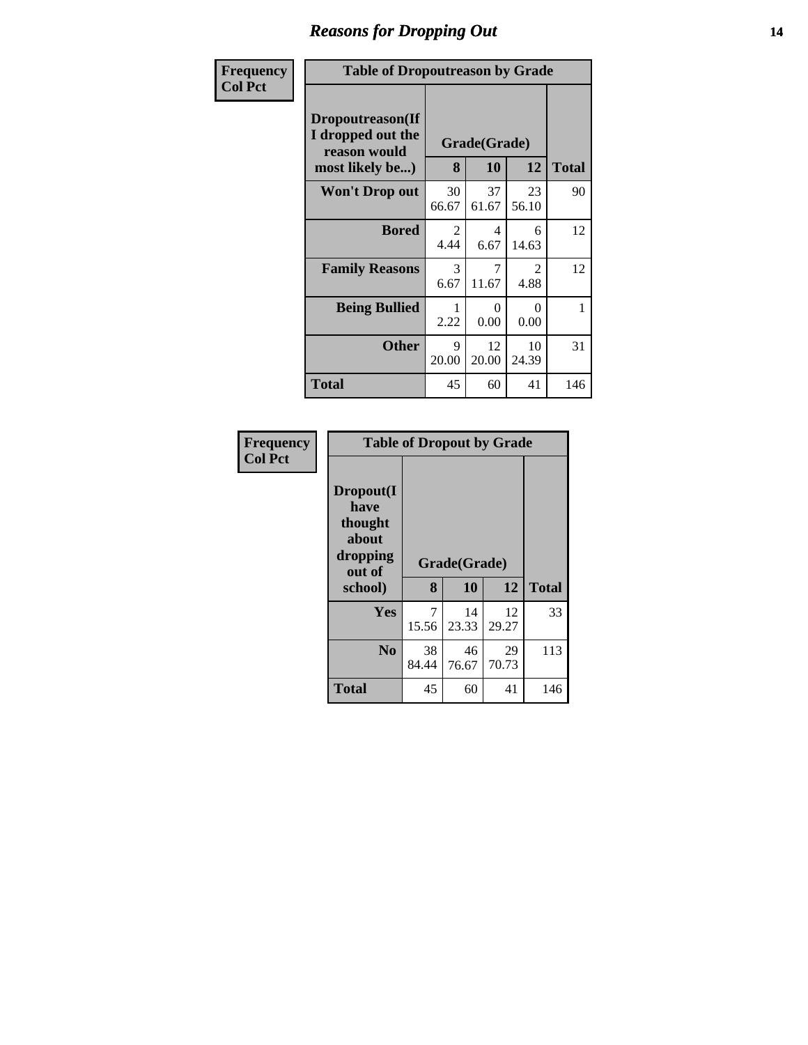# Reasons for Dropping Out

**Frequency**
**Col Pct**

| Table of Dropoutreason by Grade | | | | |
|---|---|---|---|---|
| **Dropoutreason(If I dropped out the reason would most likely be...)** | **Grade(Grade)** | | | |
| | **8** | **10** | **12** | **Total** |
| **Won't Drop out** | 30<br>66.67 | 37<br>61.67 | 23<br>56.10 | 90 |
| **Bored** | 2<br>4.44 | 4<br>6.67 | 6<br>14.63 | 12 |
| **Family Reasons** | 3<br>6.67 | 7<br>11.67 | 2<br>4.88 | 12 |
| **Being Bullied** | 1<br>2.22 | 0<br>0.00 | 0<br>0.00 | 1 |
| **Other** | 9<br>20.00 | 12<br>20.00 | 10<br>24.39 | 31 |
| **Total** | 45 | 60 | 41 | 146 |

**Frequency**
**Col Pct**

| Table of Dropout by Grade | | | | |
|---|---|---|---|---|
| **Dropout(I have thought about dropping out of school)** | **Grade(Grade)** | | | |
| | **8** | **10** | **12** | **Total** |
| **Yes** | 7<br>15.56 | 14<br>23.33 | 12<br>29.27 | 33 |
| **No** | 38<br>84.44 | 46<br>76.67 | 29<br>70.73 | 113 |
| **Total** | 45 | 60 | 41 | 146 |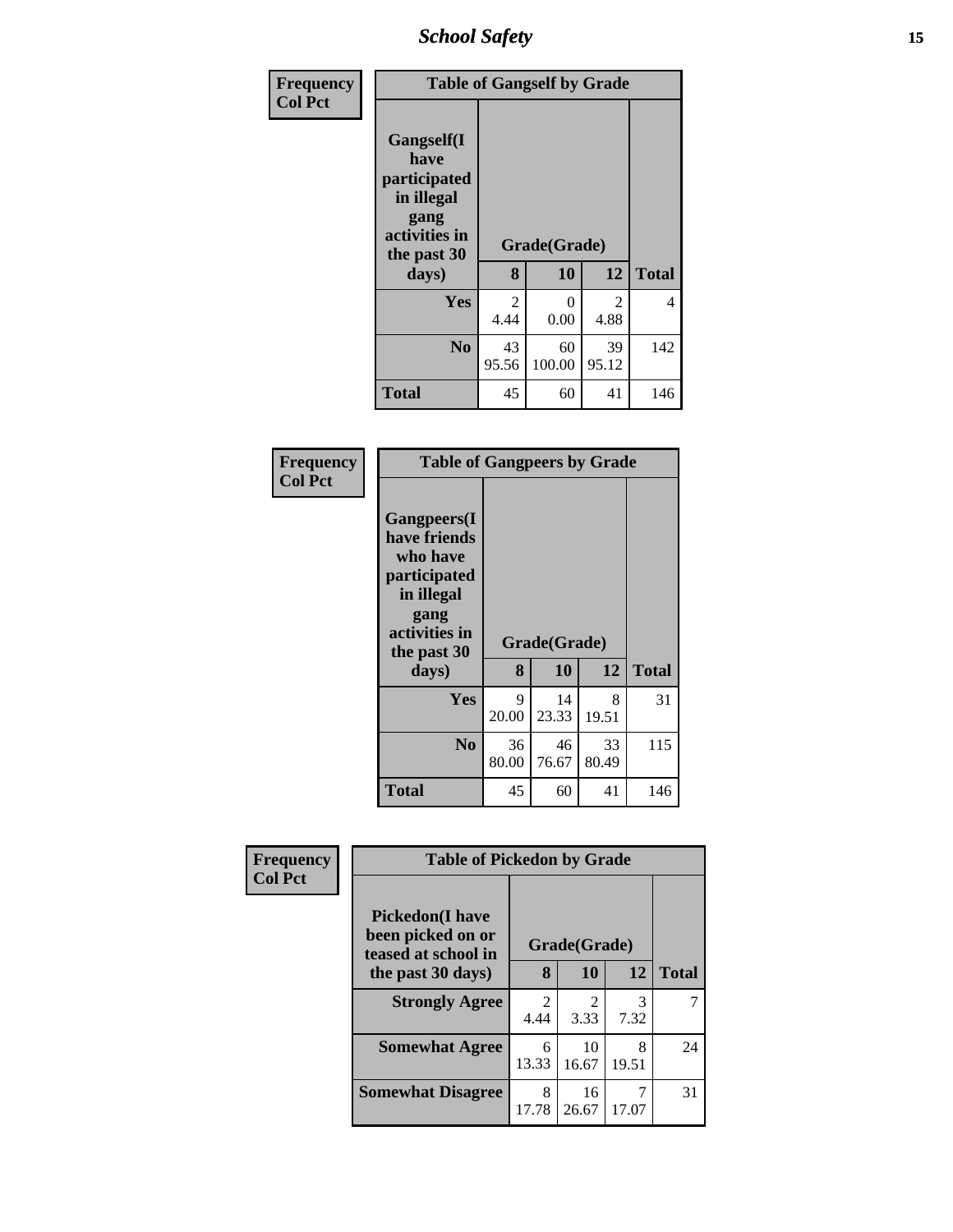| Frequency<br>Col Pct | Table of Gangself by Grade | | | |
|---|---|---|---|---|
| **Gangself(I have participated in illegal gang activities in the past 30 days)** | **Grade(Grade)** | | | |
| | **8** | **10** | **12** | **Total** |
| **Yes** | 2<br>4.44 | 0<br>0.00 | 2<br>4.88 | 4 |
| **No** | 43<br>95.56 | 60<br>100.00 | 39<br>95.12 | 142 |
| **Total** | 45 | 60 | 41 | 146 |

| Frequency<br>Col Pct | Table of Gangpeers by Grade | | | |
|---|---|---|---|---|
| **Gangpeers(I have friends who have participated in illegal gang activities in the past 30 days)** | **Grade(Grade)** | | | |
| | **8** | **10** | **12** | **Total** |
| **Yes** | 9<br>20.00 | 14<br>23.33 | 8<br>19.51 | 31 |
| **No** | 36<br>80.00 | 46<br>76.67 | 33<br>80.49 | 115 |
| **Total** | 45 | 60 | 41 | 146 |

| Frequency<br>Col Pct | Table of Pickedon by Grade | | | |
|---|---|---|---|---|
| **Pickedon(I have been picked on or teased at school in the past 30 days)** | **Grade(Grade)** | | | |
| | **8** | **10** | **12** | **Total** |
| **Strongly Agree** | 2<br>4.44 | 2<br>3.33 | 3<br>7.32 | 7 |
| **Somewhat Agree** | 6<br>13.33 | 10<br>16.67 | 8<br>19.51 | 24 |
| **Somewhat Disagree** | 8<br>17.78 | 16<br>26.67 | 7<br>17.07 | 31 |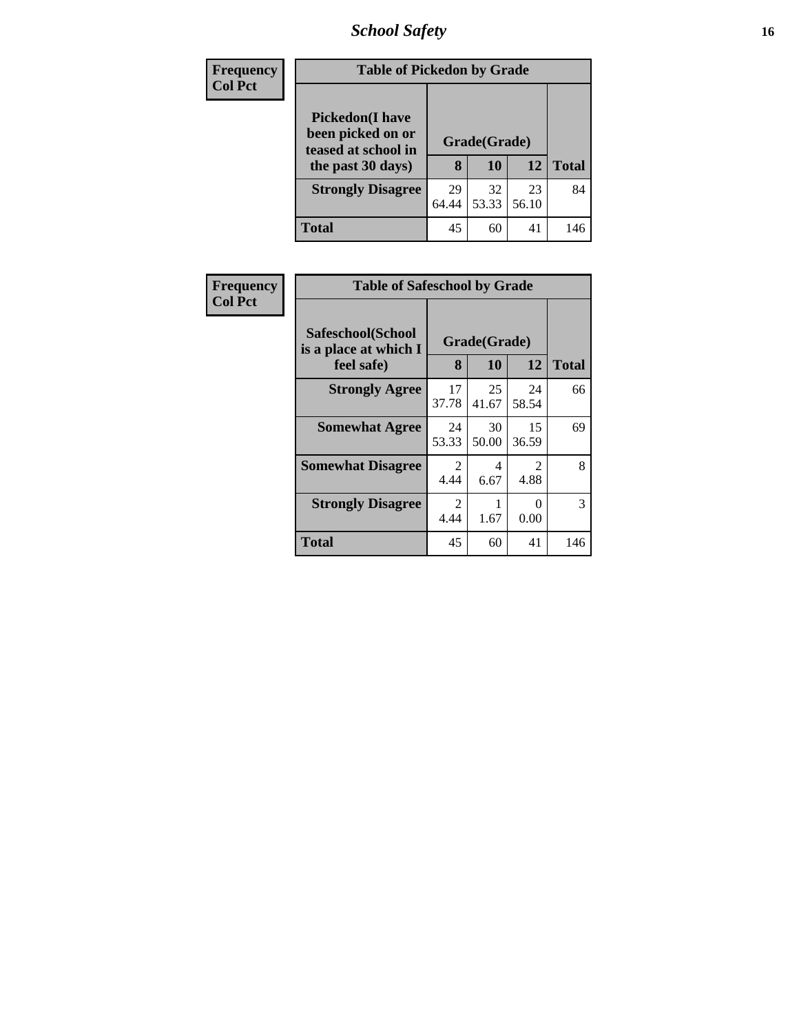| Frequency<br>Col Pct | Table of Pickedon by Grade | | | |
|---|---|---|---|---|
| Pickedon(I have been picked on or teased at school in the past 30 days) | Grade(Grade) | | | |
| | 8 | 10 | 12 | Total |
| Strongly Disagree | 29<br>64.44 | 32<br>53.33 | 23<br>56.10 | 84 |
| Total | 45 | 60 | 41 | 146 |

| Frequency<br>Col Pct | Table of Safeschool by Grade | | | |
|---|---|---|---|---|
| Safeschool(School is a place at which I feel safe) | Grade(Grade) | | | |
| | 8 | 10 | 12 | Total |
| Strongly Agree | 17<br>37.78 | 25<br>41.67 | 24<br>58.54 | 66 |
| Somewhat Agree | 24<br>53.33 | 30<br>50.00 | 15<br>36.59 | 69 |
| Somewhat Disagree | 2<br>4.44 | 4<br>6.67 | 2<br>4.88 | 8 |
| Strongly Disagree | 2<br>4.44 | 1<br>1.67 | 0<br>0.00 | 3 |
| Total | 45 | 60 | 41 | 146 |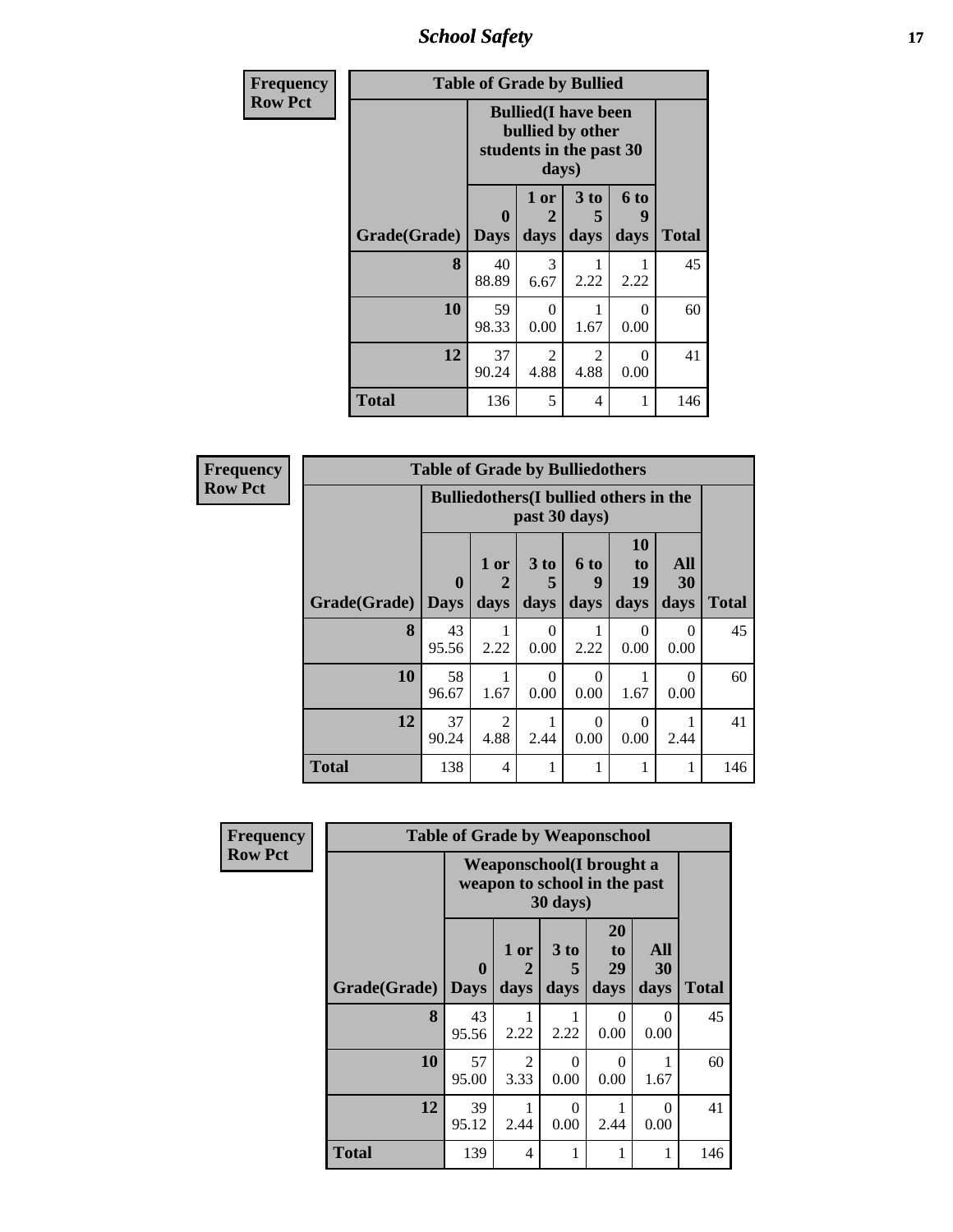| Frequency<br>Row Pct | Table of Grade by Bullied | | | | |
|---|---|---|---|---|---|
| | Bullied(I have been bullied by other students in the past 30 days) | | | | |
| Grade(Grade) | 0 Days | 1 or 2 days | 3 to 5 days | 6 to 9 days | Total |
| 8 | 40<br>88.89 | 3<br>6.67 | 1<br>2.22 | 1<br>2.22 | 45 |
| 10 | 59<br>98.33 | 0<br>0.00 | 1<br>1.67 | 0<br>0.00 | 60 |
| 12 | 37<br>90.24 | 2<br>4.88 | 2<br>4.88 | 0<br>0.00 | 41 |
| Total | 136 | 5 | 4 | 1 | 146 |

| Frequency<br>Row Pct | Table of Grade by Bulliedothers | | | | | | |
|---|---|---|---|---|---|---|---|
| | Bulliedothers(I bullied others in the past 30 days) | | | | | | |
| Grade(Grade) | 0 Days | 1 or 2 days | 3 to 5 days | 6 to 9 days | 10 to 19 days | All 30 days | Total |
| 8 | 43<br>95.56 | 1<br>2.22 | 0<br>0.00 | 1<br>2.22 | 0<br>0.00 | 0<br>0.00 | 45 |
| 10 | 58<br>96.67 | 1<br>1.67 | 0<br>0.00 | 0<br>0.00 | 1<br>1.67 | 0<br>0.00 | 60 |
| 12 | 37<br>90.24 | 2<br>4.88 | 1<br>2.44 | 0<br>0.00 | 0<br>0.00 | 1<br>2.44 | 41 |
| Total | 138 | 4 | 1 | 1 | 1 | 1 | 146 |

| Frequency<br>Row Pct | Table of Grade by Weaponschool | | | | | |
|---|---|---|---|---|---|---|
| | Weaponschool(I brought a weapon to school in the past 30 days) | | | | | |
| Grade(Grade) | 0 Days | 1 or 2 days | 3 to 5 days | 20 to 29 days | All 30 days | Total |
| 8 | 43<br>95.56 | 1<br>2.22 | 1<br>2.22 | 0<br>0.00 | 0<br>0.00 | 45 |
| 10 | 57<br>95.00 | 2<br>3.33 | 0<br>0.00 | 0<br>0.00 | 1<br>1.67 | 60 |
| 12 | 39<br>95.12 | 1<br>2.44 | 0<br>0.00 | 1<br>2.44 | 0<br>0.00 | 41 |
| Total | 139 | 4 | 1 | 1 | 1 | 146 |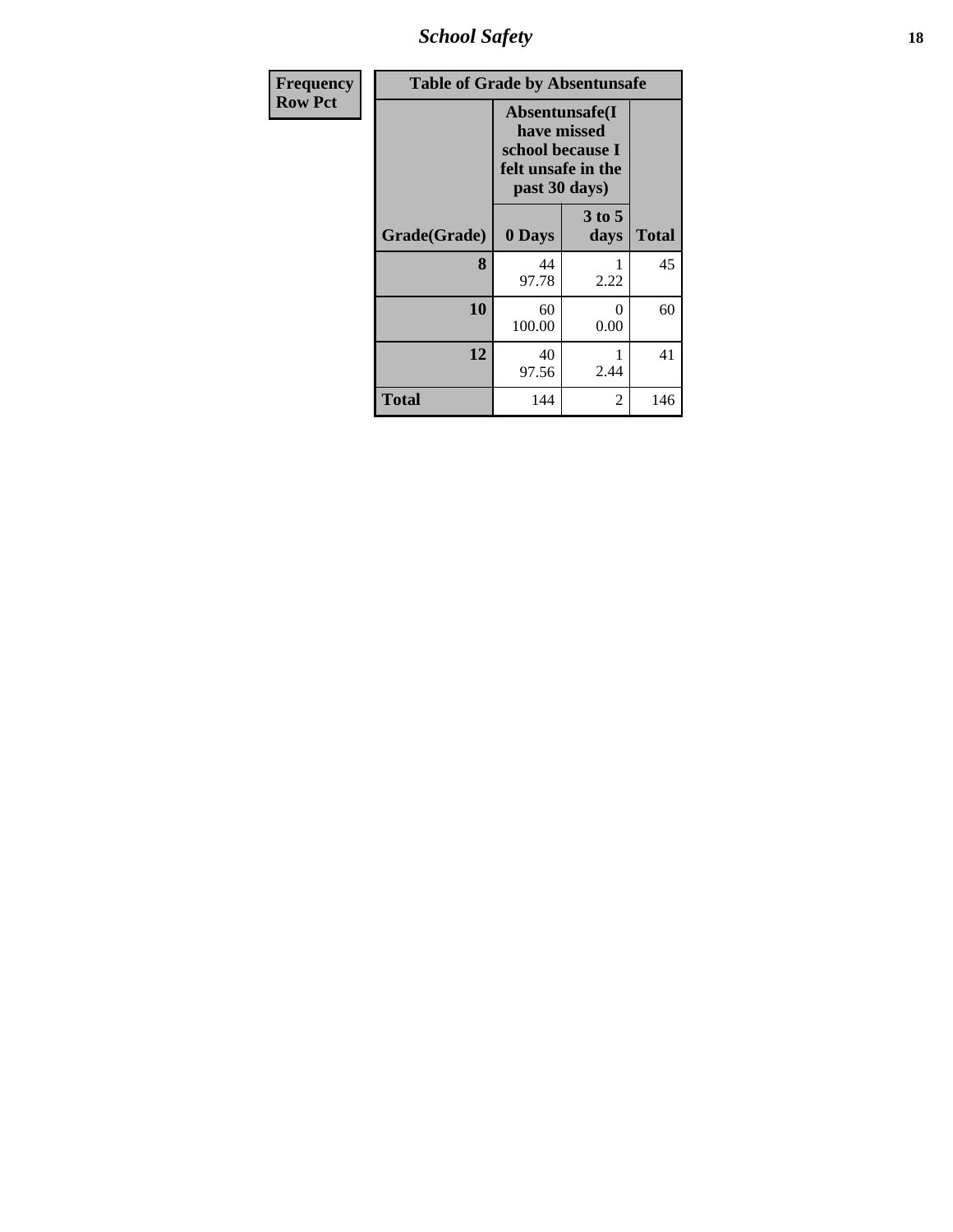| Frequency<br>Row Pct | Table of Grade by Absentunsafe | | |
|---|---|---|---|
| | Absentunsafe(I have missed school because I felt unsafe in the past 30 days) | | |
| Grade(Grade) | 0 Days | 3 to 5 days | Total |
| 8 | 44<br>97.78 | 1<br>2.22 | 45 |
| 10 | 60<br>100.00 | 0<br>0.00 | 60 |
| 12 | 40<br>97.56 | 1<br>2.44 | 41 |
| Total | 144 | 2 | 146 |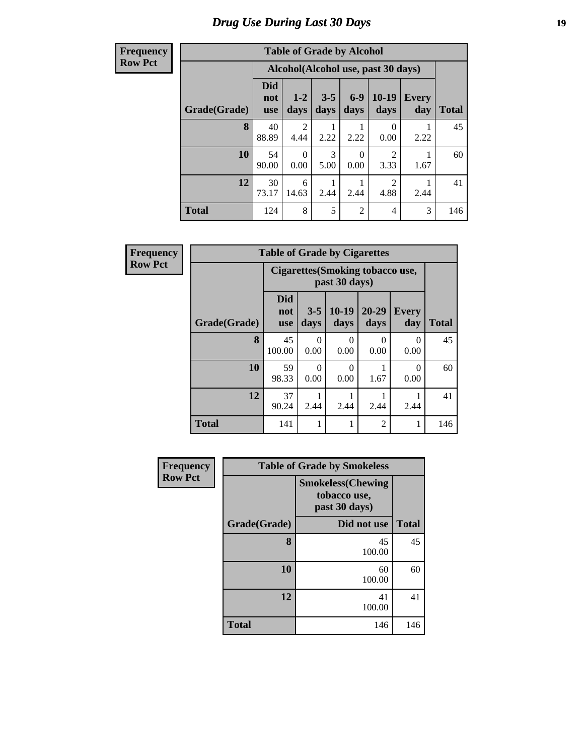# Drug Use During Last 30 Days

| Frequency<br>Row Pct |
|---|

**Table of Grade by Alcohol**

| Grade(Grade) | Alcohol(Alcohol use, past 30 days) | | | | | | Total |
|---|---|---|---|---|---|---|---|
| | Did not use | 1-2 days | 3-5 days | 6-9 days | 10-19 days | Every day | |
| 8 | 40<br>88.89 | 2<br>4.44 | 1<br>2.22 | 1<br>2.22 | 0<br>0.00 | 1<br>2.22 | 45 |
| 10 | 54<br>90.00 | 0<br>0.00 | 3<br>5.00 | 0<br>0.00 | 2<br>3.33 | 1<br>1.67 | 60 |
| 12 | 30<br>73.17 | 6<br>14.63 | 1<br>2.44 | 1<br>2.44 | 2<br>4.88 | 1<br>2.44 | 41 |
| Total | 124 | 8 | 5 | 2 | 4 | 3 | 146 |

| Frequency<br>Row Pct |
|---|

**Table of Grade by Cigarettes**

| Grade(Grade) | Cigarettes(Smoking tobacco use, past 30 days) | | | | | Total |
|---|---|---|---|---|---|---|
| | Did not use | 3-5 days | 10-19 days | 20-29 days | Every day | |
| 8 | 45<br>100.00 | 0<br>0.00 | 0<br>0.00 | 0<br>0.00 | 0<br>0.00 | 45 |
| 10 | 59<br>98.33 | 0<br>0.00 | 0<br>0.00 | 1<br>1.67 | 0<br>0.00 | 60 |
| 12 | 37<br>90.24 | 1<br>2.44 | 1<br>2.44 | 1<br>2.44 | 1<br>2.44 | 41 |
| Total | 141 | 1 | 1 | 2 | 1 | 146 |

| Frequency<br>Row Pct |
|---|

**Table of Grade by Smokeless**

| Grade(Grade) | Smokeless(Chewing tobacco use, past 30 days) | Total |
|---|---|---|
| | Did not use | |
| 8 | 45<br>100.00 | 45 |
| 10 | 60<br>100.00 | 60 |
| 12 | 41<br>100.00 | 41 |
| Total | 146 | 146 |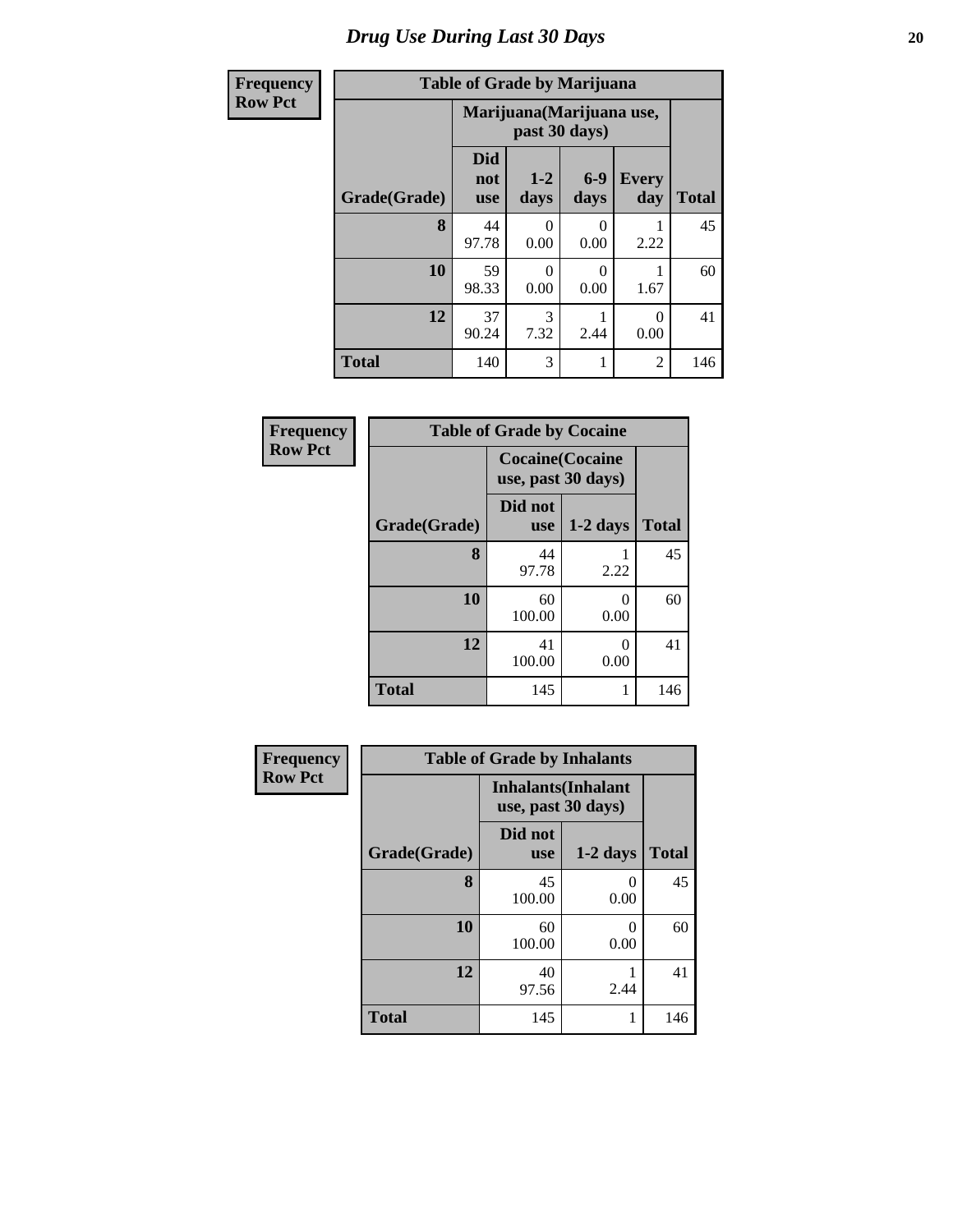# Drug Use During Last 30 Days

**Frequency**
**Row Pct**

| Table of Grade by Marijuana | | | | | |
|---|---|---|---|---|---|
| | Marijuana(Marijuana use, past 30 days) | | | | |
| Grade(Grade) | Did not use | 1-2 days | 6-9 days | Every day | Total |
| 8 | 44<br>97.78 | 0<br>0.00 | 0<br>0.00 | 1<br>2.22 | 45 |
| 10 | 59<br>98.33 | 0<br>0.00 | 0<br>0.00 | 1<br>1.67 | 60 |
| 12 | 37<br>90.24 | 3<br>7.32 | 1<br>2.44 | 0<br>0.00 | 41 |
| Total | 140 | 3 | 1 | 2 | 146 |

**Frequency**
**Row Pct**

| Table of Grade by Cocaine | | | |
|---|---|---|---|
| | Cocaine(Cocaine use, past 30 days) | | |
| Grade(Grade) | Did not use | 1-2 days | Total |
| 8 | 44<br>97.78 | 1<br>2.22 | 45 |
| 10 | 60<br>100.00 | 0<br>0.00 | 60 |
| 12 | 41<br>100.00 | 0<br>0.00 | 41 |
| Total | 145 | 1 | 146 |

**Frequency**
**Row Pct**

| Table of Grade by Inhalants | | | |
|---|---|---|---|
| | Inhalants(Inhalant use, past 30 days) | | |
| Grade(Grade) | Did not use | 1-2 days | Total |
| 8 | 45<br>100.00 | 0<br>0.00 | 45 |
| 10 | 60<br>100.00 | 0<br>0.00 | 60 |
| 12 | 40<br>97.56 | 1<br>2.44 | 41 |
| Total | 145 | 1 | 146 |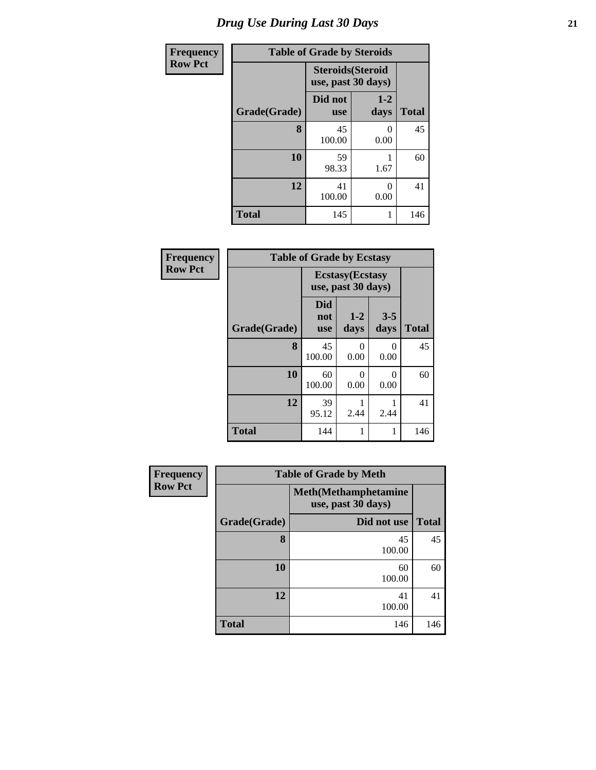# Drug Use During Last 30 Days

**Frequency**
**Row Pct**

| Table of Grade by Steroids | | | |
|---|---|---|---|
| | Steroids(Steroid use, past 30 days) | | |
| Grade(Grade) | Did not use | 1-2 days | Total |
| 8 | 45<br>100.00 | 0<br>0.00 | 45 |
| 10 | 59<br>98.33 | 1<br>1.67 | 60 |
| 12 | 41<br>100.00 | 0<br>0.00 | 41 |
| Total | 145 | 1 | 146 |

**Frequency**
**Row Pct**

| Table of Grade by Ecstasy | | | | |
|---|---|---|---|---|
| | Ecstasy(Ecstasy use, past 30 days) | | | |
| Grade(Grade) | Did not use | 1-2 days | 3-5 days | Total |
| 8 | 45<br>100.00 | 0<br>0.00 | 0<br>0.00 | 45 |
| 10 | 60<br>100.00 | 0<br>0.00 | 0<br>0.00 | 60 |
| 12 | 39<br>95.12 | 1<br>2.44 | 1<br>2.44 | 41 |
| Total | 144 | 1 | 1 | 146 |

**Frequency**
**Row Pct**

| Table of Grade by Meth | | |
|---|---|---|
| | Meth(Methamphetamine use, past 30 days) | |
| Grade(Grade) | Did not use | Total |
| 8 | 45<br>100.00 | 45 |
| 10 | 60<br>100.00 | 60 |
| 12 | 41<br>100.00 | 41 |
| Total | 146 | 146 |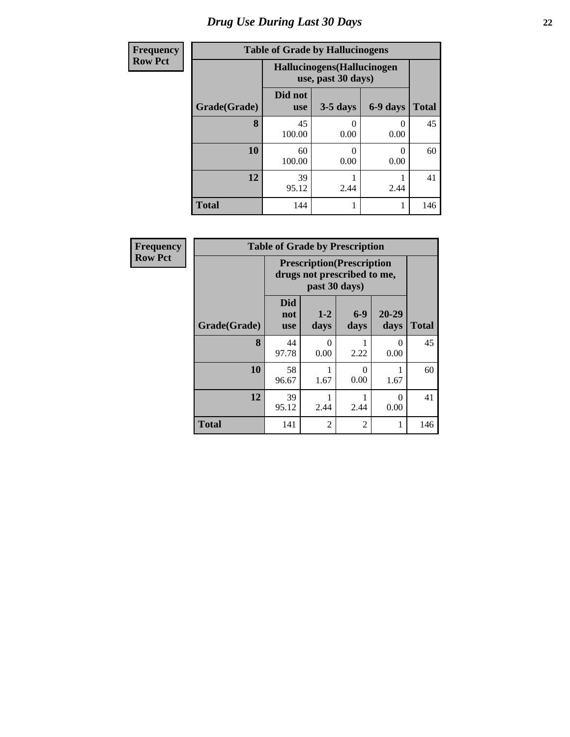# Drug Use During Last 30 Days

| Frequency Row Pct |
|---|

| Table of Grade by Hallucinogens | | | | |
|---|---|---|---|---|
| | Hallucinogens(Hallucinogen use, past 30 days) | | | |
| Grade(Grade) | Did not use | 3-5 days | 6-9 days | Total |
| 8 | 45<br>100.00 | 0<br>0.00 | 0<br>0.00 | 45 |
| 10 | 60<br>100.00 | 0<br>0.00 | 0<br>0.00 | 60 |
| 12 | 39<br>95.12 | 1<br>2.44 | 1<br>2.44 | 41 |
| Total | 144 | 1 | 1 | 146 |

| Frequency Row Pct |
|---|

| Table of Grade by Prescription | | | | | |
|---|---|---|---|---|---|
| | Prescription(Prescription drugs not prescribed to me, past 30 days) | | | | |
| Grade(Grade) | Did not use | 1-2 days | 6-9 days | 20-29 days | Total |
| 8 | 44<br>97.78 | 0<br>0.00 | 1<br>2.22 | 0<br>0.00 | 45 |
| 10 | 58<br>96.67 | 1<br>1.67 | 0<br>0.00 | 1<br>1.67 | 60 |
| 12 | 39<br>95.12 | 1<br>2.44 | 1<br>2.44 | 0<br>0.00 | 41 |
| Total | 141 | 2 | 2 | 1 | 146 |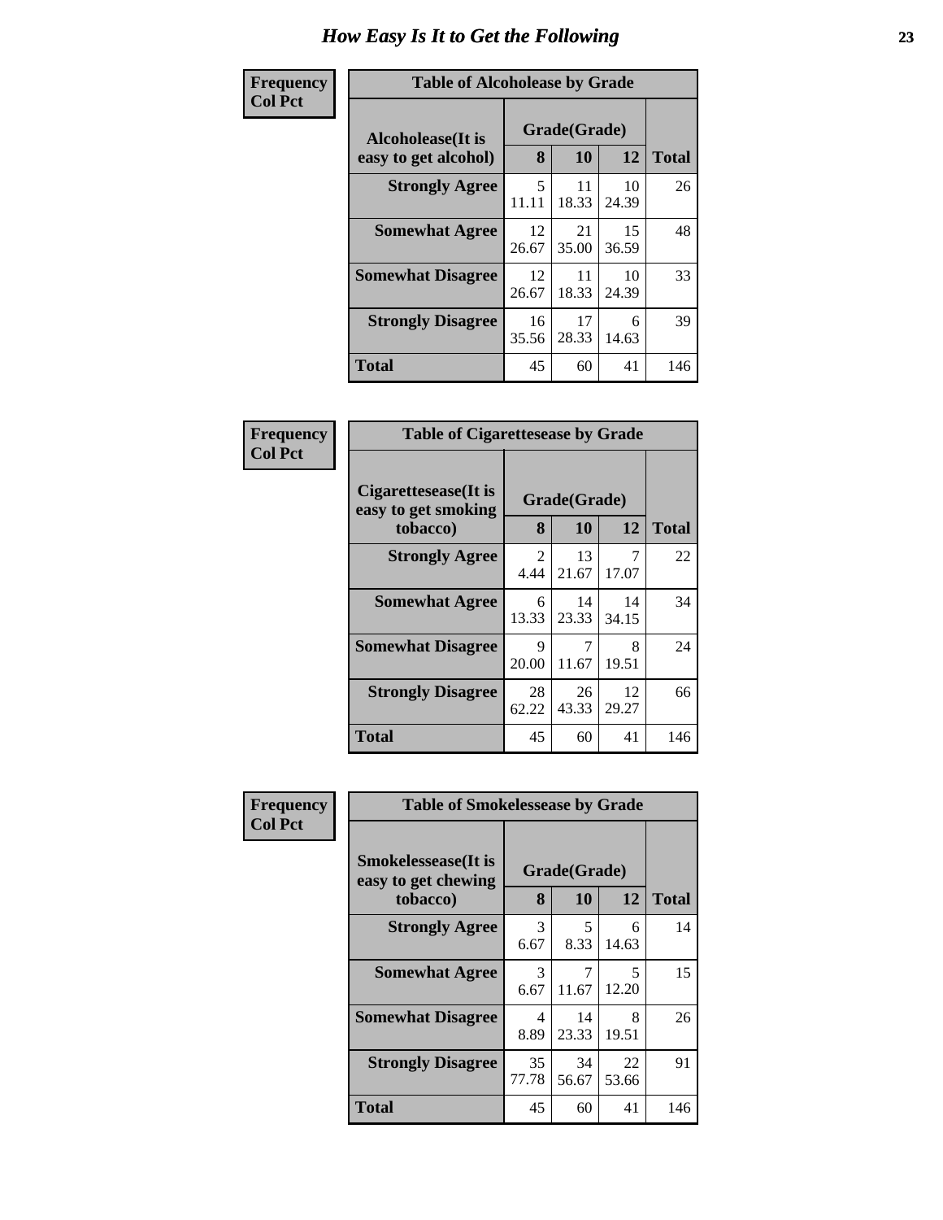# How Easy Is It to Get the Following

**Frequency**
**Col Pct**

**Table of Alcoholease by Grade**

| Alcoholease(It is easy to get alcohol) | Grade(Grade) | | | Total |
|---|---|---|---|---|
| | 8 | 10 | 12 | |
| Strongly Agree | 5<br>11.11 | 11<br>18.33 | 10<br>24.39 | 26 |
| Somewhat Agree | 12<br>26.67 | 21<br>35.00 | 15<br>36.59 | 48 |
| Somewhat Disagree | 12<br>26.67 | 11<br>18.33 | 10<br>24.39 | 33 |
| Strongly Disagree | 16<br>35.56 | 17<br>28.33 | 6<br>14.63 | 39 |
| Total | 45 | 60 | 41 | 146 |

**Frequency**
**Col Pct**

**Table of Cigarettesease by Grade**

| Cigarettesease(It is easy to get smoking tobacco) | Grade(Grade) | | | Total |
|---|---|---|---|---|
| | 8 | 10 | 12 | |
| Strongly Agree | 2<br>4.44 | 13<br>21.67 | 7<br>17.07 | 22 |
| Somewhat Agree | 6<br>13.33 | 14<br>23.33 | 14<br>34.15 | 34 |
| Somewhat Disagree | 9<br>20.00 | 7<br>11.67 | 8<br>19.51 | 24 |
| Strongly Disagree | 28<br>62.22 | 26<br>43.33 | 12<br>29.27 | 66 |
| Total | 45 | 60 | 41 | 146 |

**Frequency**
**Col Pct**

**Table of Smokelessease by Grade**

| Smokelessease(It is easy to get chewing tobacco) | Grade(Grade) | | | Total |
|---|---|---|---|---|
| | 8 | 10 | 12 | |
| Strongly Agree | 3<br>6.67 | 5<br>8.33 | 6<br>14.63 | 14 |
| Somewhat Agree | 3<br>6.67 | 7<br>11.67 | 5<br>12.20 | 15 |
| Somewhat Disagree | 4<br>8.89 | 14<br>23.33 | 8<br>19.51 | 26 |
| Strongly Disagree | 35<br>77.78 | 34<br>56.67 | 22<br>53.66 | 91 |
| Total | 45 | 60 | 41 | 146 |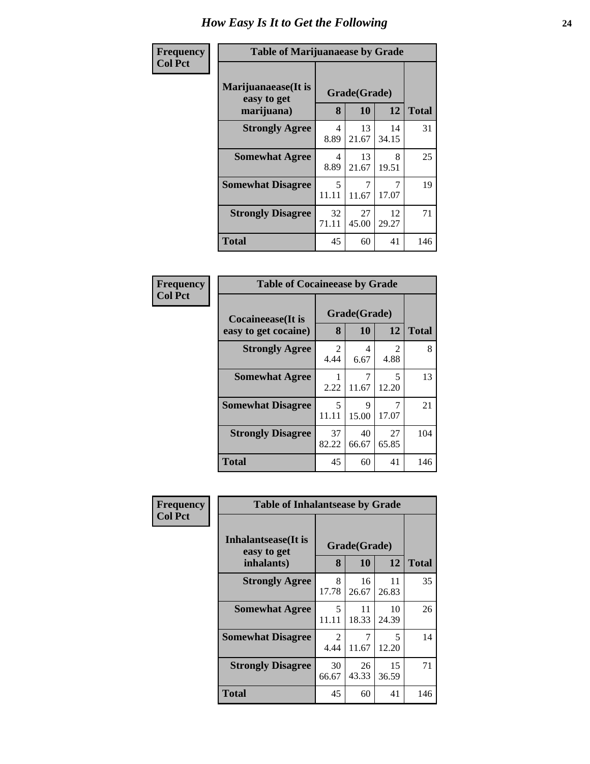# How Easy Is It to Get the Following

**Frequency**
**Col Pct**

| Table of Marijuanaease by Grade | | | | |
|---|---|---|---|---|
| **Marijuanaease(It is easy to get marijuana)** | **Grade(Grade)** | | | **Total** |
| | **8** | **10** | **12** | |
| **Strongly Agree** | 4<br>8.89 | 13<br>21.67 | 14<br>34.15 | 31 |
| **Somewhat Agree** | 4<br>8.89 | 13<br>21.67 | 8<br>19.51 | 25 |
| **Somewhat Disagree** | 5<br>11.11 | 7<br>11.67 | 7<br>17.07 | 19 |
| **Strongly Disagree** | 32<br>71.11 | 27<br>45.00 | 12<br>29.27 | 71 |
| **Total** | 45 | 60 | 41 | 146 |

**Frequency**
**Col Pct**

| Table of Cocaineease by Grade | | | | |
|---|---|---|---|---|
| **Cocaineease(It is easy to get cocaine)** | **Grade(Grade)** | | | **Total** |
| | **8** | **10** | **12** | |
| **Strongly Agree** | 2<br>4.44 | 4<br>6.67 | 2<br>4.88 | 8 |
| **Somewhat Agree** | 1<br>2.22 | 7<br>11.67 | 5<br>12.20 | 13 |
| **Somewhat Disagree** | 5<br>11.11 | 9<br>15.00 | 7<br>17.07 | 21 |
| **Strongly Disagree** | 37<br>82.22 | 40<br>66.67 | 27<br>65.85 | 104 |
| **Total** | 45 | 60 | 41 | 146 |

**Frequency**
**Col Pct**

| Table of Inhalantsease by Grade | | | | |
|---|---|---|---|---|
| **Inhalantsease(It is easy to get inhalants)** | **Grade(Grade)** | | | **Total** |
| | **8** | **10** | **12** | |
| **Strongly Agree** | 8<br>17.78 | 16<br>26.67 | 11<br>26.83 | 35 |
| **Somewhat Agree** | 5<br>11.11 | 11<br>18.33 | 10<br>24.39 | 26 |
| **Somewhat Disagree** | 2<br>4.44 | 7<br>11.67 | 5<br>12.20 | 14 |
| **Strongly Disagree** | 30<br>66.67 | 26<br>43.33 | 15<br>36.59 | 71 |
| **Total** | 45 | 60 | 41 | 146 |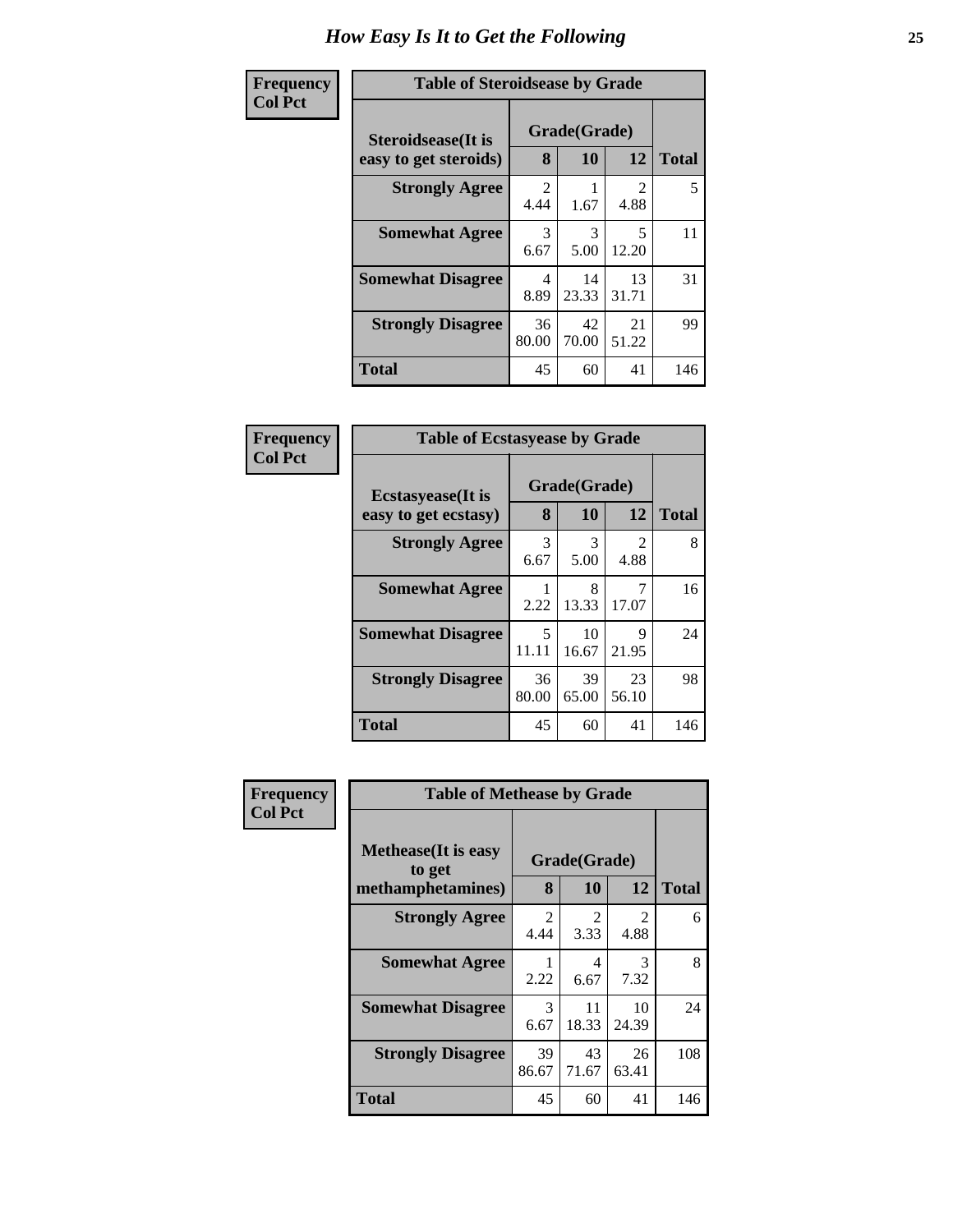# How Easy Is It to Get the Following

**Frequency**
**Col Pct**

**Table of Steroidsease by Grade**

| Steroidsease(It is easy to get steroids) | Grade(Grade) | | | Total |
|---|---|---|---|---|
| | 8 | 10 | 12 | |
| **Strongly Agree** | 2<br>4.44 | 1<br>1.67 | 2<br>4.88 | 5 |
| **Somewhat Agree** | 3<br>6.67 | 3<br>5.00 | 5<br>12.20 | 11 |
| **Somewhat Disagree** | 4<br>8.89 | 14<br>23.33 | 13<br>31.71 | 31 |
| **Strongly Disagree** | 36<br>80.00 | 42<br>70.00 | 21<br>51.22 | 99 |
| **Total** | 45 | 60 | 41 | 146 |

**Frequency**
**Col Pct**

**Table of Ecstasyease by Grade**

| Ecstasyease(It is easy to get ecstasy) | Grade(Grade) | | | Total |
|---|---|---|---|---|
| | 8 | 10 | 12 | |
| **Strongly Agree** | 3<br>6.67 | 3<br>5.00 | 2<br>4.88 | 8 |
| **Somewhat Agree** | 1<br>2.22 | 8<br>13.33 | 7<br>17.07 | 16 |
| **Somewhat Disagree** | 5<br>11.11 | 10<br>16.67 | 9<br>21.95 | 24 |
| **Strongly Disagree** | 36<br>80.00 | 39<br>65.00 | 23<br>56.10 | 98 |
| **Total** | 45 | 60 | 41 | 146 |

**Frequency**
**Col Pct**

**Table of Methease by Grade**

| Methease(It is easy to get methamphetamines) | Grade(Grade) | | | Total |
|---|---|---|---|---|
| | 8 | 10 | 12 | |
| **Strongly Agree** | 2<br>4.44 | 2<br>3.33 | 2<br>4.88 | 6 |
| **Somewhat Agree** | 1<br>2.22 | 4<br>6.67 | 3<br>7.32 | 8 |
| **Somewhat Disagree** | 3<br>6.67 | 11<br>18.33 | 10<br>24.39 | 24 |
| **Strongly Disagree** | 39<br>86.67 | 43<br>71.67 | 26<br>63.41 | 108 |
| **Total** | 45 | 60 | 41 | 146 |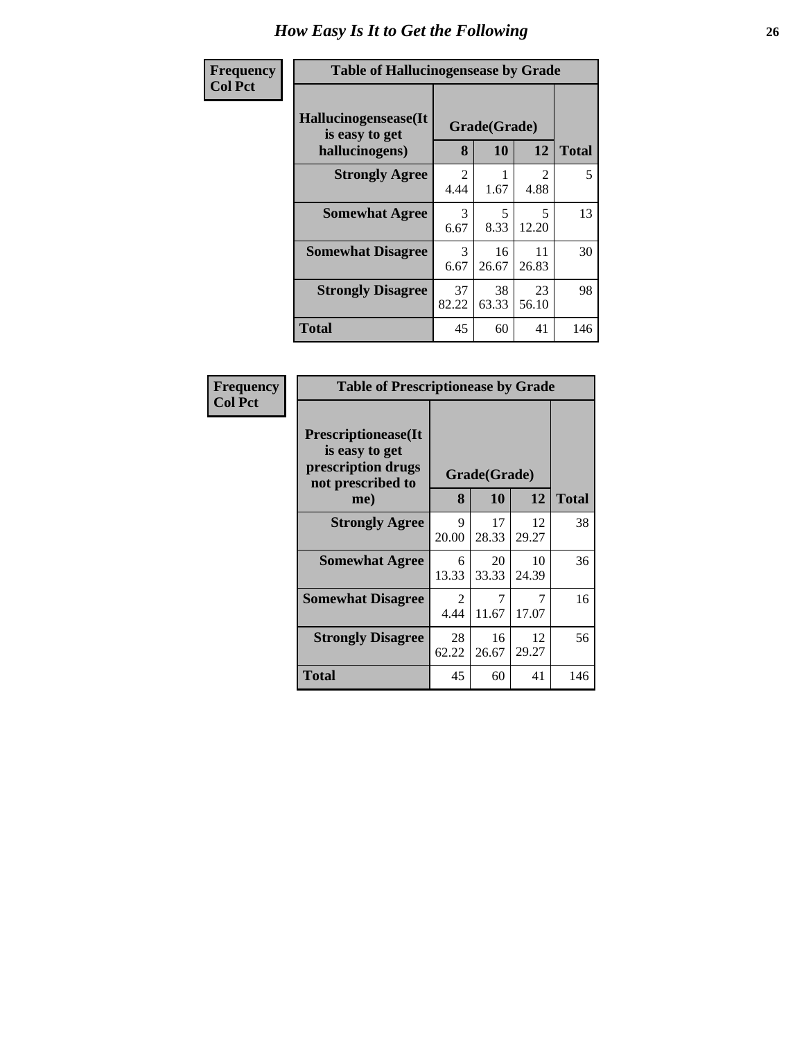# How Easy Is It to Get the Following

**Frequency**
**Col Pct**

**Table of Hallucinogensease by Grade**

| Hallucinogensease(It is easy to get hallucinogens) | Grade(Grade) 8 | 10 | 12 | Total |
|---|---|---|---|---|
| **Strongly Agree** | 2<br>4.44 | 1<br>1.67 | 2<br>4.88 | 5 |
| **Somewhat Agree** | 3<br>6.67 | 5<br>8.33 | 5<br>12.20 | 13 |
| **Somewhat Disagree** | 3<br>6.67 | 16<br>26.67 | 11<br>26.83 | 30 |
| **Strongly Disagree** | 37<br>82.22 | 38<br>63.33 | 23<br>56.10 | 98 |
| **Total** | 45 | 60 | 41 | 146 |

**Frequency**
**Col Pct**

**Table of Prescriptionease by Grade**

| Prescriptionease(It is easy to get prescription drugs not prescribed to me) | Grade(Grade) 8 | 10 | 12 | Total |
|---|---|---|---|---|
| **Strongly Agree** | 9<br>20.00 | 17<br>28.33 | 12<br>29.27 | 38 |
| **Somewhat Agree** | 6<br>13.33 | 20<br>33.33 | 10<br>24.39 | 36 |
| **Somewhat Disagree** | 2<br>4.44 | 7<br>11.67 | 7<br>17.07 | 16 |
| **Strongly Disagree** | 28<br>62.22 | 16<br>26.67 | 12<br>29.27 | 56 |
| **Total** | 45 | 60 | 41 | 146 |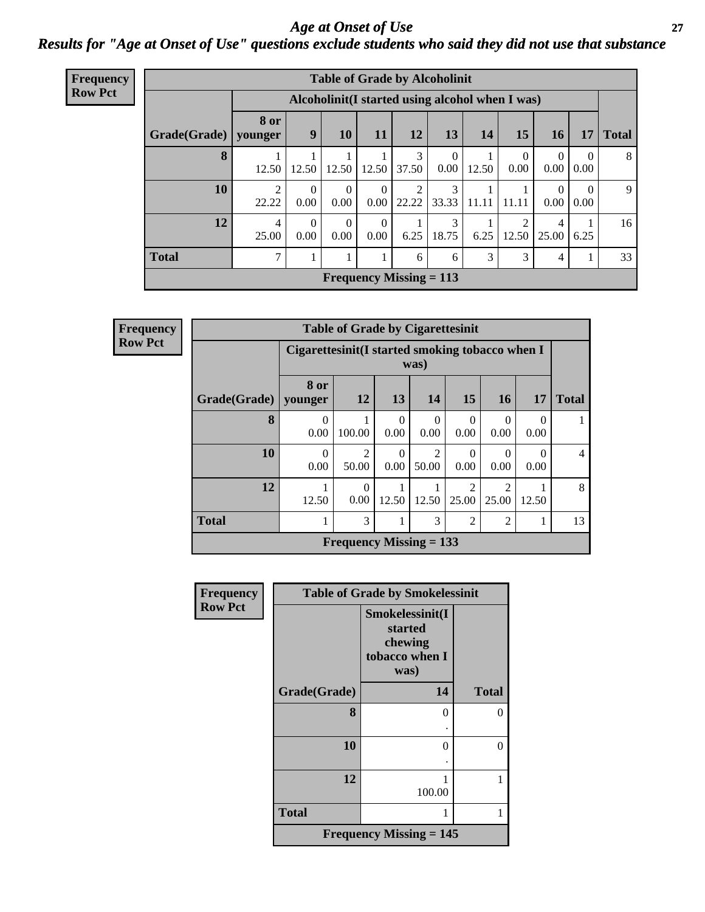# Age at Onset of Use

## Results for "Age at Onset of Use" questions exclude students who said they did not use that substance

**Frequency**
**Row Pct**

| Table of Grade by Alcoholinit | | | | | | | | | | | |
|---|---|---|---|---|---|---|---|---|---|---|---|
| | Alcoholinit(I started using alcohol when I was) | | | | | | | | | | |
| Grade(Grade) | 8 or younger | 9 | 10 | 11 | 12 | 13 | 14 | 15 | 16 | 17 | Total |
| 8 | 1<br>12.50 | 1<br>12.50 | 1<br>12.50 | 1<br>12.50 | 3<br>37.50 | 0<br>0.00 | 1<br>12.50 | 0<br>0.00 | 0<br>0.00 | 0<br>0.00 | 8 |
| 10 | 2<br>22.22 | 0<br>0.00 | 0<br>0.00 | 0<br>0.00 | 2<br>22.22 | 3<br>33.33 | 1<br>11.11 | 1<br>11.11 | 0<br>0.00 | 0<br>0.00 | 9 |
| 12 | 4<br>25.00 | 0<br>0.00 | 0<br>0.00 | 0<br>0.00 | 1<br>6.25 | 3<br>18.75 | 1<br>6.25 | 2<br>12.50 | 4<br>25.00 | 1<br>6.25 | 16 |
| Total | 7 | 1 | 1 | 1 | 6 | 6 | 3 | 3 | 4 | 1 | 33 |
| Frequency Missing = 113 | | | | | | | | | | | |

**Frequency**
**Row Pct**

| Table of Grade by Cigarettesinit | | | | | | | | |
|---|---|---|---|---|---|---|---|---|
| | Cigarettesinit(I started smoking tobacco when I was) | | | | | | | |
| Grade(Grade) | 8 or younger | 12 | 13 | 14 | 15 | 16 | 17 | Total |
| 8 | 0<br>0.00 | 1<br>100.00 | 0<br>0.00 | 0<br>0.00 | 0<br>0.00 | 0<br>0.00 | 0<br>0.00 | 1 |
| 10 | 0<br>0.00 | 2<br>50.00 | 0<br>0.00 | 2<br>50.00 | 0<br>0.00 | 0<br>0.00 | 0<br>0.00 | 4 |
| 12 | 1<br>12.50 | 0<br>0.00 | 1<br>12.50 | 1<br>12.50 | 2<br>25.00 | 2<br>25.00 | 1<br>12.50 | 8 |
| Total | 1 | 3 | 1 | 3 | 2 | 2 | 1 | 13 |
| Frequency Missing = 133 | | | | | | | | |

**Frequency**
**Row Pct**

| Table of Grade by Smokelessinit | | |
|---|---|---|
| | Smokelessinit(I started chewing tobacco when I was) | |
| Grade(Grade) | 14 | Total |
| 8 | 0<br>. | 0 |
| 10 | 0<br>. | 0 |
| 12 | 1<br>100.00 | 1 |
| Total | 1 | 1 |
| Frequency Missing = 145 | | |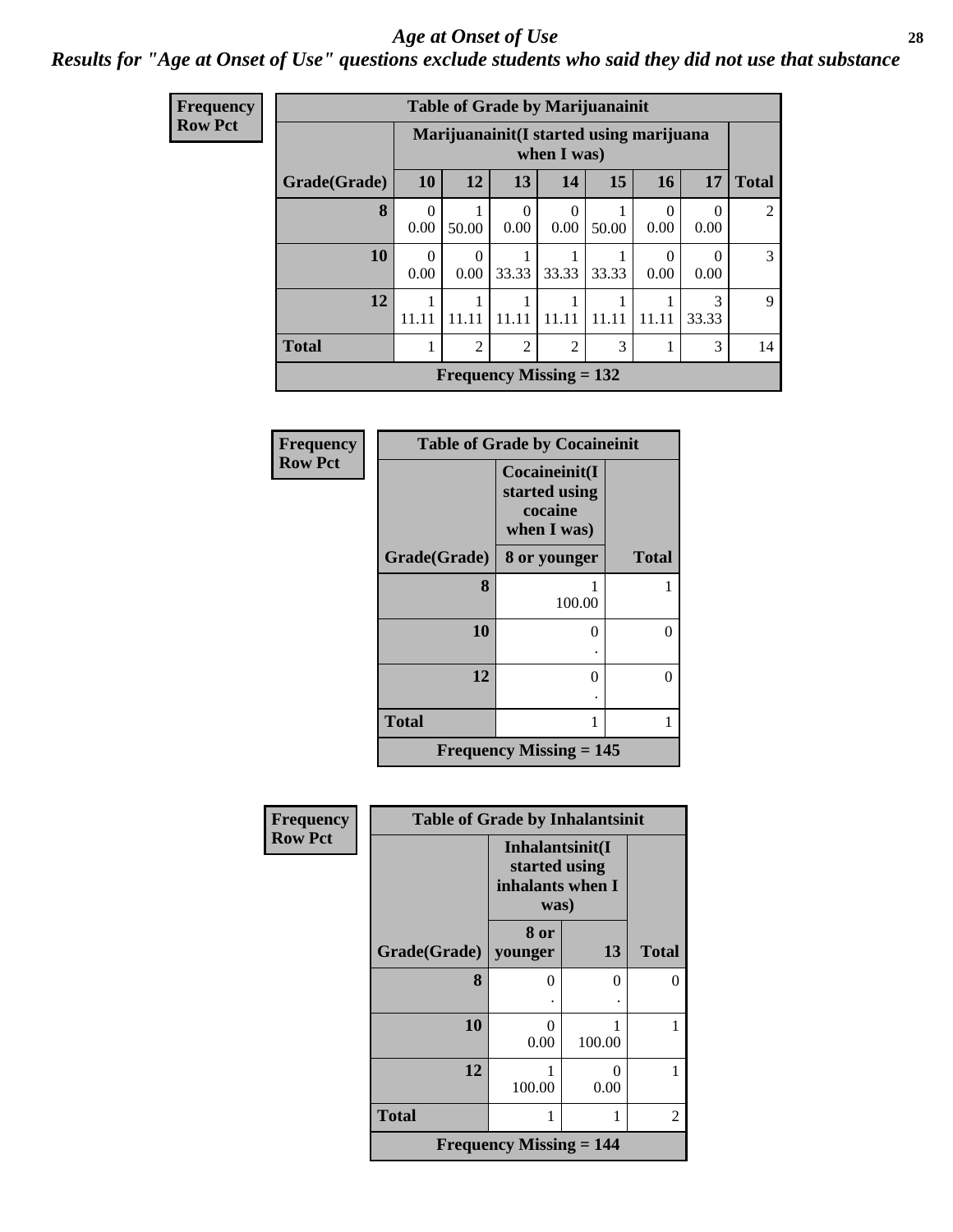## Age at Onset of Use

### Results for "Age at Onset of Use" questions exclude students who said they did not use that substance

**Frequency**
**Row Pct**

**Table of Grade by Marijuanainit**

| Grade(Grade) | Marijuanainit(I started using marijuana when I was) | | | | | | | Total |
|---|---|---|---|---|---|---|---|---|
| | 10 | 12 | 13 | 14 | 15 | 16 | 17 | |
| **8** | 0<br>0.00 | 1<br>50.00 | 0<br>0.00 | 0<br>0.00 | 1<br>50.00 | 0<br>0.00 | 0<br>0.00 | 2 |
| **10** | 0<br>0.00 | 0<br>0.00 | 1<br>33.33 | 1<br>33.33 | 1<br>33.33 | 0<br>0.00 | 0<br>0.00 | 3 |
| **12** | 1<br>11.11 | 1<br>11.11 | 1<br>11.11 | 1<br>11.11 | 1<br>11.11 | 1<br>11.11 | 3<br>33.33 | 9 |
| **Total** | 1 | 2 | 2 | 2 | 3 | 1 | 3 | 14 |

**Frequency Missing = 132**

**Frequency**
**Row Pct**

**Table of Grade by Cocaineinit**

| Grade(Grade) | Cocaineinit(I started using cocaine when I was) | Total |
|---|---|---|
| | 8 or younger | |
| **8** | 1<br>100.00 | 1 |
| **10** | 0<br>. | 0 |
| **12** | 0<br>. | 0 |
| **Total** | 1 | 1 |

**Frequency Missing = 145**

**Frequency**
**Row Pct**

**Table of Grade by Inhalantsinit**

| Grade(Grade) | Inhalantsinit(I started using inhalants when I was) | | Total |
|---|---|---|---|
| | 8 or younger | 13 | |
| **8** | 0<br>. | 0<br>. | 0 |
| **10** | 0<br>0.00 | 1<br>100.00 | 1 |
| **12** | 1<br>100.00 | 0<br>0.00 | 1 |
| **Total** | 1 | 1 | 2 |

**Frequency Missing = 144**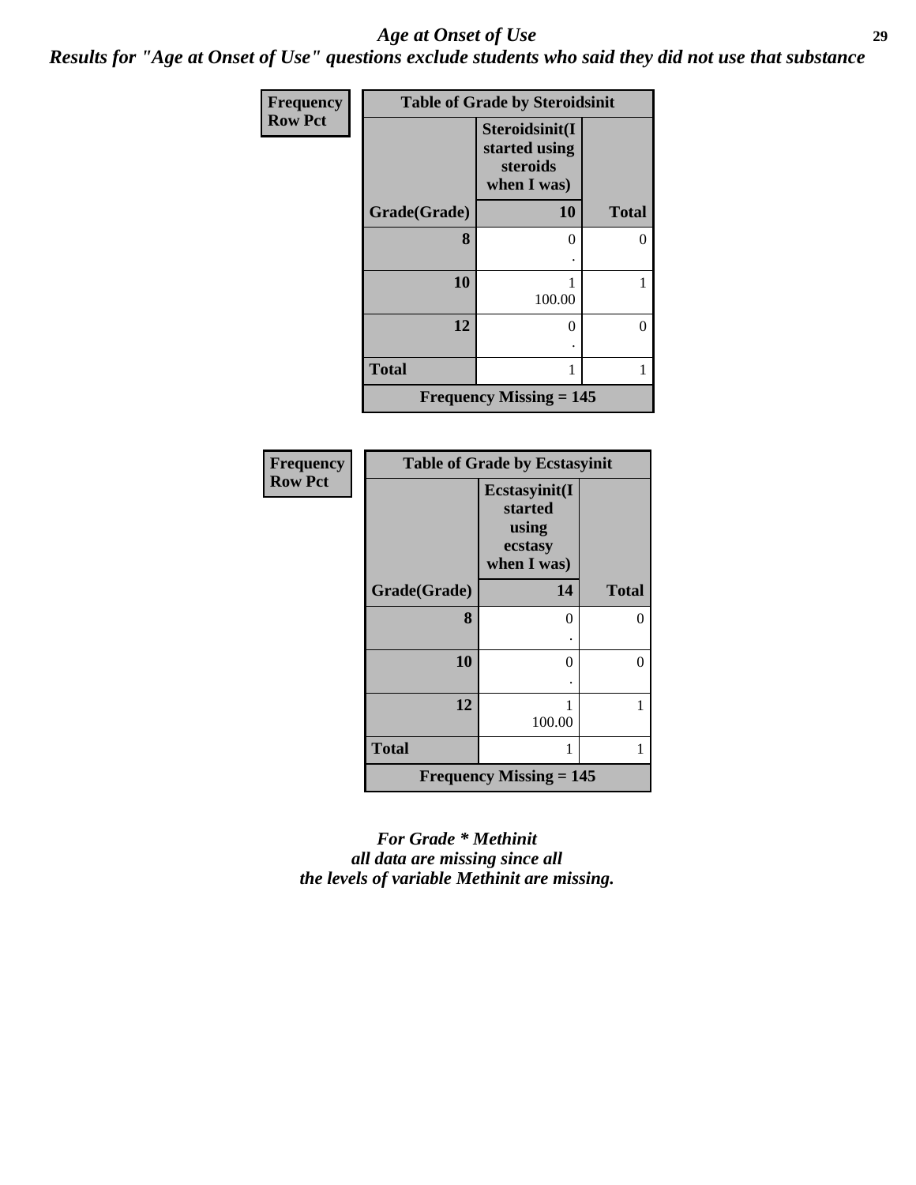# *Age at Onset of Use*

## *Results for "Age at Onset of Use" questions exclude students who said they did not use that substance*

| Frequency<br>Row Pct | Table of Grade by Steroidsinit | |
|---|---|---|
| | Steroidsinit(I started using steroids when I was) | |
| Grade(Grade) | 10 | Total |
| 8 | 0<br>. | 0 |
| 10 | 1<br>100.00 | 1 |
| 12 | 0<br>. | 0 |
| Total | 1 | 1 |
| Frequency Missing = 145 | | |

| Frequency<br>Row Pct | Table of Grade by Ecstasyinit | |
|---|---|---|
| | Ecstasyinit(I started using ecstasy when I was) | |
| Grade(Grade) | 14 | Total |
| 8 | 0<br>. | 0 |
| 10 | 0<br>. | 0 |
| 12 | 1<br>100.00 | 1 |
| Total | 1 | 1 |
| Frequency Missing = 145 | | |

*For Grade * Methinit all data are missing since all the levels of variable Methinit are missing.*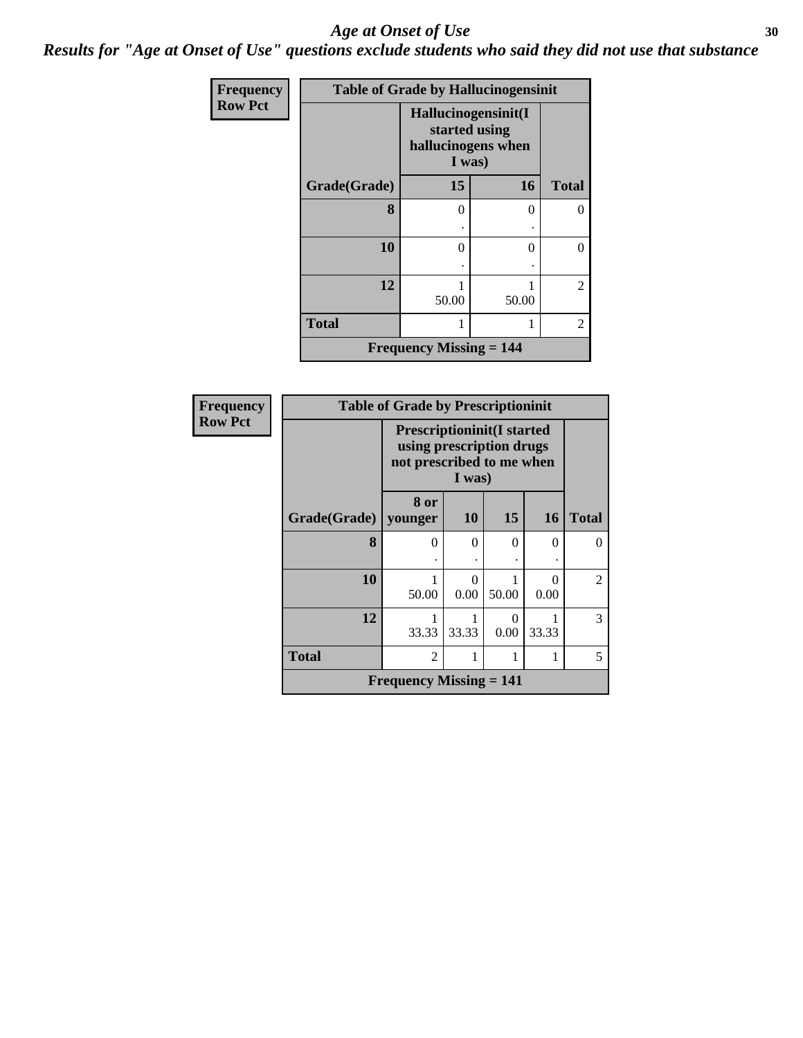# *Age at Onset of Use*

## *Results for "Age at Onset of Use" questions exclude students who said they did not use that substance*

| Frequency Row Pct | Table of Grade by Hallucinogensinit | | |
|---|---|---|---|
| | Hallucinogensinit(I started using hallucinogens when I was) | | |
| Grade(Grade) | 15 | 16 | Total |
| 8 | 0<br>. | 0<br>. | 0 |
| 10 | 0<br>. | 0<br>. | 0 |
| 12 | 1<br>50.00 | 1<br>50.00 | 2 |
| Total | 1 | 1 | 2 |
| Frequency Missing = 144 | | | |

| Frequency Row Pct | Table of Grade by Prescriptioninit | | | | |
|---|---|---|---|---|---|
| | Prescriptioninit(I started using prescription drugs not prescribed to me when I was) | | | | |
| Grade(Grade) | 8 or younger | 10 | 15 | 16 | Total |
| 8 | 0<br>. | 0<br>. | 0<br>. | 0<br>. | 0 |
| 10 | 1<br>50.00 | 0<br>0.00 | 1<br>50.00 | 0<br>0.00 | 2 |
| 12 | 1<br>33.33 | 1<br>33.33 | 0<br>0.00 | 1<br>33.33 | 3 |
| Total | 2 | 1 | 1 | 1 | 5 |
| Frequency Missing = 141 | | | | | |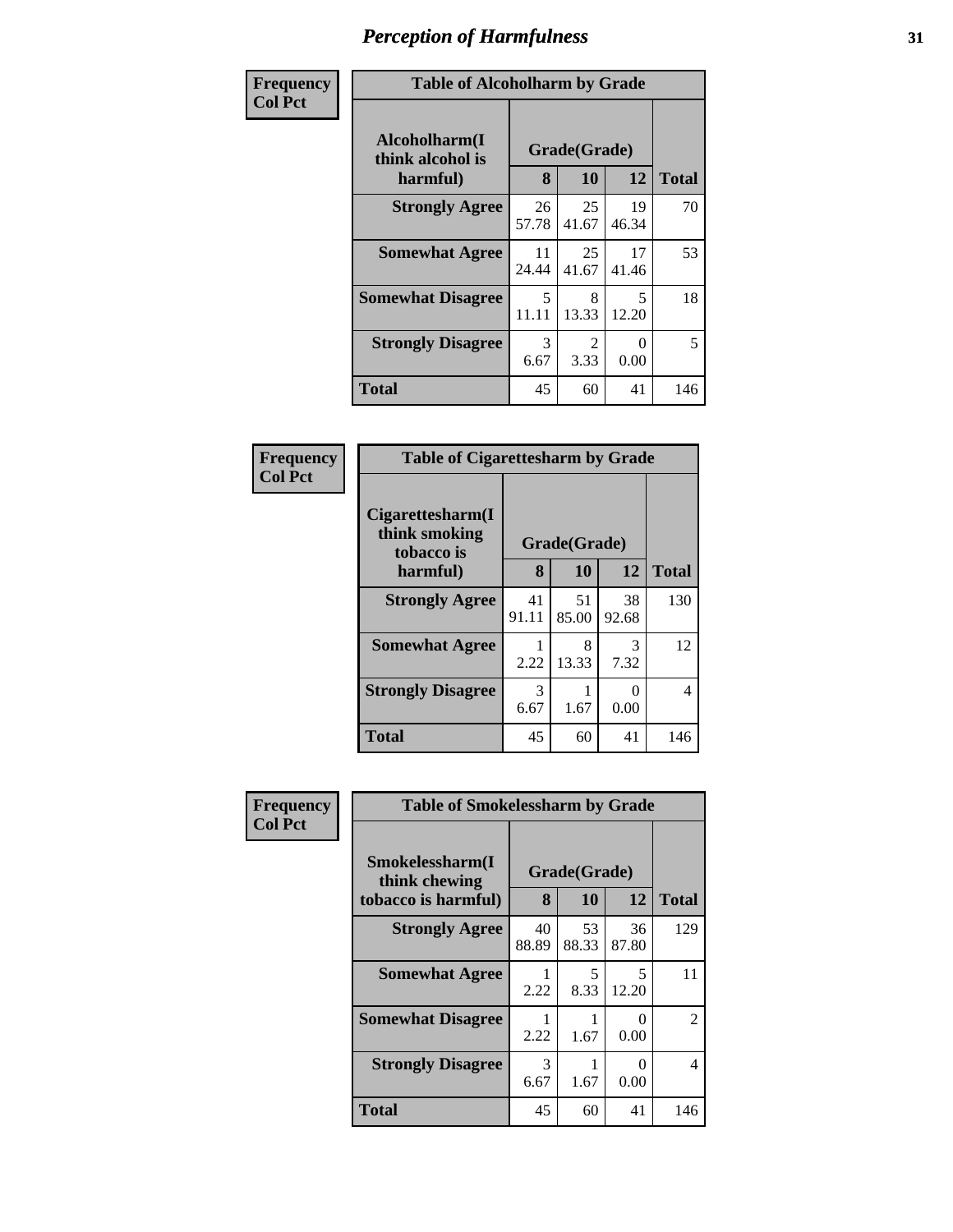# Perception of Harmfulness

| Frequency Col Pct | Table of Alcoholharm by Grade | | | |
|---|---|---|---|---|
| Alcoholharm(I think alcohol is harmful) | Grade(Grade) | | | |
| | 8 | 10 | 12 | Total |
| Strongly Agree | 26<br>57.78 | 25<br>41.67 | 19<br>46.34 | 70 |
| Somewhat Agree | 11<br>24.44 | 25<br>41.67 | 17<br>41.46 | 53 |
| Somewhat Disagree | 5<br>11.11 | 8<br>13.33 | 5<br>12.20 | 18 |
| Strongly Disagree | 3<br>6.67 | 2<br>3.33 | 0<br>0.00 | 5 |
| Total | 45 | 60 | 41 | 146 |

| Frequency Col Pct | Table of Cigarettesharm by Grade | | | |
|---|---|---|---|---|
| Cigarettesharm(I think smoking tobacco is harmful) | Grade(Grade) | | | |
| | 8 | 10 | 12 | Total |
| Strongly Agree | 41<br>91.11 | 51<br>85.00 | 38<br>92.68 | 130 |
| Somewhat Agree | 1<br>2.22 | 8<br>13.33 | 3<br>7.32 | 12 |
| Strongly Disagree | 3<br>6.67 | 1<br>1.67 | 0<br>0.00 | 4 |
| Total | 45 | 60 | 41 | 146 |

| Frequency Col Pct | Table of Smokelessharm by Grade | | | |
|---|---|---|---|---|
| Smokelessharm(I think chewing tobacco is harmful) | Grade(Grade) | | | |
| | 8 | 10 | 12 | Total |
| Strongly Agree | 40<br>88.89 | 53<br>88.33 | 36<br>87.80 | 129 |
| Somewhat Agree | 1<br>2.22 | 5<br>8.33 | 5<br>12.20 | 11 |
| Somewhat Disagree | 1<br>2.22 | 1<br>1.67 | 0<br>0.00 | 2 |
| Strongly Disagree | 3<br>6.67 | 1<br>1.67 | 0<br>0.00 | 4 |
| Total | 45 | 60 | 41 | 146 |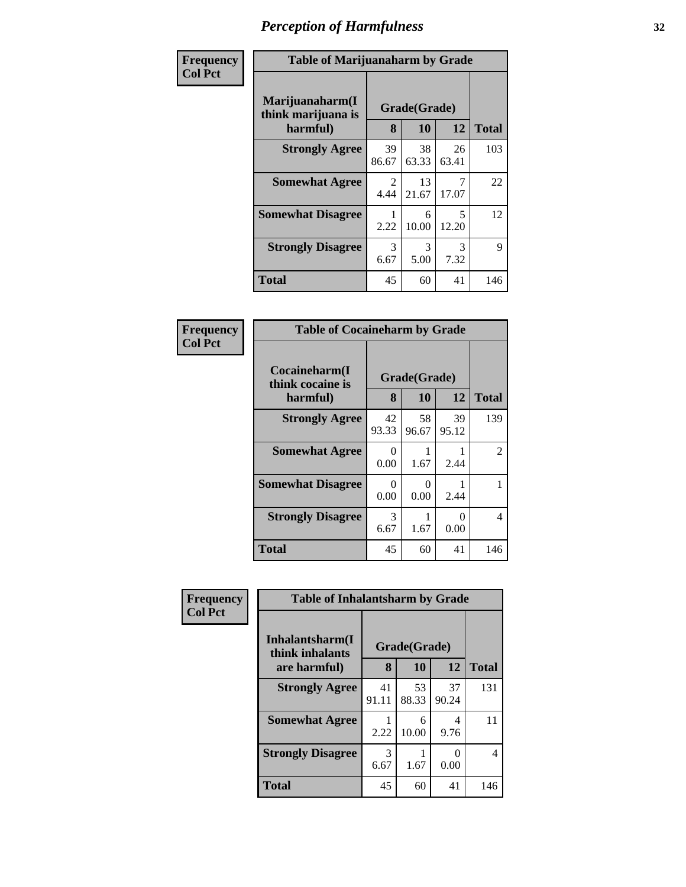# Perception of Harmfulness

**Frequency**
**Col Pct**

**Table of Marijuanaharm by Grade**

| Marijuanaharm(I think marijuana is harmful) | Grade(Grade) | | | Total |
|---|---|---|---|---|
| | 8 | 10 | 12 | |
| **Strongly Agree** | 39<br>86.67 | 38<br>63.33 | 26<br>63.41 | 103 |
| **Somewhat Agree** | 2<br>4.44 | 13<br>21.67 | 7<br>17.07 | 22 |
| **Somewhat Disagree** | 1<br>2.22 | 6<br>10.00 | 5<br>12.20 | 12 |
| **Strongly Disagree** | 3<br>6.67 | 3<br>5.00 | 3<br>7.32 | 9 |
| **Total** | 45 | 60 | 41 | 146 |

**Frequency**
**Col Pct**

**Table of Cocaineharm by Grade**

| Cocaineharm(I think cocaine is harmful) | Grade(Grade) | | | Total |
|---|---|---|---|---|
| | 8 | 10 | 12 | |
| **Strongly Agree** | 42<br>93.33 | 58<br>96.67 | 39<br>95.12 | 139 |
| **Somewhat Agree** | 0<br>0.00 | 1<br>1.67 | 1<br>2.44 | 2 |
| **Somewhat Disagree** | 0<br>0.00 | 0<br>0.00 | 1<br>2.44 | 1 |
| **Strongly Disagree** | 3<br>6.67 | 1<br>1.67 | 0<br>0.00 | 4 |
| **Total** | 45 | 60 | 41 | 146 |

**Frequency**
**Col Pct**

**Table of Inhalantsharm by Grade**

| Inhalantsharm(I think inhalants are harmful) | Grade(Grade) | | | Total |
|---|---|---|---|---|
| | 8 | 10 | 12 | |
| **Strongly Agree** | 41<br>91.11 | 53<br>88.33 | 37<br>90.24 | 131 |
| **Somewhat Agree** | 1<br>2.22 | 6<br>10.00 | 4<br>9.76 | 11 |
| **Strongly Disagree** | 3<br>6.67 | 1<br>1.67 | 0<br>0.00 | 4 |
| **Total** | 45 | 60 | 41 | 146 |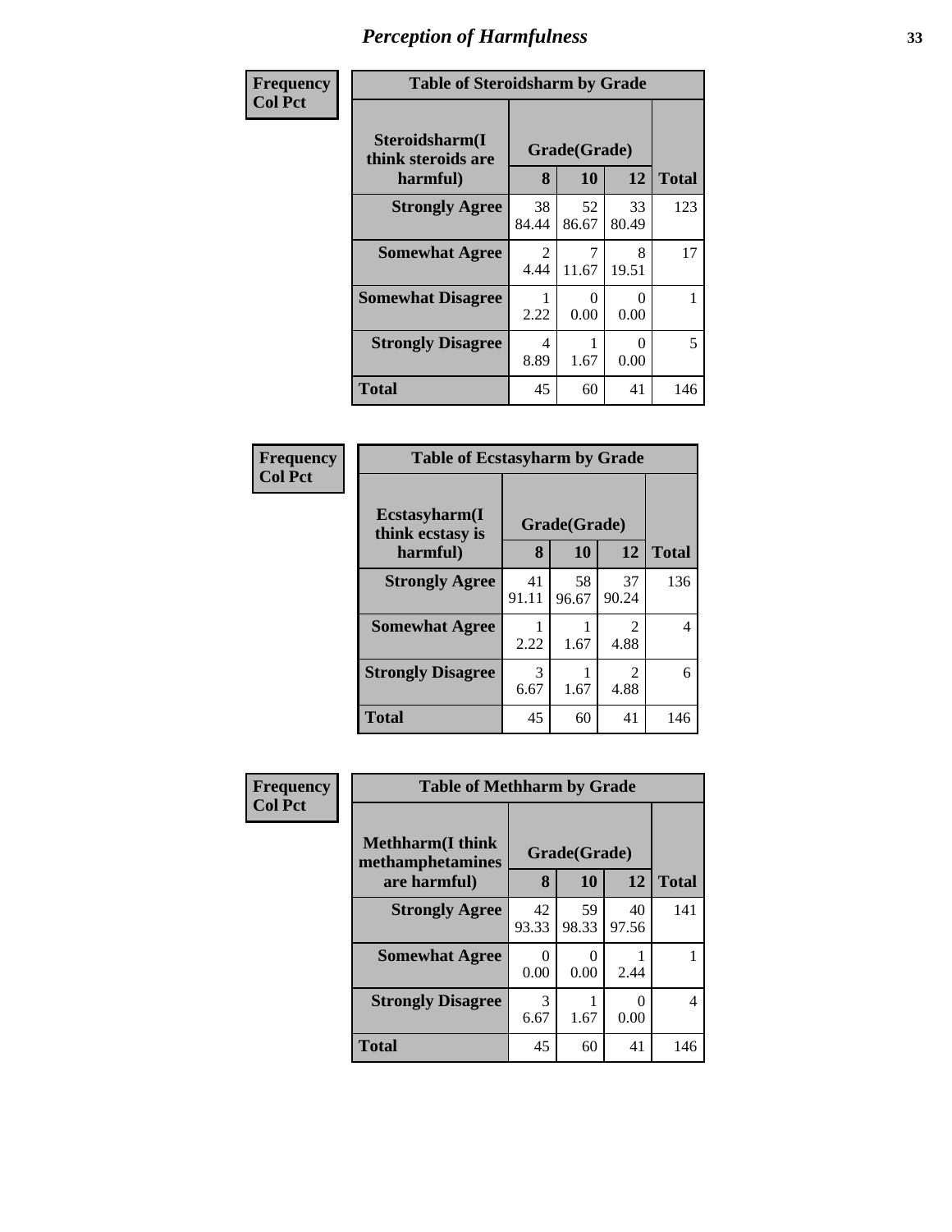# Perception of Harmfulness

| Frequency Col Pct | Table of Steroidsharm by Grade | | | |
|---|---|---|---|---|
| Steroidsharm(I think steroids are harmful) | Grade(Grade) | | | |
| | 8 | 10 | 12 | Total |
| Strongly Agree | 38<br>84.44 | 52<br>86.67 | 33<br>80.49 | 123 |
| Somewhat Agree | 2<br>4.44 | 7<br>11.67 | 8<br>19.51 | 17 |
| Somewhat Disagree | 1<br>2.22 | 0<br>0.00 | 0<br>0.00 | 1 |
| Strongly Disagree | 4<br>8.89 | 1<br>1.67 | 0<br>0.00 | 5 |
| Total | 45 | 60 | 41 | 146 |

| Frequency Col Pct | Table of Ecstasyharm by Grade | | | |
|---|---|---|---|---|
| Ecstasyharm(I think ecstasy is harmful) | Grade(Grade) | | | |
| | 8 | 10 | 12 | Total |
| Strongly Agree | 41<br>91.11 | 58<br>96.67 | 37<br>90.24 | 136 |
| Somewhat Agree | 1<br>2.22 | 1<br>1.67 | 2<br>4.88 | 4 |
| Strongly Disagree | 3<br>6.67 | 1<br>1.67 | 2<br>4.88 | 6 |
| Total | 45 | 60 | 41 | 146 |

| Frequency Col Pct | Table of Methharm by Grade | | | |
|---|---|---|---|---|
| Methharm(I think methamphetamines are harmful) | Grade(Grade) | | | |
| | 8 | 10 | 12 | Total |
| Strongly Agree | 42<br>93.33 | 59<br>98.33 | 40<br>97.56 | 141 |
| Somewhat Agree | 0<br>0.00 | 0<br>0.00 | 1<br>2.44 | 1 |
| Strongly Disagree | 3<br>6.67 | 1<br>1.67 | 0<br>0.00 | 4 |
| Total | 45 | 60 | 41 | 146 |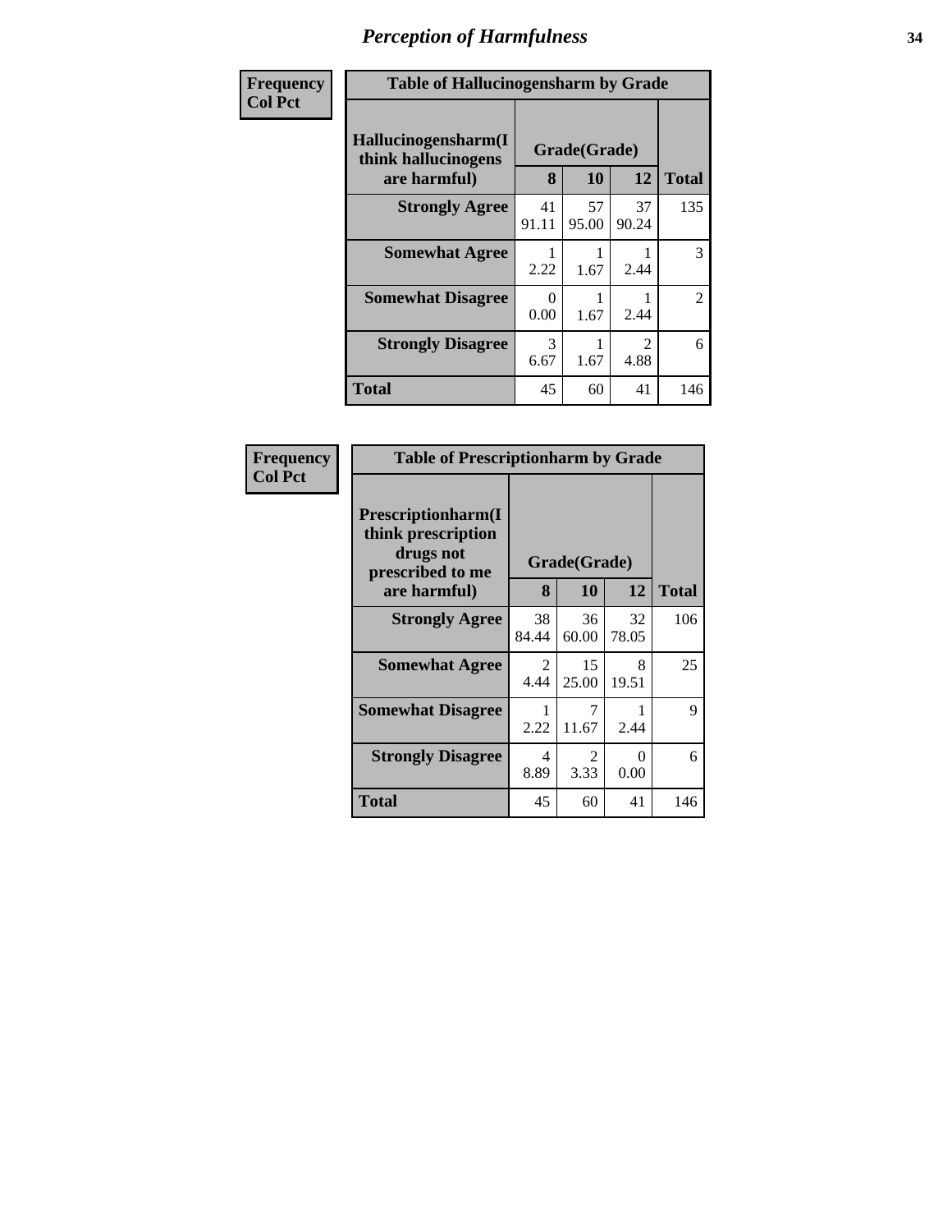# Perception of Harmfulness

**Frequency**
**Col Pct**

| Table of Hallucinogensharm by Grade | | | | |
|---|---|---|---|---|
| **Hallucinogensharm(I think hallucinogens are harmful)** | **Grade(Grade)** | | | **Total** |
| | **8** | **10** | **12** | |
| **Strongly Agree** | 41<br>91.11 | 57<br>95.00 | 37<br>90.24 | 135 |
| **Somewhat Agree** | 1<br>2.22 | 1<br>1.67 | 1<br>2.44 | 3 |
| **Somewhat Disagree** | 0<br>0.00 | 1<br>1.67 | 1<br>2.44 | 2 |
| **Strongly Disagree** | 3<br>6.67 | 1<br>1.67 | 2<br>4.88 | 6 |
| **Total** | 45 | 60 | 41 | 146 |

**Frequency**
**Col Pct**

| Table of Prescriptionharm by Grade | | | | |
|---|---|---|---|---|
| **Prescriptionharm(I think prescription drugs not prescribed to me are harmful)** | **Grade(Grade)** | | | **Total** |
| | **8** | **10** | **12** | |
| **Strongly Agree** | 38<br>84.44 | 36<br>60.00 | 32<br>78.05 | 106 |
| **Somewhat Agree** | 2<br>4.44 | 15<br>25.00 | 8<br>19.51 | 25 |
| **Somewhat Disagree** | 1<br>2.22 | 7<br>11.67 | 1<br>2.44 | 9 |
| **Strongly Disagree** | 4<br>8.89 | 2<br>3.33 | 0<br>0.00 | 6 |
| **Total** | 45 | 60 | 41 | 146 |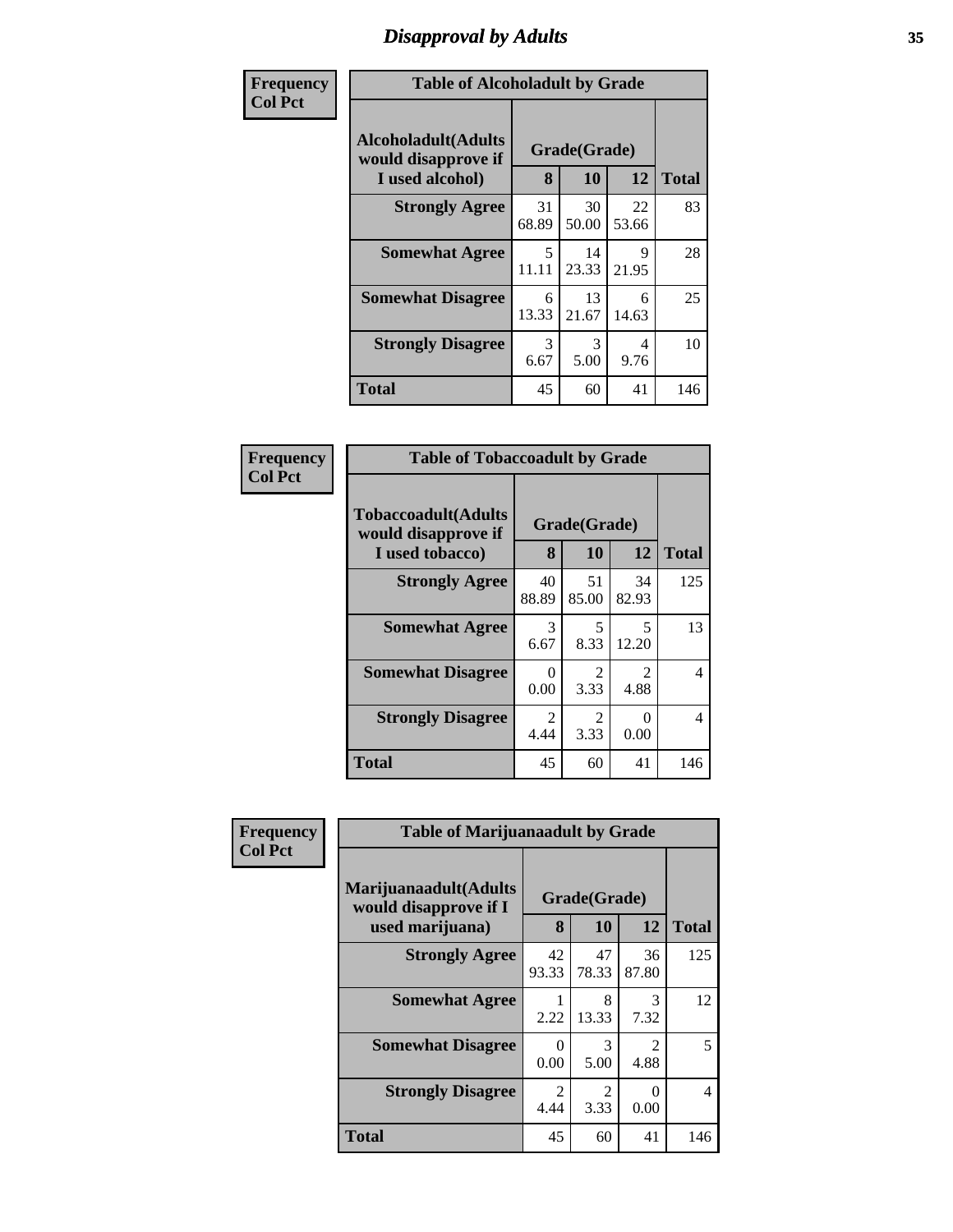# Disapproval by Adults

**Frequency**
**Col Pct**

| Table of Alcoholadult by Grade | | | | |
|---|---|---|---|---|
| Alcoholadult(Adults would disapprove if I used alcohol) | Grade(Grade) | | | Total |
| | 8 | 10 | 12 | |
| Strongly Agree | 31<br>68.89 | 30<br>50.00 | 22<br>53.66 | 83 |
| Somewhat Agree | 5<br>11.11 | 14<br>23.33 | 9<br>21.95 | 28 |
| Somewhat Disagree | 6<br>13.33 | 13<br>21.67 | 6<br>14.63 | 25 |
| Strongly Disagree | 3<br>6.67 | 3<br>5.00 | 4<br>9.76 | 10 |
| Total | 45 | 60 | 41 | 146 |

**Frequency**
**Col Pct**

| Table of Tobaccoadult by Grade | | | | |
|---|---|---|---|---|
| Tobaccoadult(Adults would disapprove if I used tobacco) | Grade(Grade) | | | Total |
| | 8 | 10 | 12 | |
| Strongly Agree | 40<br>88.89 | 51<br>85.00 | 34<br>82.93 | 125 |
| Somewhat Agree | 3<br>6.67 | 5<br>8.33 | 5<br>12.20 | 13 |
| Somewhat Disagree | 0<br>0.00 | 2<br>3.33 | 2<br>4.88 | 4 |
| Strongly Disagree | 2<br>4.44 | 2<br>3.33 | 0<br>0.00 | 4 |
| Total | 45 | 60 | 41 | 146 |

**Frequency**
**Col Pct**

| Table of Marijuanaadult by Grade | | | | |
|---|---|---|---|---|
| Marijuanaadult(Adults would disapprove if I used marijuana) | Grade(Grade) | | | Total |
| | 8 | 10 | 12 | |
| Strongly Agree | 42<br>93.33 | 47<br>78.33 | 36<br>87.80 | 125 |
| Somewhat Agree | 1<br>2.22 | 8<br>13.33 | 3<br>7.32 | 12 |
| Somewhat Disagree | 0<br>0.00 | 3<br>5.00 | 2<br>4.88 | 5 |
| Strongly Disagree | 2<br>4.44 | 2<br>3.33 | 0<br>0.00 | 4 |
| Total | 45 | 60 | 41 | 146 |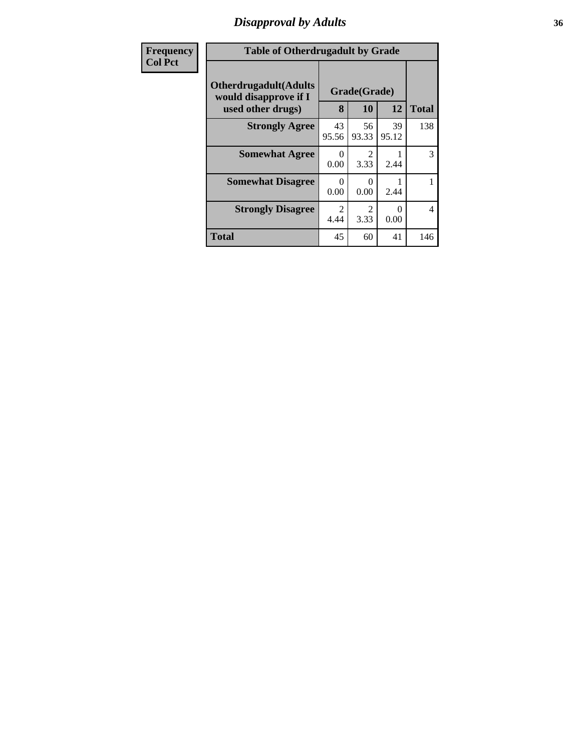# Disapproval by Adults

| Frequency<br>Col Pct | | | | |
|---|---|---|---|---|

**Table of Otherdrugadult by Grade**

| Otherdrugadult(Adults would disapprove if I used other drugs) | Grade(Grade) | | | |
|---|---|---|---|---|
| | 8 | 10 | 12 | Total |
| **Strongly Agree** | 43<br>95.56 | 56<br>93.33 | 39<br>95.12 | 138 |
| **Somewhat Agree** | 0<br>0.00 | 2<br>3.33 | 1<br>2.44 | 3 |
| **Somewhat Disagree** | 0<br>0.00 | 0<br>0.00 | 1<br>2.44 | 1 |
| **Strongly Disagree** | 2<br>4.44 | 2<br>3.33 | 0<br>0.00 | 4 |
| **Total** | 45 | 60 | 41 | 146 |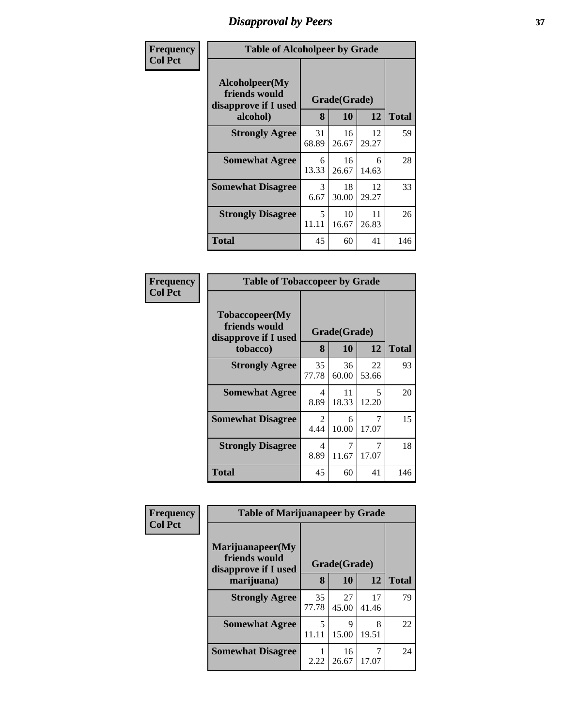# Disapproval by Peers

| Frequency<br>Col Pct | Table of Alcoholpeer by Grade | | | |
|---|---|---|---|---|
| Alcoholpeer(My friends would disapprove if I used alcohol) | Grade(Grade) | | | Total |
| | 8 | 10 | 12 | |
| Strongly Agree | 31<br>68.89 | 16<br>26.67 | 12<br>29.27 | 59 |
| Somewhat Agree | 6<br>13.33 | 16<br>26.67 | 6<br>14.63 | 28 |
| Somewhat Disagree | 3<br>6.67 | 18<br>30.00 | 12<br>29.27 | 33 |
| Strongly Disagree | 5<br>11.11 | 10<br>16.67 | 11<br>26.83 | 26 |
| Total | 45 | 60 | 41 | 146 |

| Frequency<br>Col Pct | Table of Tobaccopeer by Grade | | | |
|---|---|---|---|---|
| Tobaccopeer(My friends would disapprove if I used tobacco) | Grade(Grade) | | | Total |
| | 8 | 10 | 12 | |
| Strongly Agree | 35<br>77.78 | 36<br>60.00 | 22<br>53.66 | 93 |
| Somewhat Agree | 4<br>8.89 | 11<br>18.33 | 5<br>12.20 | 20 |
| Somewhat Disagree | 2<br>4.44 | 6<br>10.00 | 7<br>17.07 | 15 |
| Strongly Disagree | 4<br>8.89 | 7<br>11.67 | 7<br>17.07 | 18 |
| Total | 45 | 60 | 41 | 146 |

| Frequency<br>Col Pct | Table of Marijuanapeer by Grade | | | |
|---|---|---|---|---|
| Marijuanapeer(My friends would disapprove if I used marijuana) | Grade(Grade) | | | Total |
| | 8 | 10 | 12 | |
| Strongly Agree | 35<br>77.78 | 27<br>45.00 | 17<br>41.46 | 79 |
| Somewhat Agree | 5<br>11.11 | 9<br>15.00 | 8<br>19.51 | 22 |
| Somewhat Disagree | 1<br>2.22 | 16<br>26.67 | 7<br>17.07 | 24 |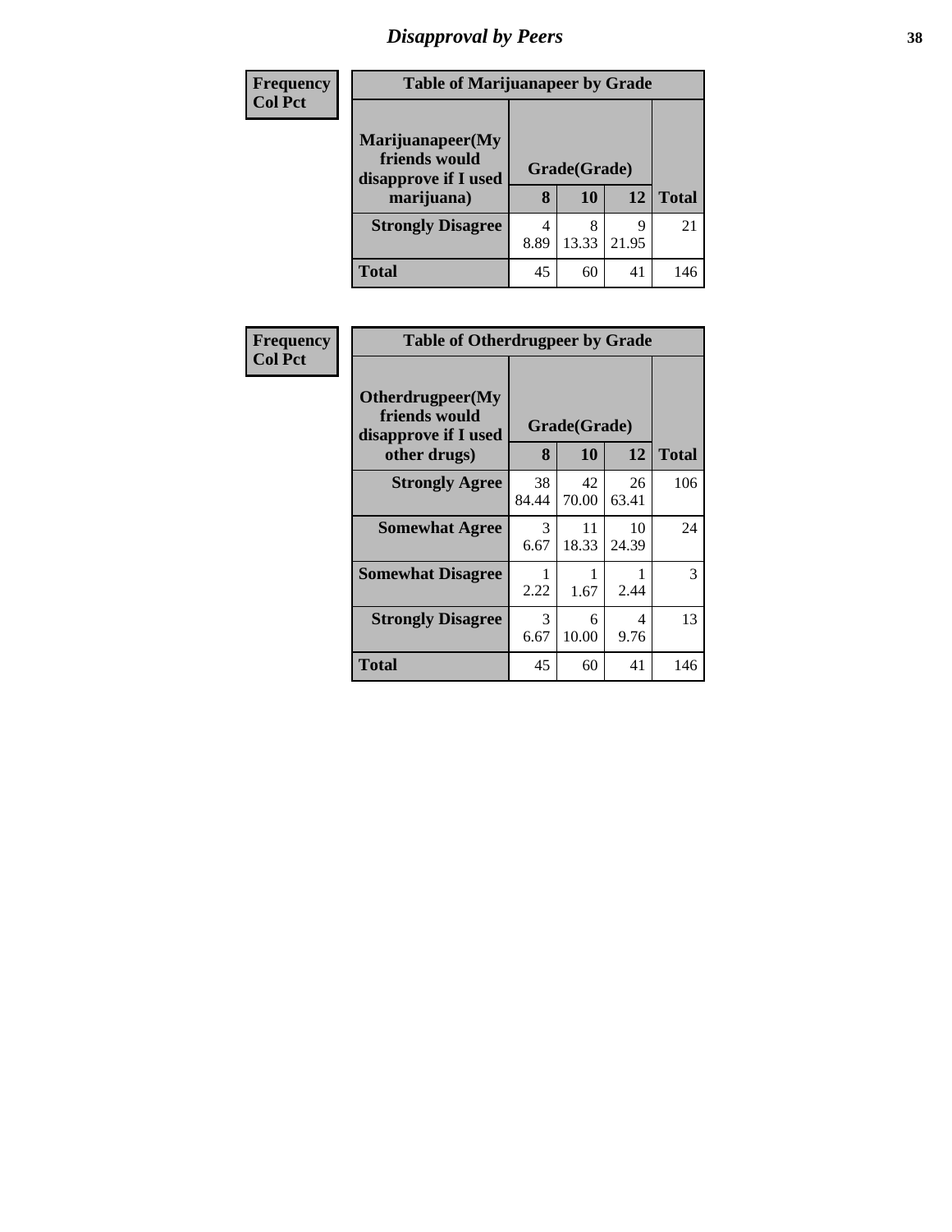# Disapproval by Peers

**Frequency**
**Col Pct**

**Table of Marijuanapeer by Grade**

| Marijuanapeer(My friends would disapprove if I used marijuana) | Grade(Grade) | | | Total |
|---|---|---|---|---|
| | 8 | 10 | 12 | |
| **Strongly Disagree** | 4<br>8.89 | 8<br>13.33 | 9<br>21.95 | 21 |
| **Total** | 45 | 60 | 41 | 146 |

**Frequency**
**Col Pct**

**Table of Otherdrugpeer by Grade**

| Otherdrugpeer(My friends would disapprove if I used other drugs) | Grade(Grade) | | | Total |
|---|---|---|---|---|
| | 8 | 10 | 12 | |
| **Strongly Agree** | 38<br>84.44 | 42<br>70.00 | 26<br>63.41 | 106 |
| **Somewhat Agree** | 3<br>6.67 | 11<br>18.33 | 10<br>24.39 | 24 |
| **Somewhat Disagree** | 1<br>2.22 | 1<br>1.67 | 1<br>2.44 | 3 |
| **Strongly Disagree** | 3<br>6.67 | 6<br>10.00 | 4<br>9.76 | 13 |
| **Total** | 45 | 60 | 41 | 146 |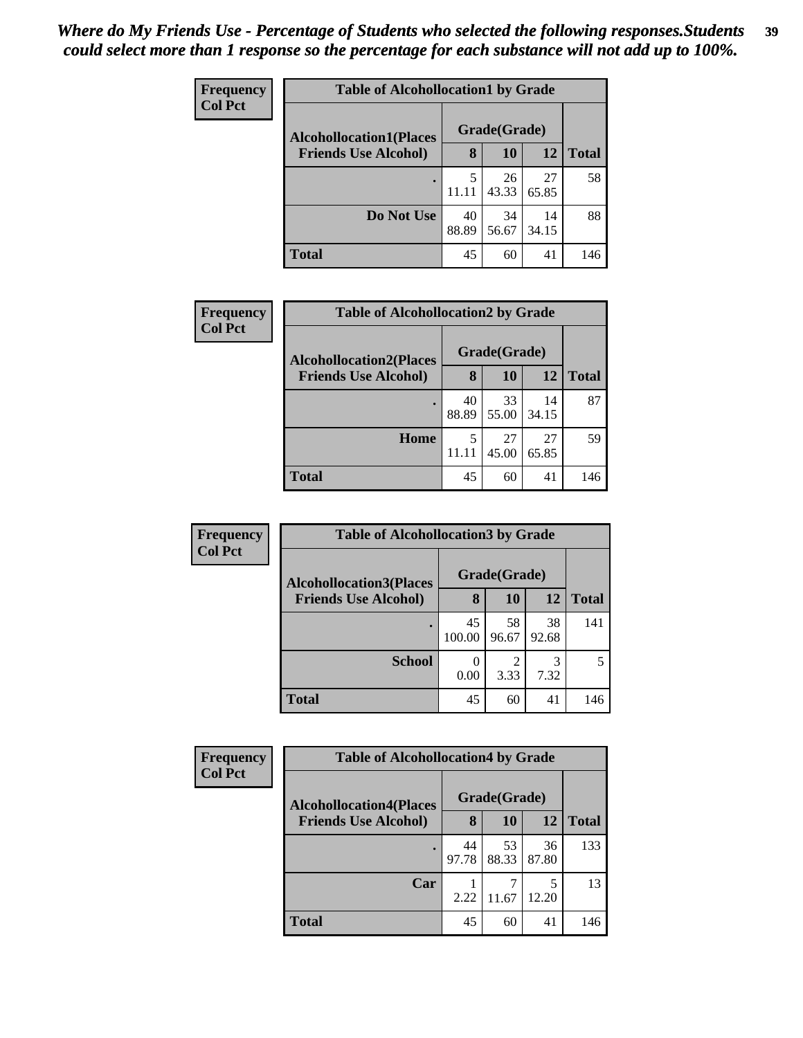*Where do My Friends Use - Percentage of Students who selected the following responses.Students could select more than 1 response so the percentage for each substance will not add up to 100%.*

**Frequency / Col Pct**

| Table of Alcohollocation1 by Grade | | | | |
|---|---|---|---|---|
| **Alcohollocation1(Places Friends Use Alcohol)** | **Grade(Grade)** | | | **Total** |
| | **8** | **10** | **12** | |
| **.** | 5<br>11.11 | 26<br>43.33 | 27<br>65.85 | 58 |
| **Do Not Use** | 40<br>88.89 | 34<br>56.67 | 14<br>34.15 | 88 |
| **Total** | 45 | 60 | 41 | 146 |

**Frequency / Col Pct**

| Table of Alcohollocation2 by Grade | | | | |
|---|---|---|---|---|
| **Alcohollocation2(Places Friends Use Alcohol)** | **Grade(Grade)** | | | **Total** |
| | **8** | **10** | **12** | |
| **.** | 40<br>88.89 | 33<br>55.00 | 14<br>34.15 | 87 |
| **Home** | 5<br>11.11 | 27<br>45.00 | 27<br>65.85 | 59 |
| **Total** | 45 | 60 | 41 | 146 |

**Frequency / Col Pct**

| Table of Alcohollocation3 by Grade | | | | |
|---|---|---|---|---|
| **Alcohollocation3(Places Friends Use Alcohol)** | **Grade(Grade)** | | | **Total** |
| | **8** | **10** | **12** | |
| **.** | 45<br>100.00 | 58<br>96.67 | 38<br>92.68 | 141 |
| **School** | 0<br>0.00 | 2<br>3.33 | 3<br>7.32 | 5 |
| **Total** | 45 | 60 | 41 | 146 |

**Frequency / Col Pct**

| Table of Alcohollocation4 by Grade | | | | |
|---|---|---|---|---|
| **Alcohollocation4(Places Friends Use Alcohol)** | **Grade(Grade)** | | | **Total** |
| | **8** | **10** | **12** | |
| **.** | 44<br>97.78 | 53<br>88.33 | 36<br>87.80 | 133 |
| **Car** | 1<br>2.22 | 7<br>11.67 | 5<br>12.20 | 13 |
| **Total** | 45 | 60 | 41 | 146 |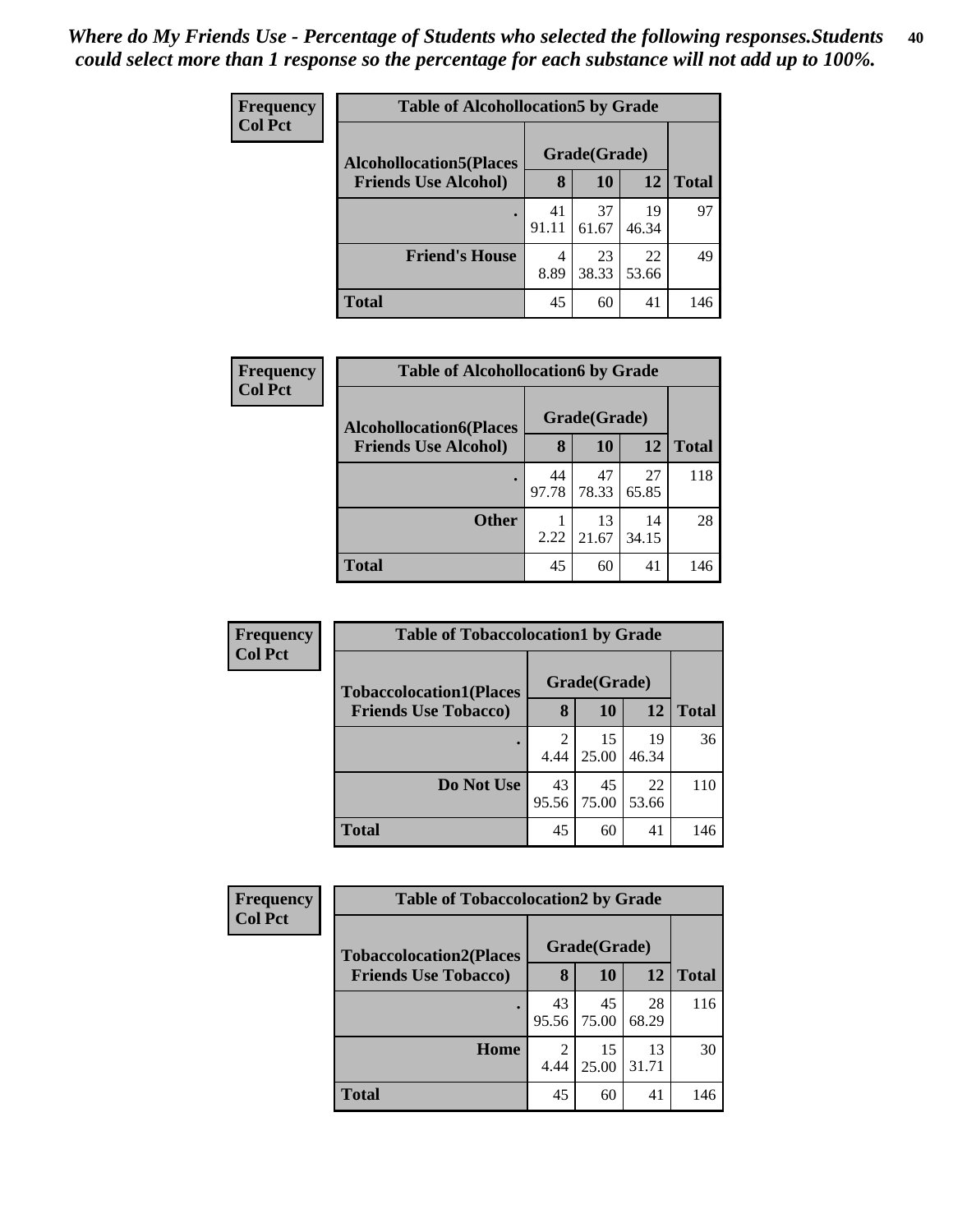*Where do My Friends Use - Percentage of Students who selected the following responses.Students could select more than 1 response so the percentage for each substance will not add up to 100%.*

**Frequency**
**Col Pct**

| Table of Alcohollocation5 by Grade | | | | |
|---|---|---|---|---|
| **Alcohollocation5(Places Friends Use Alcohol)** | **Grade(Grade)** | | | **Total** |
| | **8** | **10** | **12** | |
| **.** | 41<br>91.11 | 37<br>61.67 | 19<br>46.34 | 97 |
| **Friend's House** | 4<br>8.89 | 23<br>38.33 | 22<br>53.66 | 49 |
| **Total** | 45 | 60 | 41 | 146 |

**Frequency**
**Col Pct**

| Table of Alcohollocation6 by Grade | | | | |
|---|---|---|---|---|
| **Alcohollocation6(Places Friends Use Alcohol)** | **Grade(Grade)** | | | **Total** |
| | **8** | **10** | **12** | |
| **.** | 44<br>97.78 | 47<br>78.33 | 27<br>65.85 | 118 |
| **Other** | 1<br>2.22 | 13<br>21.67 | 14<br>34.15 | 28 |
| **Total** | 45 | 60 | 41 | 146 |

**Frequency**
**Col Pct**

| Table of Tobaccolocation1 by Grade | | | | |
|---|---|---|---|---|
| **Tobaccolocation1(Places Friends Use Tobacco)** | **Grade(Grade)** | | | **Total** |
| | **8** | **10** | **12** | |
| **.** | 2<br>4.44 | 15<br>25.00 | 19<br>46.34 | 36 |
| **Do Not Use** | 43<br>95.56 | 45<br>75.00 | 22<br>53.66 | 110 |
| **Total** | 45 | 60 | 41 | 146 |

**Frequency**
**Col Pct**

| Table of Tobaccolocation2 by Grade | | | | |
|---|---|---|---|---|
| **Tobaccolocation2(Places Friends Use Tobacco)** | **Grade(Grade)** | | | **Total** |
| | **8** | **10** | **12** | |
| **.** | 43<br>95.56 | 45<br>75.00 | 28<br>68.29 | 116 |
| **Home** | 2<br>4.44 | 15<br>25.00 | 13<br>31.71 | 30 |
| **Total** | 45 | 60 | 41 | 146 |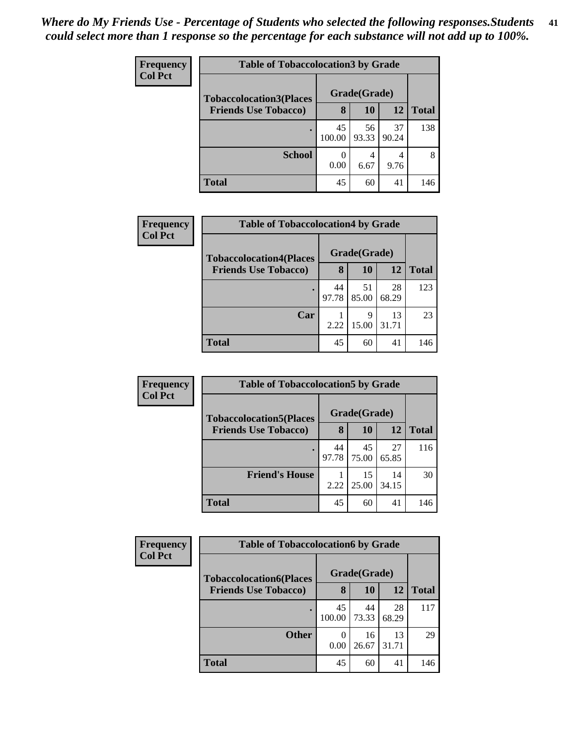*Where do My Friends Use - Percentage of Students who selected the following responses.Students could select more than 1 response so the percentage for each substance will not add up to 100%.*

**Frequency**
**Col Pct**

| Table of Tobaccolocation3 by Grade | | | | |
|---|---|---|---|---|
| **Tobaccolocation3(Places Friends Use Tobacco)** | **Grade(Grade)** | | | **Total** |
| | **8** | **10** | **12** | |
| **.** | 45<br>100.00 | 56<br>93.33 | 37<br>90.24 | 138 |
| **School** | 0<br>0.00 | 4<br>6.67 | 4<br>9.76 | 8 |
| **Total** | 45 | 60 | 41 | 146 |

**Frequency**
**Col Pct**

| Table of Tobaccolocation4 by Grade | | | | |
|---|---|---|---|---|
| **Tobaccolocation4(Places Friends Use Tobacco)** | **Grade(Grade)** | | | **Total** |
| | **8** | **10** | **12** | |
| **.** | 44<br>97.78 | 51<br>85.00 | 28<br>68.29 | 123 |
| **Car** | 1<br>2.22 | 9<br>15.00 | 13<br>31.71 | 23 |
| **Total** | 45 | 60 | 41 | 146 |

**Frequency**
**Col Pct**

| Table of Tobaccolocation5 by Grade | | | | |
|---|---|---|---|---|
| **Tobaccolocation5(Places Friends Use Tobacco)** | **Grade(Grade)** | | | **Total** |
| | **8** | **10** | **12** | |
| **.** | 44<br>97.78 | 45<br>75.00 | 27<br>65.85 | 116 |
| **Friend's House** | 1<br>2.22 | 15<br>25.00 | 14<br>34.15 | 30 |
| **Total** | 45 | 60 | 41 | 146 |

**Frequency**
**Col Pct**

| Table of Tobaccolocation6 by Grade | | | | |
|---|---|---|---|---|
| **Tobaccolocation6(Places Friends Use Tobacco)** | **Grade(Grade)** | | | **Total** |
| | **8** | **10** | **12** | |
| **.** | 45<br>100.00 | 44<br>73.33 | 28<br>68.29 | 117 |
| **Other** | 0<br>0.00 | 16<br>26.67 | 13<br>31.71 | 29 |
| **Total** | 45 | 60 | 41 | 146 |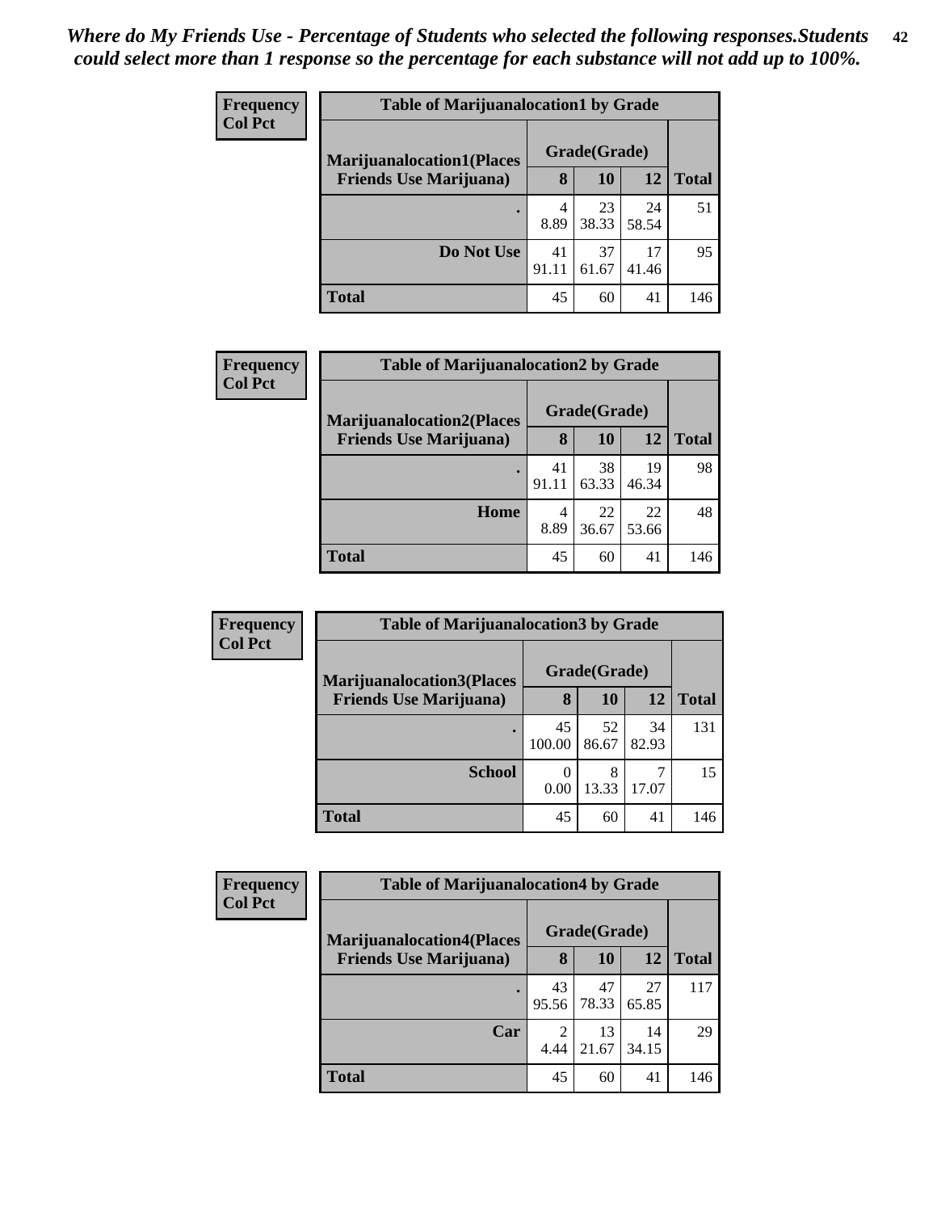*Where do My Friends Use - Percentage of Students who selected the following responses.Students could select more than 1 response so the percentage for each substance will not add up to 100%.*

**Frequency**
**Col Pct**

| Table of Marijuanalocation1 by Grade | | | | |
|---|---|---|---|---|
| **Marijuanalocation1(Places Friends Use Marijuana)** | **Grade(Grade)** | | | |
| | **8** | **10** | **12** | **Total** |
| . | 4<br>8.89 | 23<br>38.33 | 24<br>58.54 | 51 |
| **Do Not Use** | 41<br>91.11 | 37<br>61.67 | 17<br>41.46 | 95 |
| **Total** | 45 | 60 | 41 | 146 |

**Frequency**
**Col Pct**

| Table of Marijuanalocation2 by Grade | | | | |
|---|---|---|---|---|
| **Marijuanalocation2(Places Friends Use Marijuana)** | **Grade(Grade)** | | | |
| | **8** | **10** | **12** | **Total** |
| . | 41<br>91.11 | 38<br>63.33 | 19<br>46.34 | 98 |
| **Home** | 4<br>8.89 | 22<br>36.67 | 22<br>53.66 | 48 |
| **Total** | 45 | 60 | 41 | 146 |

**Frequency**
**Col Pct**

| Table of Marijuanalocation3 by Grade | | | | |
|---|---|---|---|---|
| **Marijuanalocation3(Places Friends Use Marijuana)** | **Grade(Grade)** | | | |
| | **8** | **10** | **12** | **Total** |
| . | 45<br>100.00 | 52<br>86.67 | 34<br>82.93 | 131 |
| **School** | 0<br>0.00 | 8<br>13.33 | 7<br>17.07 | 15 |
| **Total** | 45 | 60 | 41 | 146 |

**Frequency**
**Col Pct**

| Table of Marijuanalocation4 by Grade | | | | |
|---|---|---|---|---|
| **Marijuanalocation4(Places Friends Use Marijuana)** | **Grade(Grade)** | | | |
| | **8** | **10** | **12** | **Total** |
| . | 43<br>95.56 | 47<br>78.33 | 27<br>65.85 | 117 |
| **Car** | 2<br>4.44 | 13<br>21.67 | 14<br>34.15 | 29 |
| **Total** | 45 | 60 | 41 | 146 |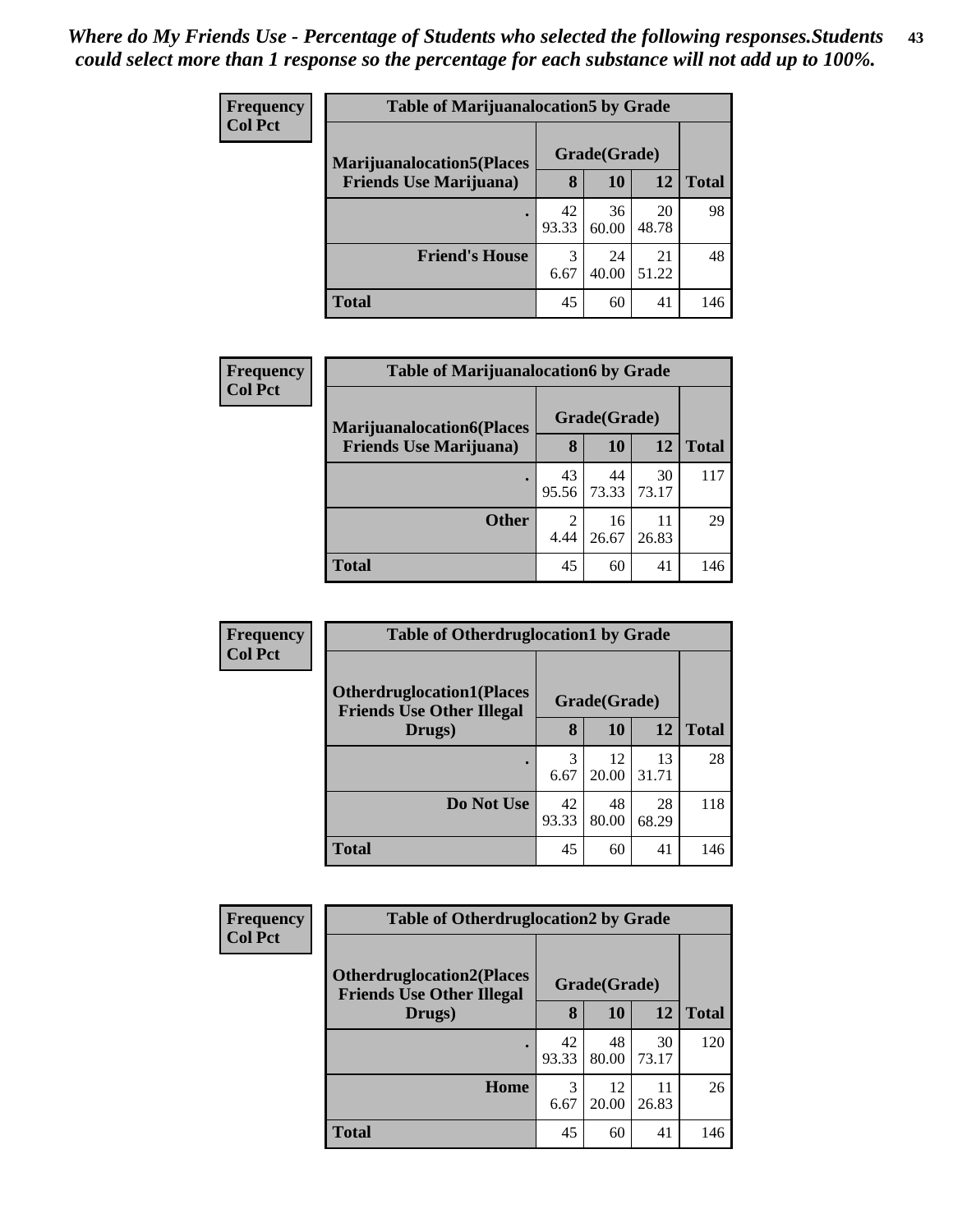*Where do My Friends Use - Percentage of Students who selected the following responses.Students could select more than 1 response so the percentage for each substance will not add up to 100%.*

**Frequency Col Pct**

| Table of Marijuanalocation5 by Grade | | | | |
|---|---|---|---|---|
| Marijuanalocation5(Places Friends Use Marijuana) | Grade(Grade) | | | Total |
| | 8 | 10 | 12 | |
| . | 42<br>93.33 | 36<br>60.00 | 20<br>48.78 | 98 |
| Friend's House | 3<br>6.67 | 24<br>40.00 | 21<br>51.22 | 48 |
| Total | 45 | 60 | 41 | 146 |

**Frequency Col Pct**

| Table of Marijuanalocation6 by Grade | | | | |
|---|---|---|---|---|
| Marijuanalocation6(Places Friends Use Marijuana) | Grade(Grade) | | | Total |
| | 8 | 10 | 12 | |
| . | 43<br>95.56 | 44<br>73.33 | 30<br>73.17 | 117 |
| Other | 2<br>4.44 | 16<br>26.67 | 11<br>26.83 | 29 |
| Total | 45 | 60 | 41 | 146 |

**Frequency Col Pct**

| Table of Otherdruglocation1 by Grade | | | | |
|---|---|---|---|---|
| Otherdruglocation1(Places Friends Use Other Illegal Drugs) | Grade(Grade) | | | Total |
| | 8 | 10 | 12 | |
| . | 3<br>6.67 | 12<br>20.00 | 13<br>31.71 | 28 |
| Do Not Use | 42<br>93.33 | 48<br>80.00 | 28<br>68.29 | 118 |
| Total | 45 | 60 | 41 | 146 |

**Frequency Col Pct**

| Table of Otherdruglocation2 by Grade | | | | |
|---|---|---|---|---|
| Otherdruglocation2(Places Friends Use Other Illegal Drugs) | Grade(Grade) | | | Total |
| | 8 | 10 | 12 | |
| . | 42<br>93.33 | 48<br>80.00 | 30<br>73.17 | 120 |
| Home | 3<br>6.67 | 12<br>20.00 | 11<br>26.83 | 26 |
| Total | 45 | 60 | 41 | 146 |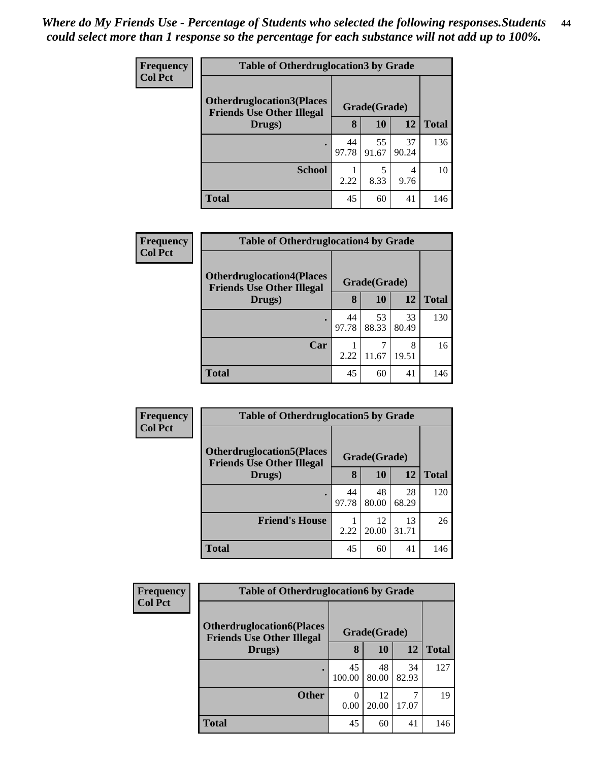*Where do My Friends Use - Percentage of Students who selected the following responses.Students could select more than 1 response so the percentage for each substance will not add up to 100%.*

**Frequency**
**Col Pct**

| Table of Otherdruglocation3 by Grade | | | | |
|---|---|---|---|---|
| Otherdruglocation3(Places Friends Use Other Illegal Drugs) | Grade(Grade) | | | Total |
| | 8 | 10 | 12 | |
| . | 44<br>97.78 | 55<br>91.67 | 37<br>90.24 | 136 |
| School | 1<br>2.22 | 5<br>8.33 | 4<br>9.76 | 10 |
| Total | 45 | 60 | 41 | 146 |

**Frequency**
**Col Pct**

| Table of Otherdruglocation4 by Grade | | | | |
|---|---|---|---|---|
| Otherdruglocation4(Places Friends Use Other Illegal Drugs) | Grade(Grade) | | | Total |
| | 8 | 10 | 12 | |
| . | 44<br>97.78 | 53<br>88.33 | 33<br>80.49 | 130 |
| Car | 1<br>2.22 | 7<br>11.67 | 8<br>19.51 | 16 |
| Total | 45 | 60 | 41 | 146 |

**Frequency**
**Col Pct**

| Table of Otherdruglocation5 by Grade | | | | |
|---|---|---|---|---|
| Otherdruglocation5(Places Friends Use Other Illegal Drugs) | Grade(Grade) | | | Total |
| | 8 | 10 | 12 | |
| . | 44<br>97.78 | 48<br>80.00 | 28<br>68.29 | 120 |
| Friend's House | 1<br>2.22 | 12<br>20.00 | 13<br>31.71 | 26 |
| Total | 45 | 60 | 41 | 146 |

**Frequency**
**Col Pct**

| Table of Otherdruglocation6 by Grade | | | | |
|---|---|---|---|---|
| Otherdruglocation6(Places Friends Use Other Illegal Drugs) | Grade(Grade) | | | Total |
| | 8 | 10 | 12 | |
| . | 45<br>100.00 | 48<br>80.00 | 34<br>82.93 | 127 |
| Other | 0<br>0.00 | 12<br>20.00 | 7<br>17.07 | 19 |
| Total | 45 | 60 | 41 | 146 |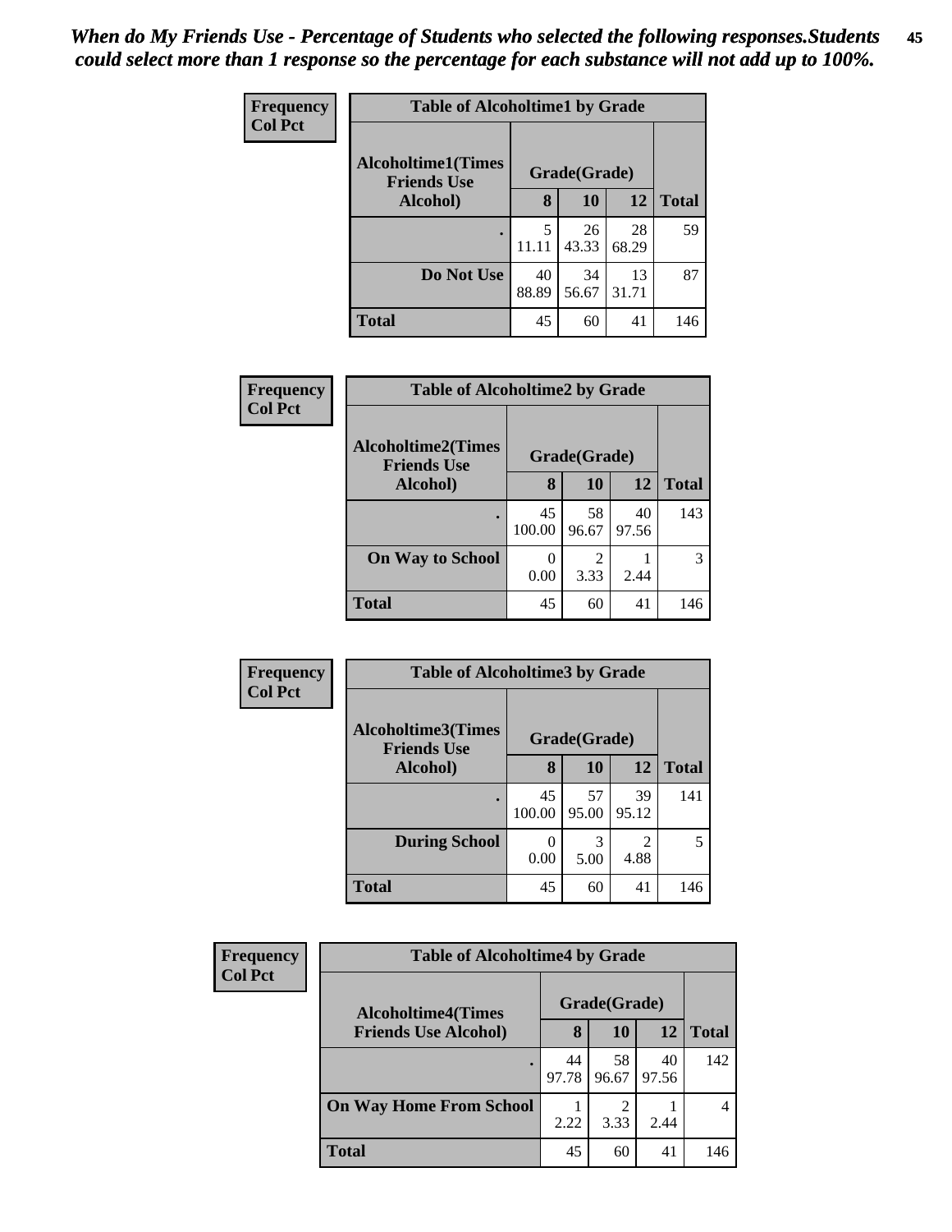*When do My Friends Use - Percentage of Students who selected the following responses.Students could select more than 1 response so the percentage for each substance will not add up to 100%.*

**Frequency**
**Col Pct**

| Table of Alcoholtime1 by Grade | | | | |
|---|---|---|---|---|
| **Alcoholtime1(Times Friends Use Alcohol)** | **Grade(Grade)** | | | **Total** |
| | **8** | **10** | **12** | |
| **.** | 5<br>11.11 | 26<br>43.33 | 28<br>68.29 | 59 |
| **Do Not Use** | 40<br>88.89 | 34<br>56.67 | 13<br>31.71 | 87 |
| **Total** | 45 | 60 | 41 | 146 |

**Frequency**
**Col Pct**

| Table of Alcoholtime2 by Grade | | | | |
|---|---|---|---|---|
| **Alcoholtime2(Times Friends Use Alcohol)** | **Grade(Grade)** | | | **Total** |
| | **8** | **10** | **12** | |
| **.** | 45<br>100.00 | 58<br>96.67 | 40<br>97.56 | 143 |
| **On Way to School** | 0<br>0.00 | 2<br>3.33 | 1<br>2.44 | 3 |
| **Total** | 45 | 60 | 41 | 146 |

**Frequency**
**Col Pct**

| Table of Alcoholtime3 by Grade | | | | |
|---|---|---|---|---|
| **Alcoholtime3(Times Friends Use Alcohol)** | **Grade(Grade)** | | | **Total** |
| | **8** | **10** | **12** | |
| **.** | 45<br>100.00 | 57<br>95.00 | 39<br>95.12 | 141 |
| **During School** | 0<br>0.00 | 3<br>5.00 | 2<br>4.88 | 5 |
| **Total** | 45 | 60 | 41 | 146 |

**Frequency**
**Col Pct**

| Table of Alcoholtime4 by Grade | | | | |
|---|---|---|---|---|
| **Alcoholtime4(Times Friends Use Alcohol)** | **Grade(Grade)** | | | **Total** |
| | **8** | **10** | **12** | |
| **.** | 44<br>97.78 | 58<br>96.67 | 40<br>97.56 | 142 |
| **On Way Home From School** | 1<br>2.22 | 2<br>3.33 | 1<br>2.44 | 4 |
| **Total** | 45 | 60 | 41 | 146 |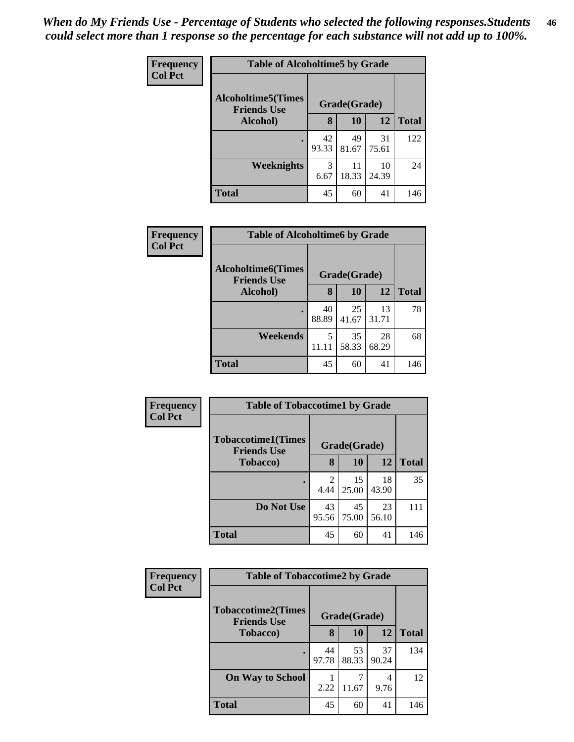*When do My Friends Use - Percentage of Students who selected the following responses.Students could select more than 1 response so the percentage for each substance will not add up to 100%.*

**Frequency**
**Col Pct**

| Table of Alcoholtime5 by Grade | | | | |
|---|---|---|---|---|
| **Alcoholtime5(Times Friends Use Alcohol)** | **Grade(Grade)** | | | **Total** |
| | **8** | **10** | **12** | |
| **.** | 42<br>93.33 | 49<br>81.67 | 31<br>75.61 | 122 |
| **Weeknights** | 3<br>6.67 | 11<br>18.33 | 10<br>24.39 | 24 |
| **Total** | 45 | 60 | 41 | 146 |

**Frequency**
**Col Pct**

| Table of Alcoholtime6 by Grade | | | | |
|---|---|---|---|---|
| **Alcoholtime6(Times Friends Use Alcohol)** | **Grade(Grade)** | | | **Total** |
| | **8** | **10** | **12** | |
| **.** | 40<br>88.89 | 25<br>41.67 | 13<br>31.71 | 78 |
| **Weekends** | 5<br>11.11 | 35<br>58.33 | 28<br>68.29 | 68 |
| **Total** | 45 | 60 | 41 | 146 |

**Frequency**
**Col Pct**

| Table of Tobaccotime1 by Grade | | | | |
|---|---|---|---|---|
| **Tobaccotime1(Times Friends Use Tobacco)** | **Grade(Grade)** | | | **Total** |
| | **8** | **10** | **12** | |
| **.** | 2<br>4.44 | 15<br>25.00 | 18<br>43.90 | 35 |
| **Do Not Use** | 43<br>95.56 | 45<br>75.00 | 23<br>56.10 | 111 |
| **Total** | 45 | 60 | 41 | 146 |

**Frequency**
**Col Pct**

| Table of Tobaccotime2 by Grade | | | | |
|---|---|---|---|---|
| **Tobaccotime2(Times Friends Use Tobacco)** | **Grade(Grade)** | | | **Total** |
| | **8** | **10** | **12** | |
| **.** | 44<br>97.78 | 53<br>88.33 | 37<br>90.24 | 134 |
| **On Way to School** | 1<br>2.22 | 7<br>11.67 | 4<br>9.76 | 12 |
| **Total** | 45 | 60 | 41 | 146 |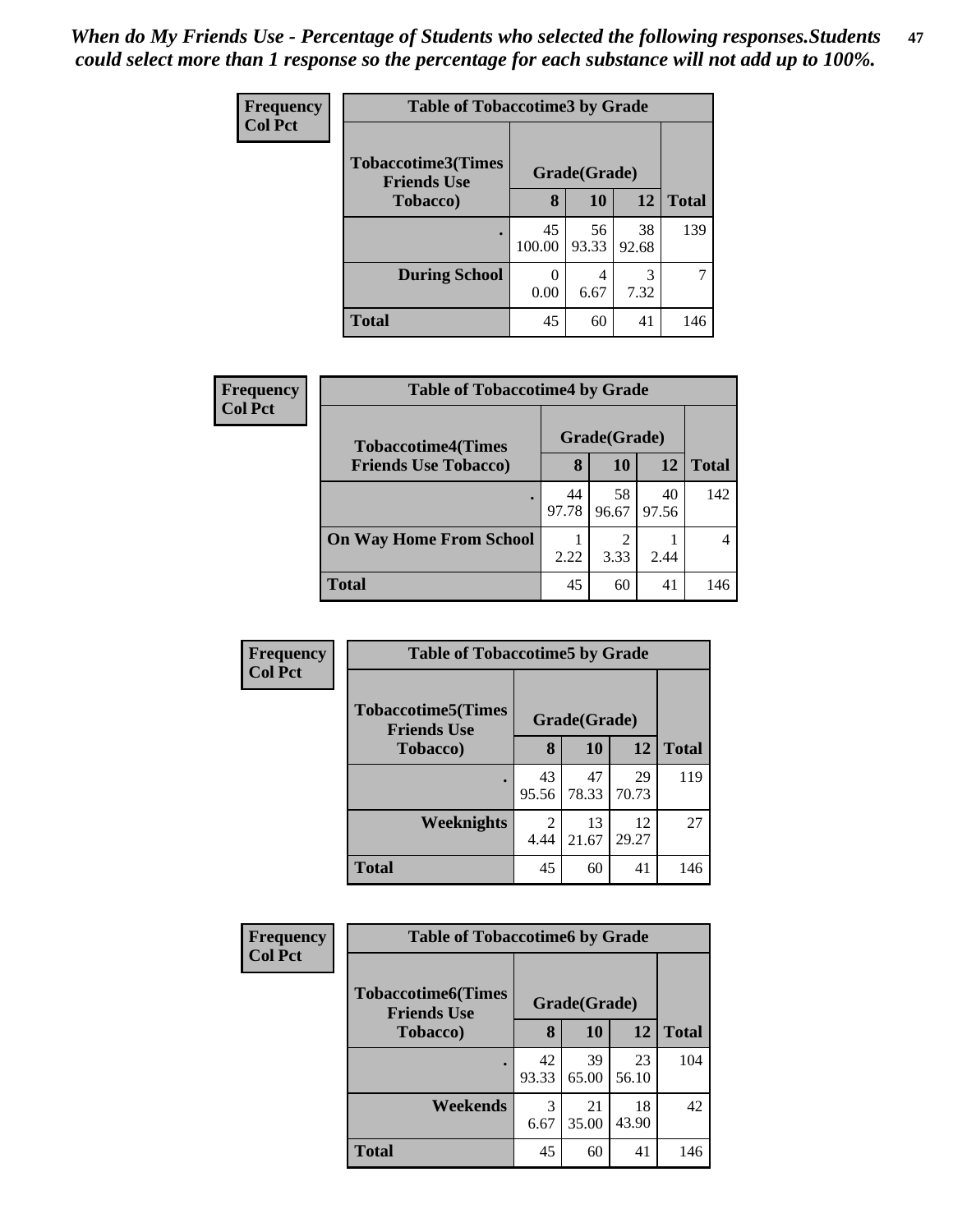*When do My Friends Use - Percentage of Students who selected the following responses.Students could select more than 1 response so the percentage for each substance will not add up to 100%.*

**Frequency**
**Col Pct**

**Table of Tobaccotime3 by Grade**

| Tobaccotime3(Times Friends Use Tobacco) | Grade(Grade) | | | Total |
|---|---|---|---|---|
| | 8 | 10 | 12 | |
| . | 45<br>100.00 | 56<br>93.33 | 38<br>92.68 | 139 |
| During School | 0<br>0.00 | 4<br>6.67 | 3<br>7.32 | 7 |
| Total | 45 | 60 | 41 | 146 |

**Frequency**
**Col Pct**

**Table of Tobaccotime4 by Grade**

| Tobaccotime4(Times Friends Use Tobacco) | Grade(Grade) | | | Total |
|---|---|---|---|---|
| | 8 | 10 | 12 | |
| . | 44<br>97.78 | 58<br>96.67 | 40<br>97.56 | 142 |
| On Way Home From School | 1<br>2.22 | 2<br>3.33 | 1<br>2.44 | 4 |
| Total | 45 | 60 | 41 | 146 |

**Frequency**
**Col Pct**

**Table of Tobaccotime5 by Grade**

| Tobaccotime5(Times Friends Use Tobacco) | Grade(Grade) | | | Total |
|---|---|---|---|---|
| | 8 | 10 | 12 | |
| . | 43<br>95.56 | 47<br>78.33 | 29<br>70.73 | 119 |
| Weeknights | 2<br>4.44 | 13<br>21.67 | 12<br>29.27 | 27 |
| Total | 45 | 60 | 41 | 146 |

**Frequency**
**Col Pct**

**Table of Tobaccotime6 by Grade**

| Tobaccotime6(Times Friends Use Tobacco) | Grade(Grade) | | | Total |
|---|---|---|---|---|
| | 8 | 10 | 12 | |
| . | 42<br>93.33 | 39<br>65.00 | 23<br>56.10 | 104 |
| Weekends | 3<br>6.67 | 21<br>35.00 | 18<br>43.90 | 42 |
| Total | 45 | 60 | 41 | 146 |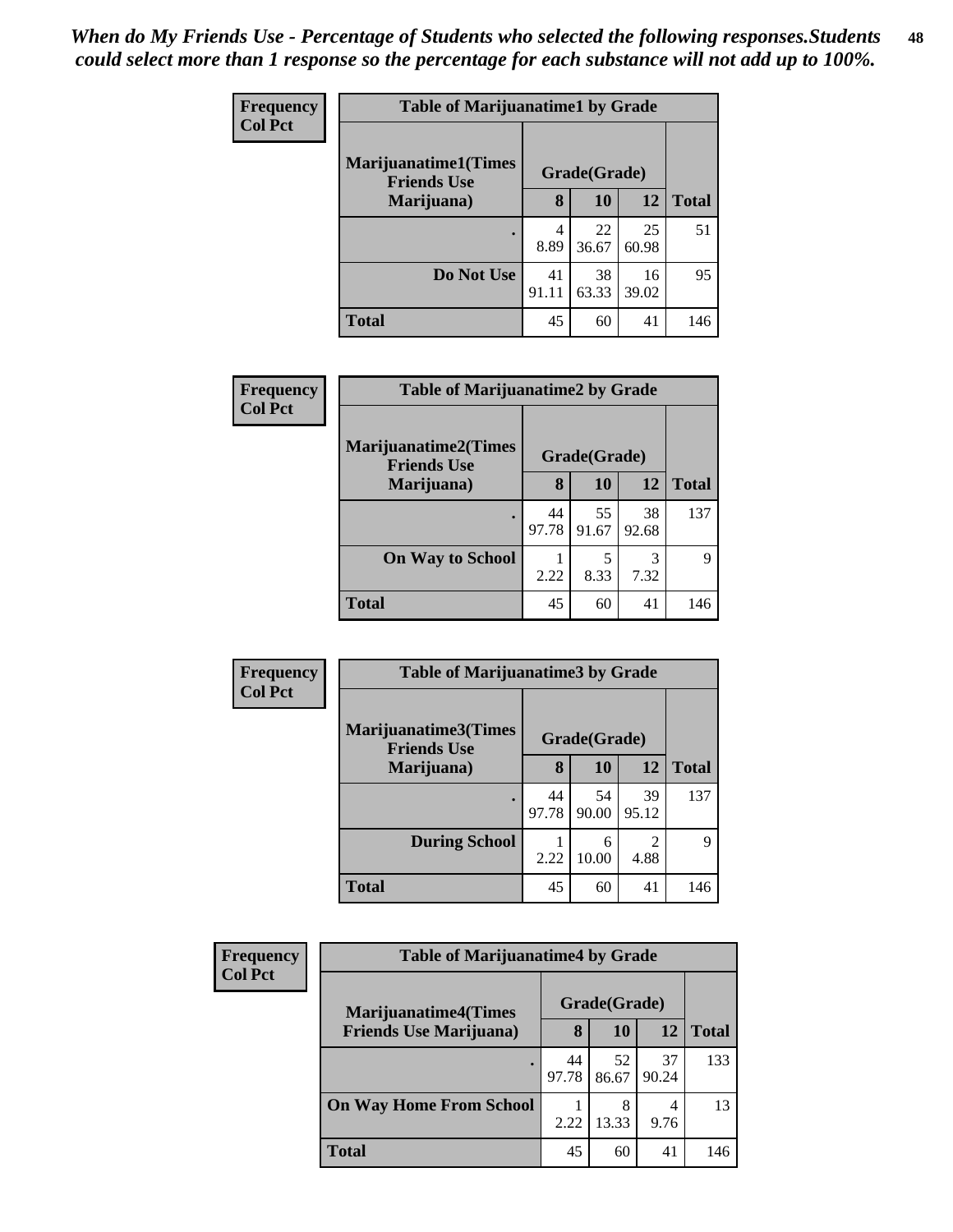*When do My Friends Use - Percentage of Students who selected the following responses.Students could select more than 1 response so the percentage for each substance will not add up to 100%.*

| Frequency Col Pct | Table of Marijuanatime1 by Grade | | | |
|---|---|---|---|---|
| Marijuanatime1(Times Friends Use Marijuana) | Grade(Grade) | | | |
| | 8 | 10 | 12 | Total |
| . | 4<br>8.89 | 22<br>36.67 | 25<br>60.98 | 51 |
| Do Not Use | 41<br>91.11 | 38<br>63.33 | 16<br>39.02 | 95 |
| Total | 45 | 60 | 41 | 146 |

| Frequency Col Pct | Table of Marijuanatime2 by Grade | | | |
|---|---|---|---|---|
| Marijuanatime2(Times Friends Use Marijuana) | Grade(Grade) | | | |
| | 8 | 10 | 12 | Total |
| . | 44<br>97.78 | 55<br>91.67 | 38<br>92.68 | 137 |
| On Way to School | 1<br>2.22 | 5<br>8.33 | 3<br>7.32 | 9 |
| Total | 45 | 60 | 41 | 146 |

| Frequency Col Pct | Table of Marijuanatime3 by Grade | | | |
|---|---|---|---|---|
| Marijuanatime3(Times Friends Use Marijuana) | Grade(Grade) | | | |
| | 8 | 10 | 12 | Total |
| . | 44<br>97.78 | 54<br>90.00 | 39<br>95.12 | 137 |
| During School | 1<br>2.22 | 6<br>10.00 | 2<br>4.88 | 9 |
| Total | 45 | 60 | 41 | 146 |

| Frequency Col Pct | Table of Marijuanatime4 by Grade | | | |
|---|---|---|---|---|
| Marijuanatime4(Times Friends Use Marijuana) | Grade(Grade) | | | |
| | 8 | 10 | 12 | Total |
| . | 44<br>97.78 | 52<br>86.67 | 37<br>90.24 | 133 |
| On Way Home From School | 1<br>2.22 | 8<br>13.33 | 4<br>9.76 | 13 |
| Total | 45 | 60 | 41 | 146 |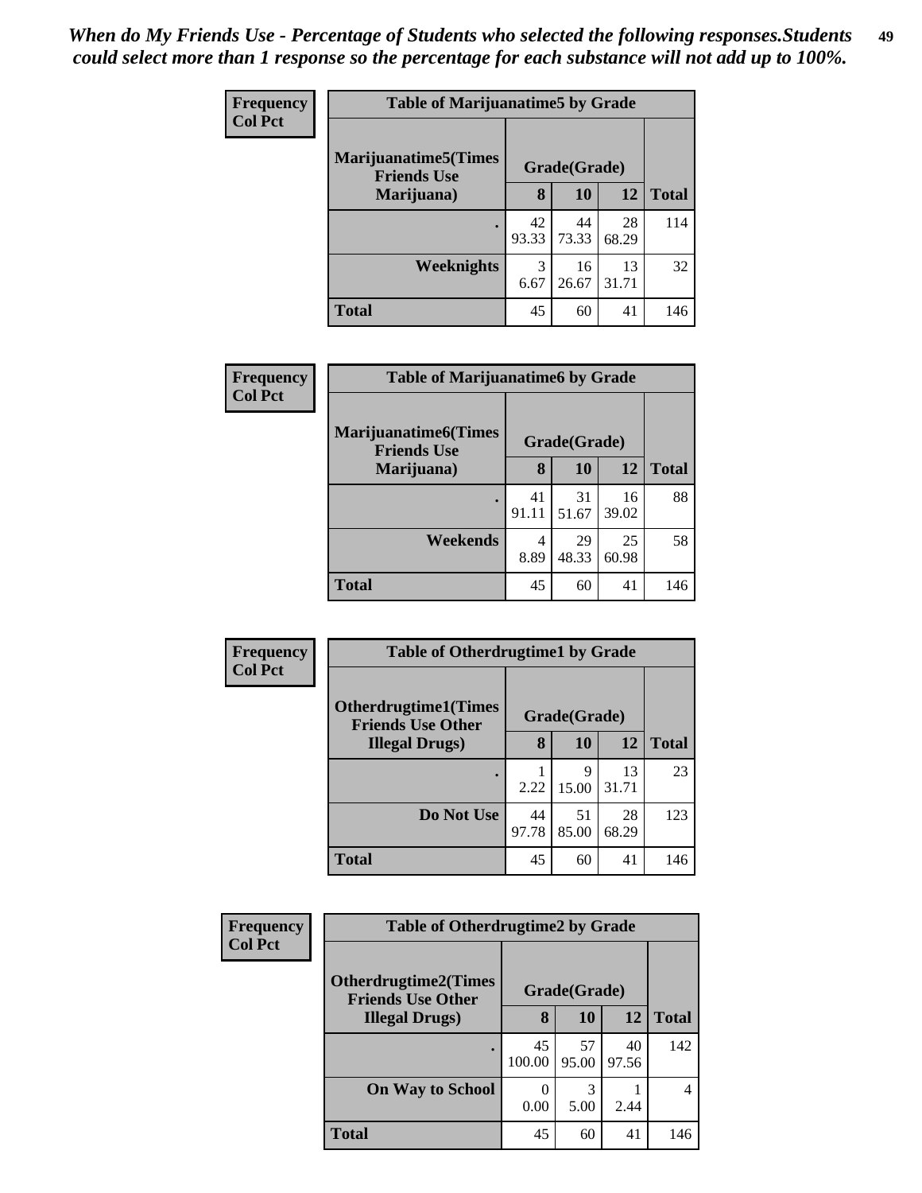*When do My Friends Use - Percentage of Students who selected the following responses.Students could select more than 1 response so the percentage for each substance will not add up to 100%.*

**Table of Marijuanatime5 by Grade**

Frequency / Col Pct

| Marijuanatime5(Times Friends Use Marijuana) | Grade(Grade) | | | Total |
|---|---|---|---|---|
| | 8 | 10 | 12 | |
| . | 42<br>93.33 | 44<br>73.33 | 28<br>68.29 | 114 |
| Weeknights | 3<br>6.67 | 16<br>26.67 | 13<br>31.71 | 32 |
| Total | 45 | 60 | 41 | 146 |

**Table of Marijuanatime6 by Grade**

Frequency / Col Pct

| Marijuanatime6(Times Friends Use Marijuana) | Grade(Grade) | | | Total |
|---|---|---|---|---|
| | 8 | 10 | 12 | |
| . | 41<br>91.11 | 31<br>51.67 | 16<br>39.02 | 88 |
| Weekends | 4<br>8.89 | 29<br>48.33 | 25<br>60.98 | 58 |
| Total | 45 | 60 | 41 | 146 |

**Table of Otherdrugtime1 by Grade**

Frequency / Col Pct

| Otherdrugtime1(Times Friends Use Other Illegal Drugs) | Grade(Grade) | | | Total |
|---|---|---|---|---|
| | 8 | 10 | 12 | |
| . | 1<br>2.22 | 9<br>15.00 | 13<br>31.71 | 23 |
| Do Not Use | 44<br>97.78 | 51<br>85.00 | 28<br>68.29 | 123 |
| Total | 45 | 60 | 41 | 146 |

**Table of Otherdrugtime2 by Grade**

Frequency / Col Pct

| Otherdrugtime2(Times Friends Use Other Illegal Drugs) | Grade(Grade) | | | Total |
|---|---|---|---|---|
| | 8 | 10 | 12 | |
| . | 45<br>100.00 | 57<br>95.00 | 40<br>97.56 | 142 |
| On Way to School | 0<br>0.00 | 3<br>5.00 | 1<br>2.44 | 4 |
| Total | 45 | 60 | 41 | 146 |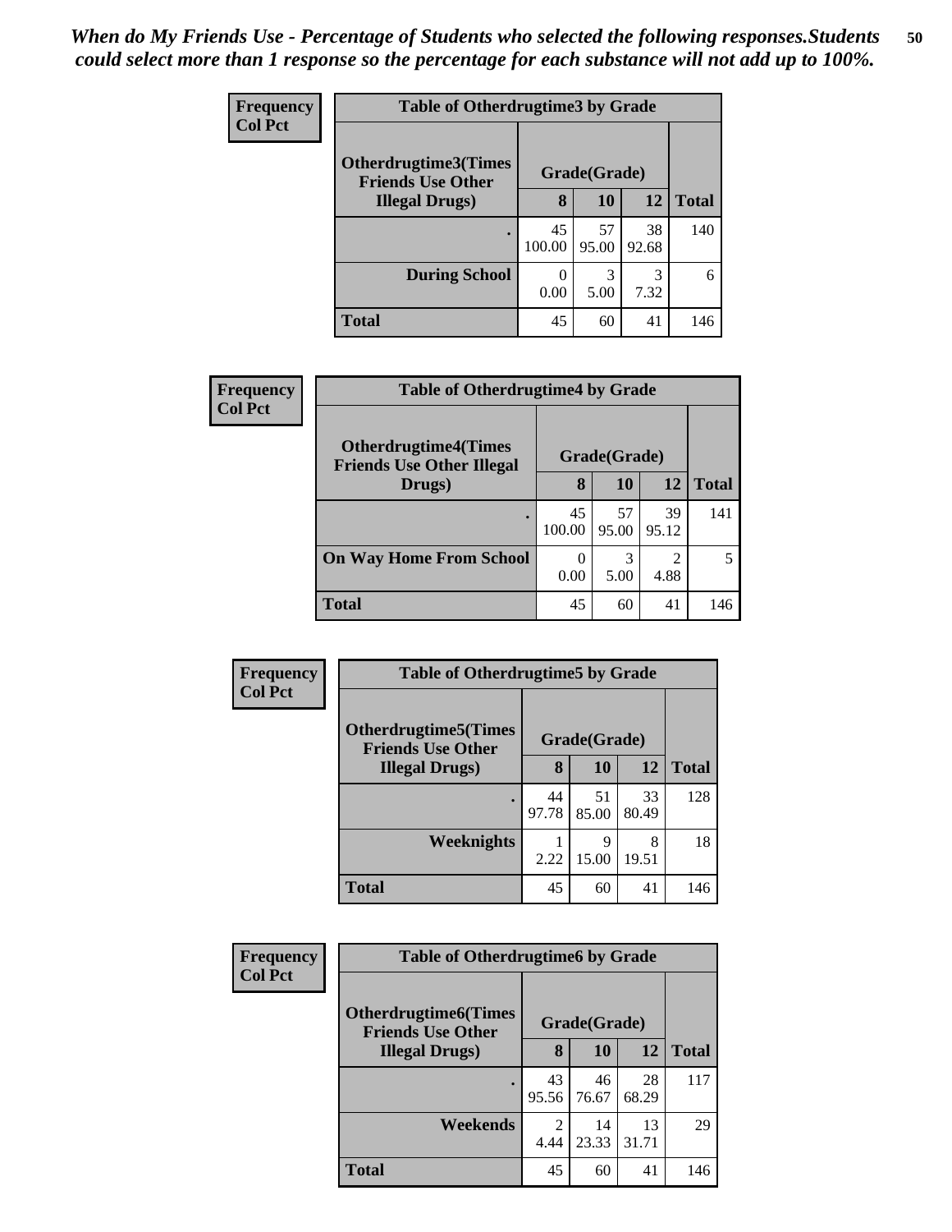*When do My Friends Use - Percentage of Students who selected the following responses.Students could select more than 1 response so the percentage for each substance will not add up to 100%.*

**Frequency**
**Col Pct**

| Table of Otherdrugtime3 by Grade | | | | |
|---|---|---|---|---|
| Otherdrugtime3(Times Friends Use Other Illegal Drugs) | Grade(Grade) | | | Total |
| | 8 | 10 | 12 | |
| . | 45<br>100.00 | 57<br>95.00 | 38<br>92.68 | 140 |
| During School | 0<br>0.00 | 3<br>5.00 | 3<br>7.32 | 6 |
| Total | 45 | 60 | 41 | 146 |

**Frequency**
**Col Pct**

| Table of Otherdrugtime4 by Grade | | | | |
|---|---|---|---|---|
| Otherdrugtime4(Times Friends Use Other Illegal Drugs) | Grade(Grade) | | | Total |
| | 8 | 10 | 12 | |
| . | 45<br>100.00 | 57<br>95.00 | 39<br>95.12 | 141 |
| On Way Home From School | 0<br>0.00 | 3<br>5.00 | 2<br>4.88 | 5 |
| Total | 45 | 60 | 41 | 146 |

**Frequency**
**Col Pct**

| Table of Otherdrugtime5 by Grade | | | | |
|---|---|---|---|---|
| Otherdrugtime5(Times Friends Use Other Illegal Drugs) | Grade(Grade) | | | Total |
| | 8 | 10 | 12 | |
| . | 44<br>97.78 | 51<br>85.00 | 33<br>80.49 | 128 |
| Weeknights | 1<br>2.22 | 9<br>15.00 | 8<br>19.51 | 18 |
| Total | 45 | 60 | 41 | 146 |

**Frequency**
**Col Pct**

| Table of Otherdrugtime6 by Grade | | | | |
|---|---|---|---|---|
| Otherdrugtime6(Times Friends Use Other Illegal Drugs) | Grade(Grade) | | | Total |
| | 8 | 10 | 12 | |
| . | 43<br>95.56 | 46<br>76.67 | 28<br>68.29 | 117 |
| Weekends | 2<br>4.44 | 14<br>23.33 | 13<br>31.71 | 29 |
| Total | 45 | 60 | 41 | 146 |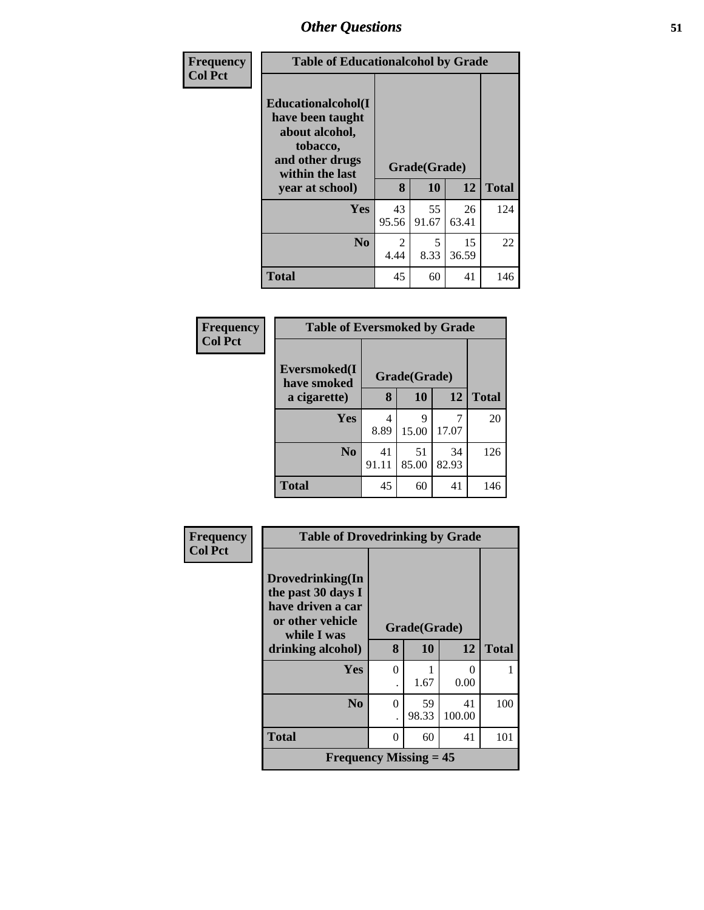| Frequency Col Pct | Table of Educationalcohol by Grade | | | |
|---|---|---|---|---|
| Educationalcohol(I have been taught about alcohol, tobacco, and other drugs within the last year at school) | Grade(Grade) | | | |
| | 8 | 10 | 12 | Total |
| Yes | 43<br>95.56 | 55<br>91.67 | 26<br>63.41 | 124 |
| No | 2<br>4.44 | 5<br>8.33 | 15<br>36.59 | 22 |
| Total | 45 | 60 | 41 | 146 |

| Frequency Col Pct | Table of Eversmoked by Grade | | | |
|---|---|---|---|---|
| Eversmoked(I have smoked a cigarette) | Grade(Grade) | | | |
| | 8 | 10 | 12 | Total |
| Yes | 4<br>8.89 | 9<br>15.00 | 7<br>17.07 | 20 |
| No | 41<br>91.11 | 51<br>85.00 | 34<br>82.93 | 126 |
| Total | 45 | 60 | 41 | 146 |

| Frequency Col Pct | Table of Drovedrinking by Grade | | | |
|---|---|---|---|---|
| Drovedrinking(In the past 30 days I have driven a car or other vehicle while I was drinking alcohol) | Grade(Grade) | | | |
| | 8 | 10 | 12 | Total |
| Yes | 0<br>. | 1<br>1.67 | 0<br>0.00 | 1 |
| No | 0<br>. | 59<br>98.33 | 41<br>100.00 | 100 |
| Total | 0 | 60 | 41 | 101 |
| Frequency Missing = 45 | | | | |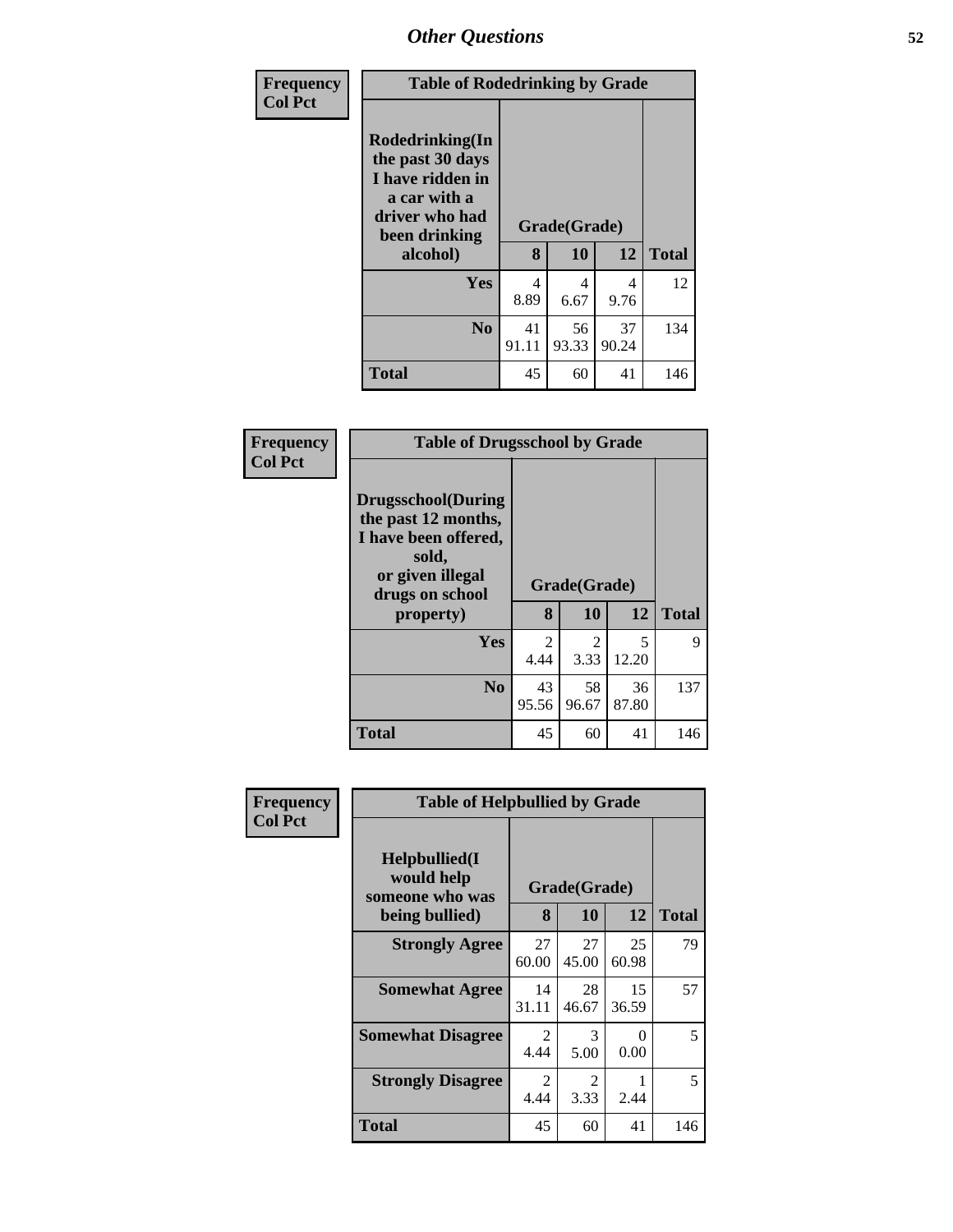## Other Questions

**Frequency**
**Col Pct**

| Table of Rodedrinking by Grade | | | | |
|---|---|---|---|---|
| **Rodedrinking(In the past 30 days I have ridden in a car with a driver who had been drinking alcohol)** | **Grade(Grade)** | | | |
| | **8** | **10** | **12** | **Total** |
| **Yes** | 4<br>8.89 | 4<br>6.67 | 4<br>9.76 | 12 |
| **No** | 41<br>91.11 | 56<br>93.33 | 37<br>90.24 | 134 |
| **Total** | 45 | 60 | 41 | 146 |

**Frequency**
**Col Pct**

| Table of Drugsschool by Grade | | | | |
|---|---|---|---|---|
| **Drugsschool(During the past 12 months, I have been offered, sold, or given illegal drugs on school property)** | **Grade(Grade)** | | | |
| | **8** | **10** | **12** | **Total** |
| **Yes** | 2<br>4.44 | 2<br>3.33 | 5<br>12.20 | 9 |
| **No** | 43<br>95.56 | 58<br>96.67 | 36<br>87.80 | 137 |
| **Total** | 45 | 60 | 41 | 146 |

**Frequency**
**Col Pct**

| Table of Helpbullied by Grade | | | | |
|---|---|---|---|---|
| **Helpbullied(I would help someone who was being bullied)** | **Grade(Grade)** | | | |
| | **8** | **10** | **12** | **Total** |
| **Strongly Agree** | 27<br>60.00 | 27<br>45.00 | 25<br>60.98 | 79 |
| **Somewhat Agree** | 14<br>31.11 | 28<br>46.67 | 15<br>36.59 | 57 |
| **Somewhat Disagree** | 2<br>4.44 | 3<br>5.00 | 0<br>0.00 | 5 |
| **Strongly Disagree** | 2<br>4.44 | 2<br>3.33 | 1<br>2.44 | 5 |
| **Total** | 45 | 60 | 41 | 146 |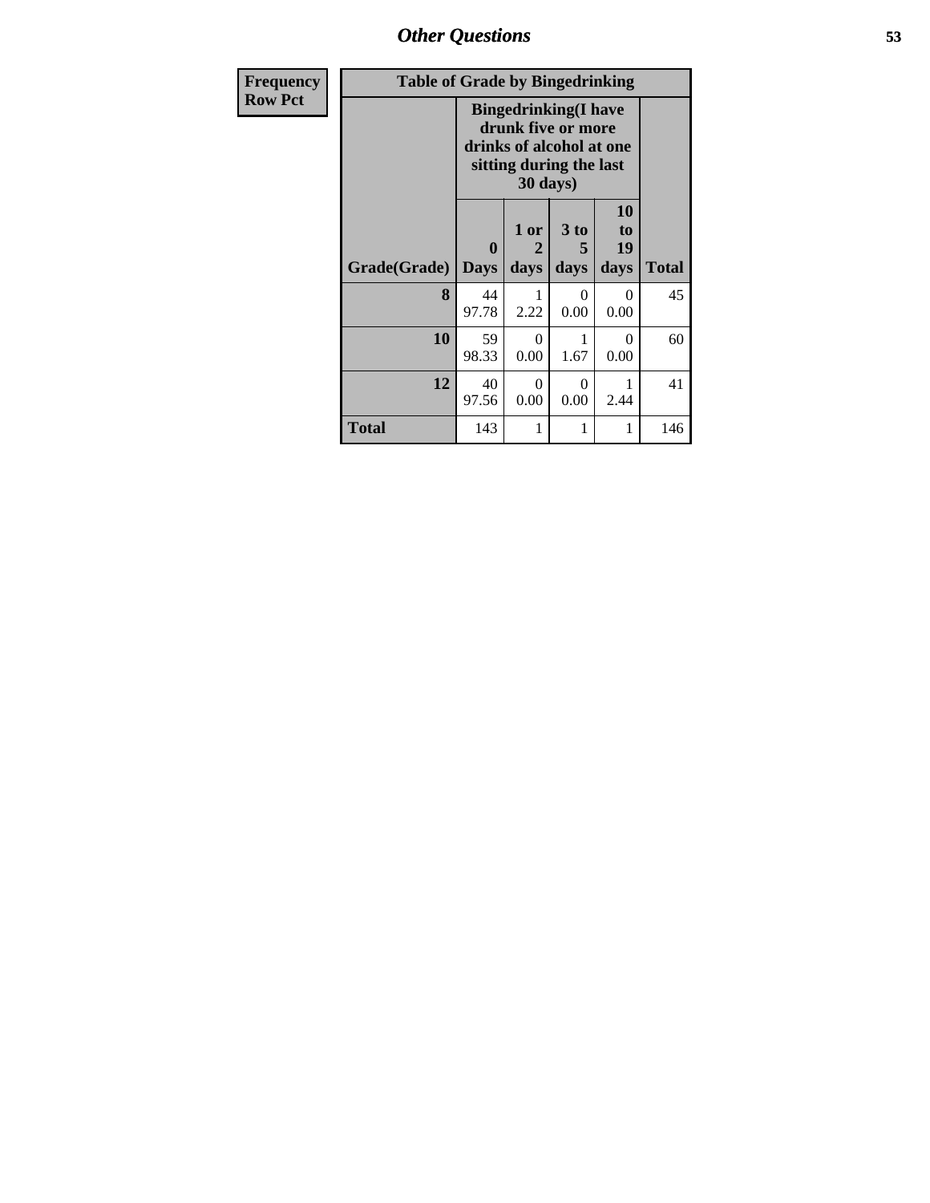| Frequency<br>Row Pct | Table of Grade by Bingedrinking | | | | |
|---|---|---|---|---|---|
| | Bingedrinking(I have drunk five or more drinks of alcohol at one sitting during the last 30 days) | | | | |
| Grade(Grade) | 0 Days | 1 or 2 days | 3 to 5 days | 10 to 19 days | Total |
| 8 | 44<br>97.78 | 1<br>2.22 | 0<br>0.00 | 0<br>0.00 | 45 |
| 10 | 59<br>98.33 | 0<br>0.00 | 1<br>1.67 | 0<br>0.00 | 60 |
| 12 | 40<br>97.56 | 0<br>0.00 | 0<br>0.00 | 1<br>2.44 | 41 |
| Total | 143 | 1 | 1 | 1 | 146 |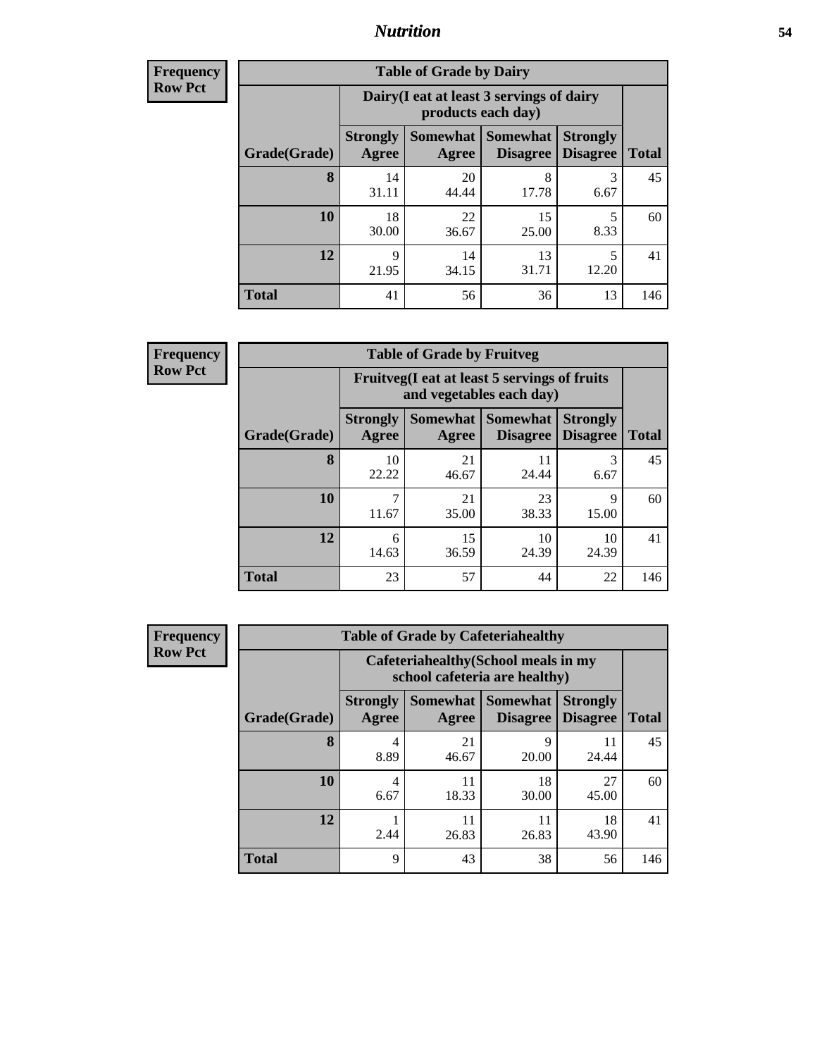## Nutrition

**Frequency**
**Row Pct**

| Table of Grade by Dairy | | | | | |
|---|---|---|---|---|---|
| | Dairy(I eat at least 3 servings of dairy products each day) | | | | |
| Grade(Grade) | Strongly Agree | Somewhat Agree | Somewhat Disagree | Strongly Disagree | Total |
| **8** | 14<br>31.11 | 20<br>44.44 | 8<br>17.78 | 3<br>6.67 | 45 |
| **10** | 18<br>30.00 | 22<br>36.67 | 15<br>25.00 | 5<br>8.33 | 60 |
| **12** | 9<br>21.95 | 14<br>34.15 | 13<br>31.71 | 5<br>12.20 | 41 |
| **Total** | 41 | 56 | 36 | 13 | 146 |

**Frequency**
**Row Pct**

| Table of Grade by Fruitveg | | | | | |
|---|---|---|---|---|---|
| | Fruitveg(I eat at least 5 servings of fruits and vegetables each day) | | | | |
| Grade(Grade) | Strongly Agree | Somewhat Agree | Somewhat Disagree | Strongly Disagree | Total |
| **8** | 10<br>22.22 | 21<br>46.67 | 11<br>24.44 | 3<br>6.67 | 45 |
| **10** | 7<br>11.67 | 21<br>35.00 | 23<br>38.33 | 9<br>15.00 | 60 |
| **12** | 6<br>14.63 | 15<br>36.59 | 10<br>24.39 | 10<br>24.39 | 41 |
| **Total** | 23 | 57 | 44 | 22 | 146 |

**Frequency**
**Row Pct**

| Table of Grade by Cafeteriahealthy | | | | | |
|---|---|---|---|---|---|
| | Cafeteriahealthy(School meals in my school cafeteria are healthy) | | | | |
| Grade(Grade) | Strongly Agree | Somewhat Agree | Somewhat Disagree | Strongly Disagree | Total |
| **8** | 4<br>8.89 | 21<br>46.67 | 9<br>20.00 | 11<br>24.44 | 45 |
| **10** | 4<br>6.67 | 11<br>18.33 | 18<br>30.00 | 27<br>45.00 | 60 |
| **12** | 1<br>2.44 | 11<br>26.83 | 11<br>26.83 | 18<br>43.90 | 41 |
| **Total** | 9 | 43 | 38 | 56 | 146 |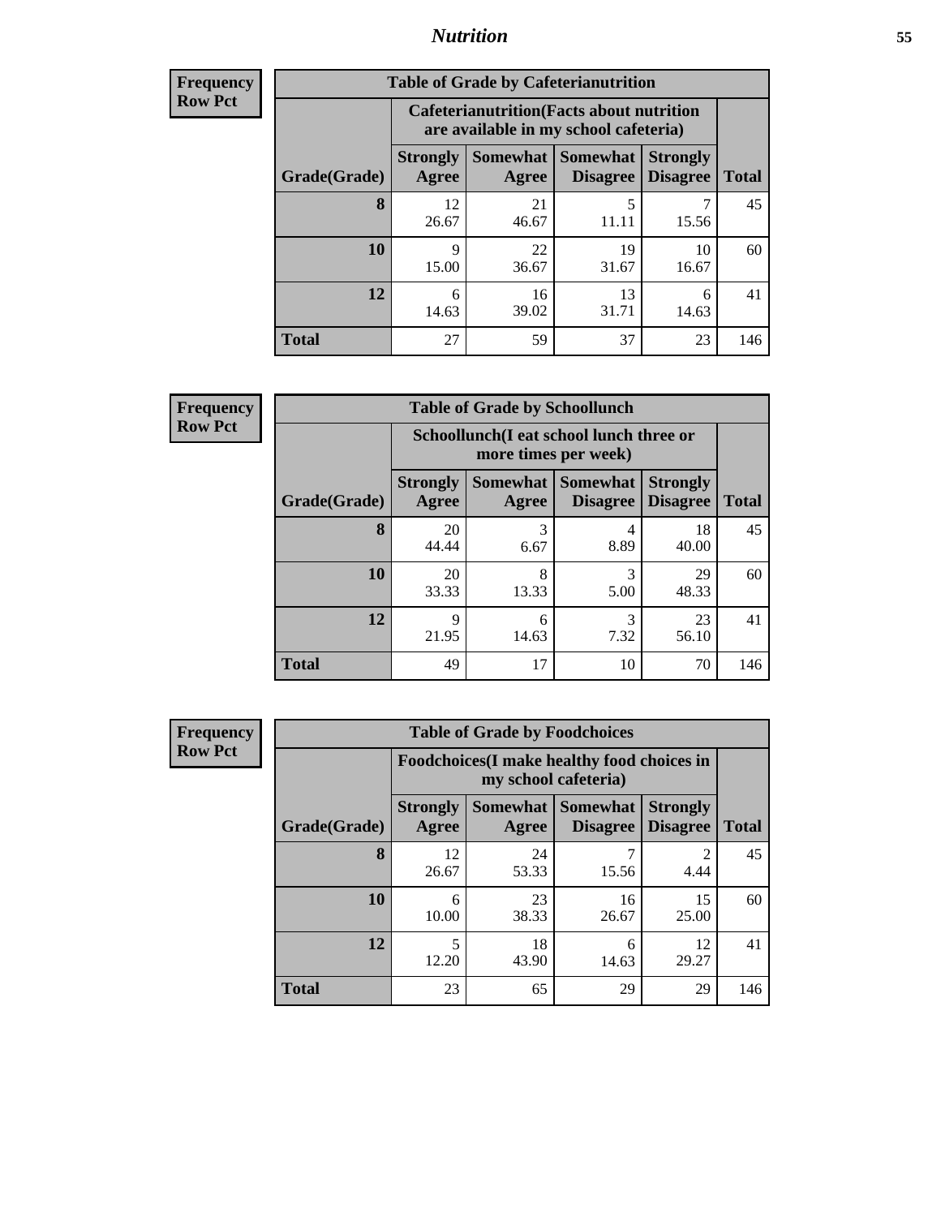| Frequency |
|---|
| Row Pct |

**Table of Grade by Cafeterianutrition**

| Grade(Grade) | Cafeterianutrition(Facts about nutrition are available in my school cafeteria) | | | | Total |
|---|---|---|---|---|---|
| | Strongly Agree | Somewhat Agree | Somewhat Disagree | Strongly Disagree | |
| 8 | 12<br>26.67 | 21<br>46.67 | 5<br>11.11 | 7<br>15.56 | 45 |
| 10 | 9<br>15.00 | 22<br>36.67 | 19<br>31.67 | 10<br>16.67 | 60 |
| 12 | 6<br>14.63 | 16<br>39.02 | 13<br>31.71 | 6<br>14.63 | 41 |
| Total | 27 | 59 | 37 | 23 | 146 |

| Frequency |
|---|
| Row Pct |

**Table of Grade by Schoollunch**

| Grade(Grade) | Schoollunch(I eat school lunch three or more times per week) | | | | Total |
|---|---|---|---|---|---|
| | Strongly Agree | Somewhat Agree | Somewhat Disagree | Strongly Disagree | |
| 8 | 20<br>44.44 | 3<br>6.67 | 4<br>8.89 | 18<br>40.00 | 45 |
| 10 | 20<br>33.33 | 8<br>13.33 | 3<br>5.00 | 29<br>48.33 | 60 |
| 12 | 9<br>21.95 | 6<br>14.63 | 3<br>7.32 | 23<br>56.10 | 41 |
| Total | 49 | 17 | 10 | 70 | 146 |

| Frequency |
|---|
| Row Pct |

**Table of Grade by Foodchoices**

| Grade(Grade) | Foodchoices(I make healthy food choices in my school cafeteria) | | | | Total |
|---|---|---|---|---|---|
| | Strongly Agree | Somewhat Agree | Somewhat Disagree | Strongly Disagree | |
| 8 | 12<br>26.67 | 24<br>53.33 | 7<br>15.56 | 2<br>4.44 | 45 |
| 10 | 6<br>10.00 | 23<br>38.33 | 16<br>26.67 | 15<br>25.00 | 60 |
| 12 | 5<br>12.20 | 18<br>43.90 | 6<br>14.63 | 12<br>29.27 | 41 |
| Total | 23 | 65 | 29 | 29 | 146 |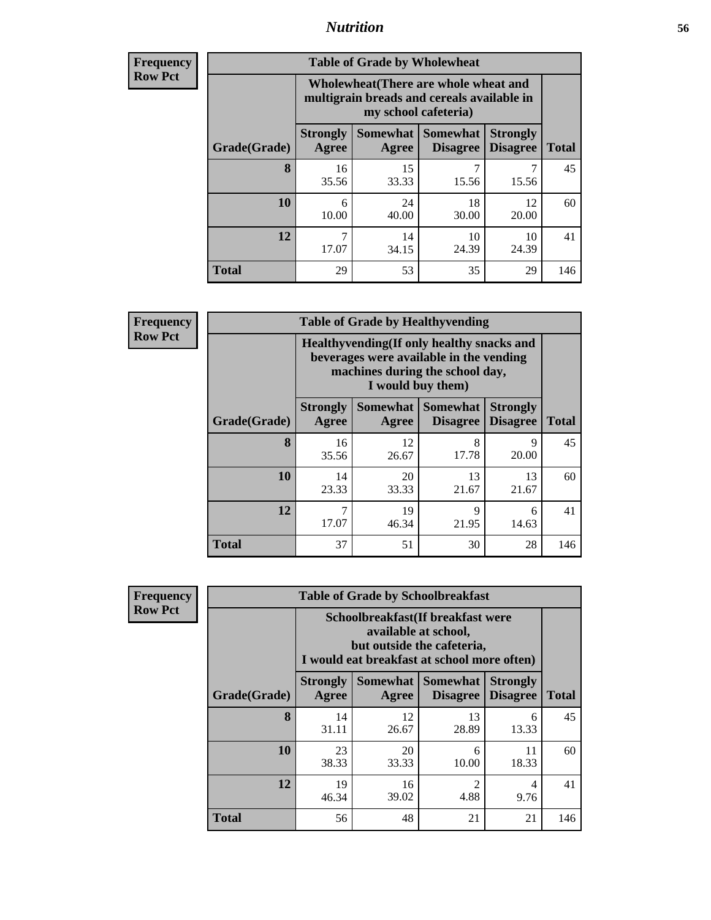**Frequency**
**Row Pct**

**Table of Grade by Wholewheat**

| Grade(Grade) | Wholewheat(There are whole wheat and multigrain breads and cereals available in my school cafeteria) | | | | Total |
|---|---|---|---|---|---|
| | Strongly Agree | Somewhat Agree | Somewhat Disagree | Strongly Disagree | |
| **8** | 16<br>35.56 | 15<br>33.33 | 7<br>15.56 | 7<br>15.56 | 45 |
| **10** | 6<br>10.00 | 24<br>40.00 | 18<br>30.00 | 12<br>20.00 | 60 |
| **12** | 7<br>17.07 | 14<br>34.15 | 10<br>24.39 | 10<br>24.39 | 41 |
| **Total** | 29 | 53 | 35 | 29 | 146 |

**Frequency**
**Row Pct**

**Table of Grade by Healthyvending**

| Grade(Grade) | Healthyvending(If only healthy snacks and beverages were available in the vending machines during the school day, I would buy them) | | | | Total |
|---|---|---|---|---|---|
| | Strongly Agree | Somewhat Agree | Somewhat Disagree | Strongly Disagree | |
| **8** | 16<br>35.56 | 12<br>26.67 | 8<br>17.78 | 9<br>20.00 | 45 |
| **10** | 14<br>23.33 | 20<br>33.33 | 13<br>21.67 | 13<br>21.67 | 60 |
| **12** | 7<br>17.07 | 19<br>46.34 | 9<br>21.95 | 6<br>14.63 | 41 |
| **Total** | 37 | 51 | 30 | 28 | 146 |

**Frequency**
**Row Pct**

**Table of Grade by Schoolbreakfast**

| Grade(Grade) | Schoolbreakfast(If breakfast were available at school, but outside the cafeteria, I would eat breakfast at school more often) | | | | Total |
|---|---|---|---|---|---|
| | Strongly Agree | Somewhat Agree | Somewhat Disagree | Strongly Disagree | |
| **8** | 14<br>31.11 | 12<br>26.67 | 13<br>28.89 | 6<br>13.33 | 45 |
| **10** | 23<br>38.33 | 20<br>33.33 | 6<br>10.00 | 11<br>18.33 | 60 |
| **12** | 19<br>46.34 | 16<br>39.02 | 2<br>4.88 | 4<br>9.76 | 41 |
| **Total** | 56 | 48 | 21 | 21 | 146 |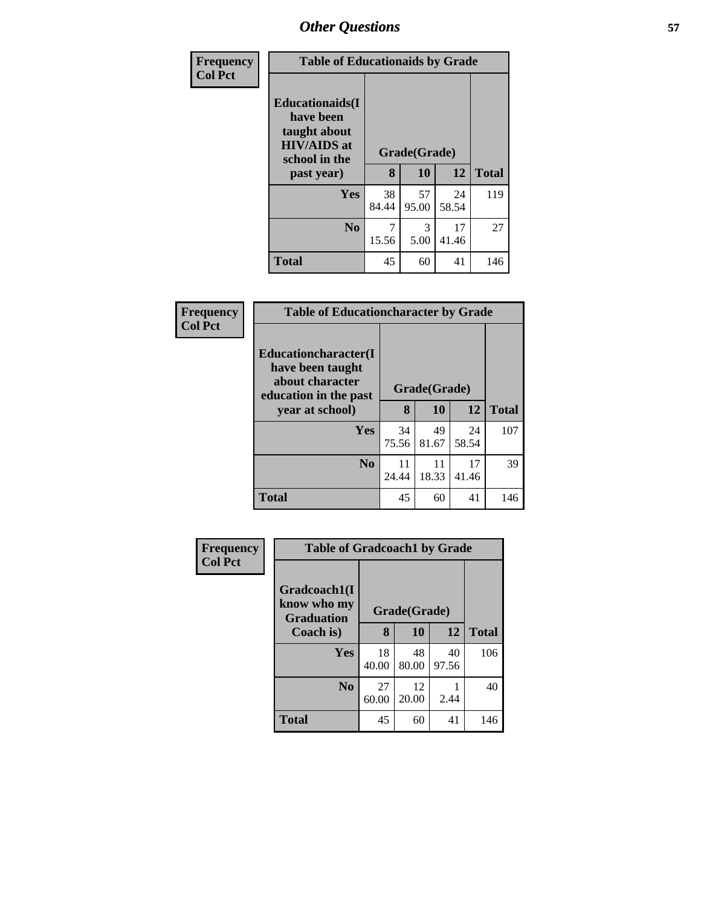| Frequency<br>Col Pct | Table of Educationaids by Grade | | | |
|---|---|---|---|---|
| Educationaids(I have been taught about HIV/AIDS at school in the past year) | Grade(Grade) | | | |
| | 8 | 10 | 12 | Total |
| Yes | 38<br>84.44 | 57<br>95.00 | 24<br>58.54 | 119 |
| No | 7<br>15.56 | 3<br>5.00 | 17<br>41.46 | 27 |
| Total | 45 | 60 | 41 | 146 |

| Frequency<br>Col Pct | Table of Educationcharacter by Grade | | | |
|---|---|---|---|---|
| Educationcharacter(I have been taught about character education in the past year at school) | Grade(Grade) | | | |
| | 8 | 10 | 12 | Total |
| Yes | 34<br>75.56 | 49<br>81.67 | 24<br>58.54 | 107 |
| No | 11<br>24.44 | 11<br>18.33 | 17<br>41.46 | 39 |
| Total | 45 | 60 | 41 | 146 |

| Frequency<br>Col Pct | Table of Gradcoach1 by Grade | | | |
|---|---|---|---|---|
| Gradcoach1(I know who my Graduation Coach is) | Grade(Grade) | | | |
| | 8 | 10 | 12 | Total |
| Yes | 18<br>40.00 | 48<br>80.00 | 40<br>97.56 | 106 |
| No | 27<br>60.00 | 12<br>20.00 | 1<br>2.44 | 40 |
| Total | 45 | 60 | 41 | 146 |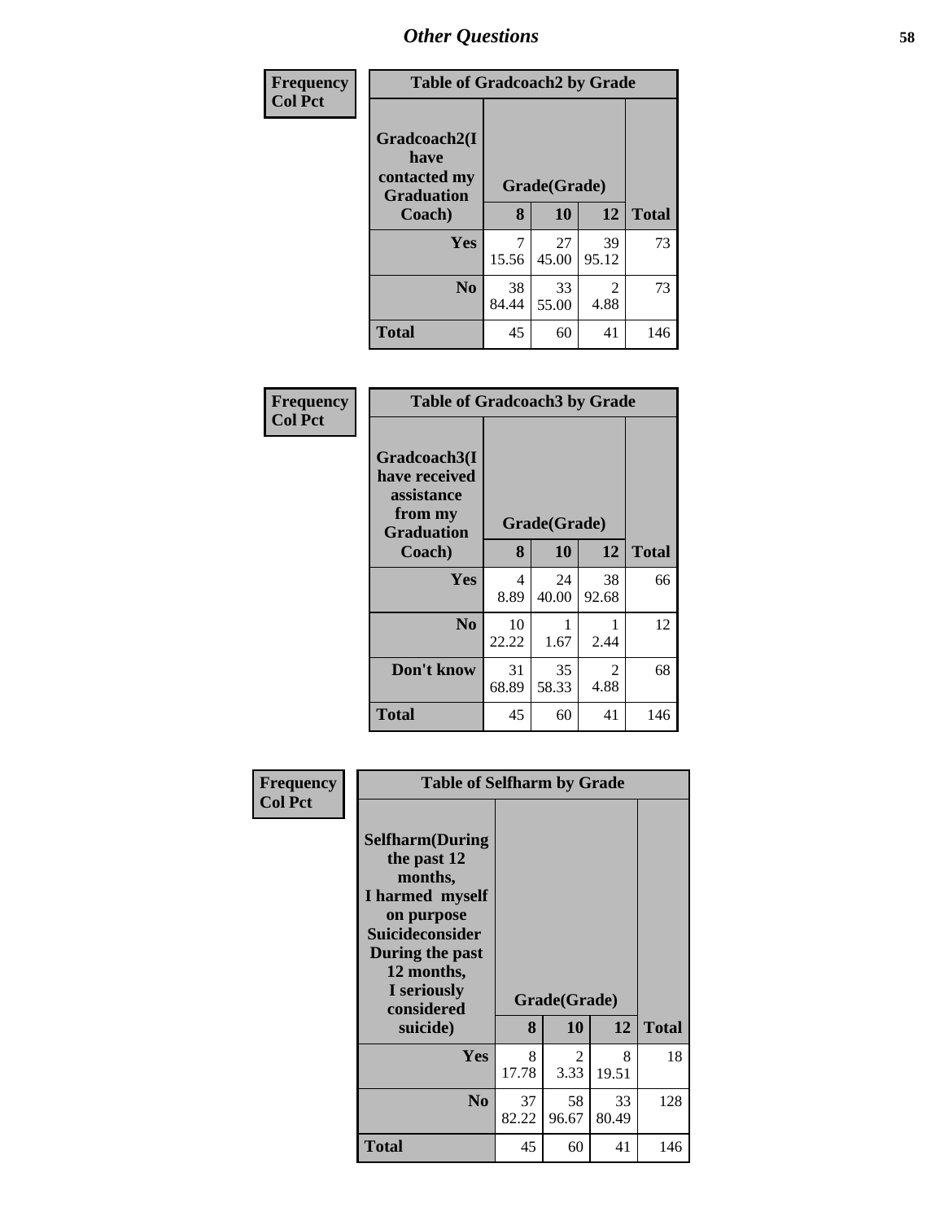## Other Questions

**Frequency**
**Col Pct**

| Table of Gradcoach2 by Grade | | | | |
|---|---|---|---|---|
| **Gradcoach2(I have contacted my Graduation Coach)** | **Grade(Grade)** | | | **Total** |
| | **8** | **10** | **12** | |
| **Yes** | 7<br>15.56 | 27<br>45.00 | 39<br>95.12 | 73 |
| **No** | 38<br>84.44 | 33<br>55.00 | 2<br>4.88 | 73 |
| **Total** | 45 | 60 | 41 | 146 |

**Frequency**
**Col Pct**

| Table of Gradcoach3 by Grade | | | | |
|---|---|---|---|---|
| **Gradcoach3(I have received assistance from my Graduation Coach)** | **Grade(Grade)** | | | **Total** |
| | **8** | **10** | **12** | |
| **Yes** | 4<br>8.89 | 24<br>40.00 | 38<br>92.68 | 66 |
| **No** | 10<br>22.22 | 1<br>1.67 | 1<br>2.44 | 12 |
| **Don't know** | 31<br>68.89 | 35<br>58.33 | 2<br>4.88 | 68 |
| **Total** | 45 | 60 | 41 | 146 |

**Frequency**
**Col Pct**

| Table of Selfharm by Grade | | | | |
|---|---|---|---|---|
| **Selfharm(During the past 12 months, I harmed myself on purpose Suicideconsider During the past 12 months, I seriously considered suicide)** | **Grade(Grade)** | | | **Total** |
| | **8** | **10** | **12** | |
| **Yes** | 8<br>17.78 | 2<br>3.33 | 8<br>19.51 | 18 |
| **No** | 37<br>82.22 | 58<br>96.67 | 33<br>80.49 | 128 |
| **Total** | 45 | 60 | 41 | 146 |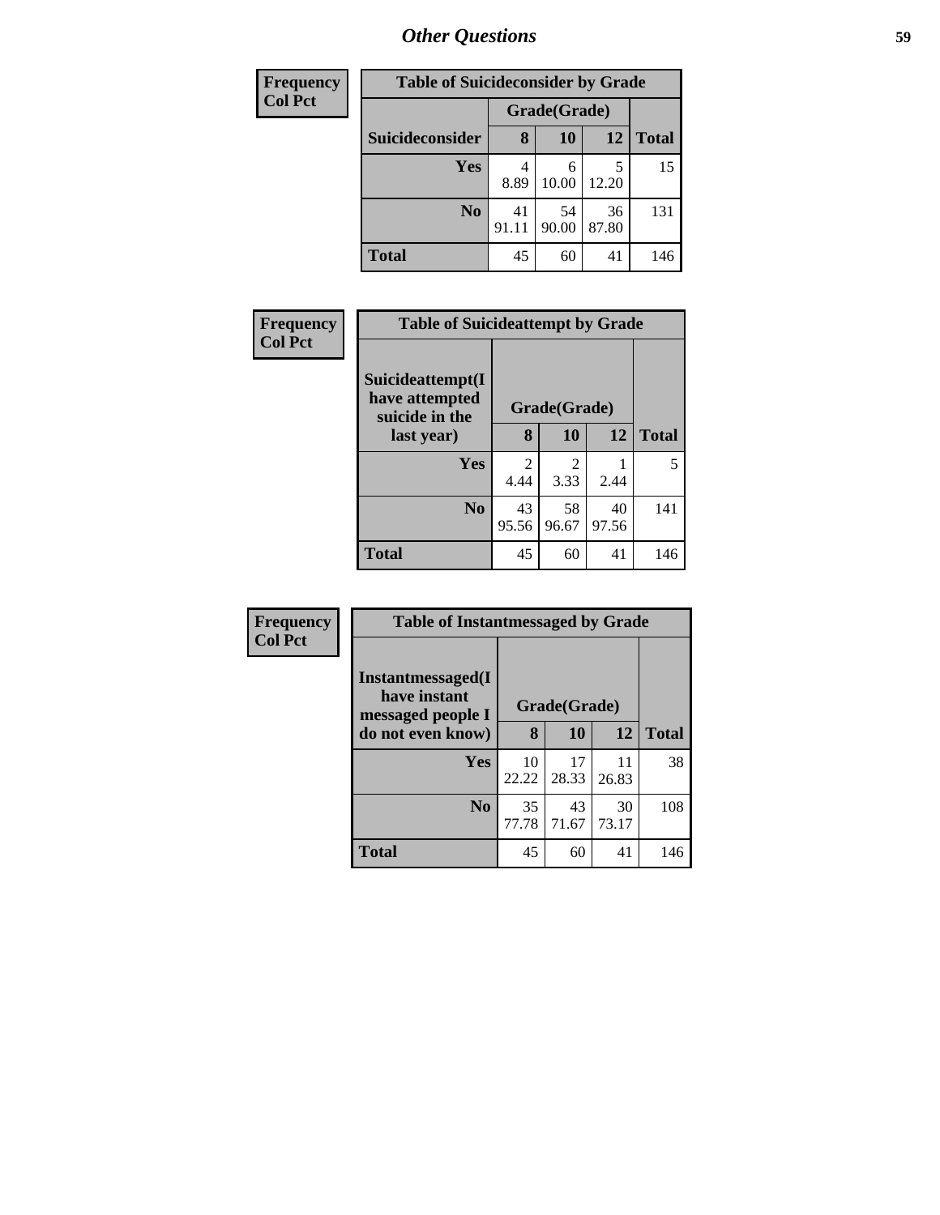## Other Questions

| Frequency<br>Col Pct | Table of Suicideconsider by Grade | | | |
|---|---|---|---|---|
| | Grade(Grade) | | | |
| Suicideconsider | 8 | 10 | 12 | Total |
| Yes | 4<br>8.89 | 6<br>10.00 | 5<br>12.20 | 15 |
| No | 41<br>91.11 | 54<br>90.00 | 36<br>87.80 | 131 |
| Total | 45 | 60 | 41 | 146 |

| Frequency<br>Col Pct | Table of Suicideattempt by Grade | | | |
|---|---|---|---|---|
| Suicideattempt(I have attempted suicide in the last year) | Grade(Grade) | | | |
| | 8 | 10 | 12 | Total |
| Yes | 2<br>4.44 | 2<br>3.33 | 1<br>2.44 | 5 |
| No | 43<br>95.56 | 58<br>96.67 | 40<br>97.56 | 141 |
| Total | 45 | 60 | 41 | 146 |

| Frequency<br>Col Pct | Table of Instantmessaged by Grade | | | |
|---|---|---|---|---|
| Instantmessaged(I have instant messaged people I do not even know) | Grade(Grade) | | | |
| | 8 | 10 | 12 | Total |
| Yes | 10<br>22.22 | 17<br>28.33 | 11<br>26.83 | 38 |
| No | 35<br>77.78 | 43<br>71.67 | 30<br>73.17 | 108 |
| Total | 45 | 60 | 41 | 146 |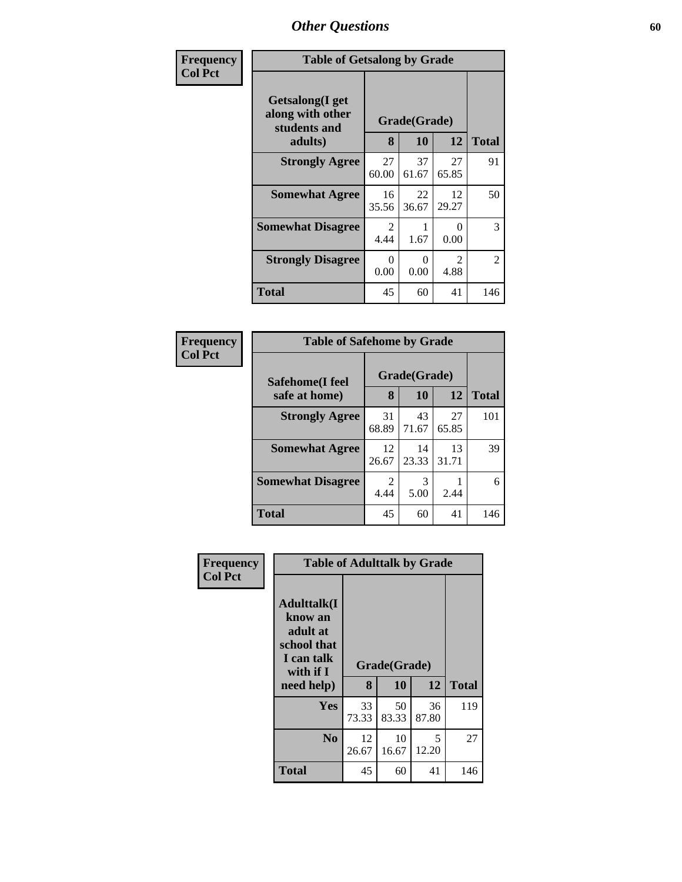## Other Questions

**Frequency**
**Col Pct**

| Table of Getsalong by Grade | | | | |
|---|---|---|---|---|
| Getsalong(I get along with other students and adults) | Grade(Grade) | | | |
| | 8 | 10 | 12 | Total |
| Strongly Agree | 27<br>60.00 | 37<br>61.67 | 27<br>65.85 | 91 |
| Somewhat Agree | 16<br>35.56 | 22<br>36.67 | 12<br>29.27 | 50 |
| Somewhat Disagree | 2<br>4.44 | 1<br>1.67 | 0<br>0.00 | 3 |
| Strongly Disagree | 0<br>0.00 | 0<br>0.00 | 2<br>4.88 | 2 |
| Total | 45 | 60 | 41 | 146 |

**Frequency**
**Col Pct**

| Table of Safehome by Grade | | | | |
|---|---|---|---|---|
| Safehome(I feel safe at home) | Grade(Grade) | | | |
| | 8 | 10 | 12 | Total |
| Strongly Agree | 31<br>68.89 | 43<br>71.67 | 27<br>65.85 | 101 |
| Somewhat Agree | 12<br>26.67 | 14<br>23.33 | 13<br>31.71 | 39 |
| Somewhat Disagree | 2<br>4.44 | 3<br>5.00 | 1<br>2.44 | 6 |
| Total | 45 | 60 | 41 | 146 |

**Frequency**
**Col Pct**

| Table of Adulttalk by Grade | | | | |
|---|---|---|---|---|
| Adulttalk(I know an adult at school that I can talk with if I need help) | Grade(Grade) | | | |
| | 8 | 10 | 12 | Total |
| Yes | 33<br>73.33 | 50<br>83.33 | 36<br>87.80 | 119 |
| No | 12<br>26.67 | 10<br>16.67 | 5<br>12.20 | 27 |
| Total | 45 | 60 | 41 | 146 |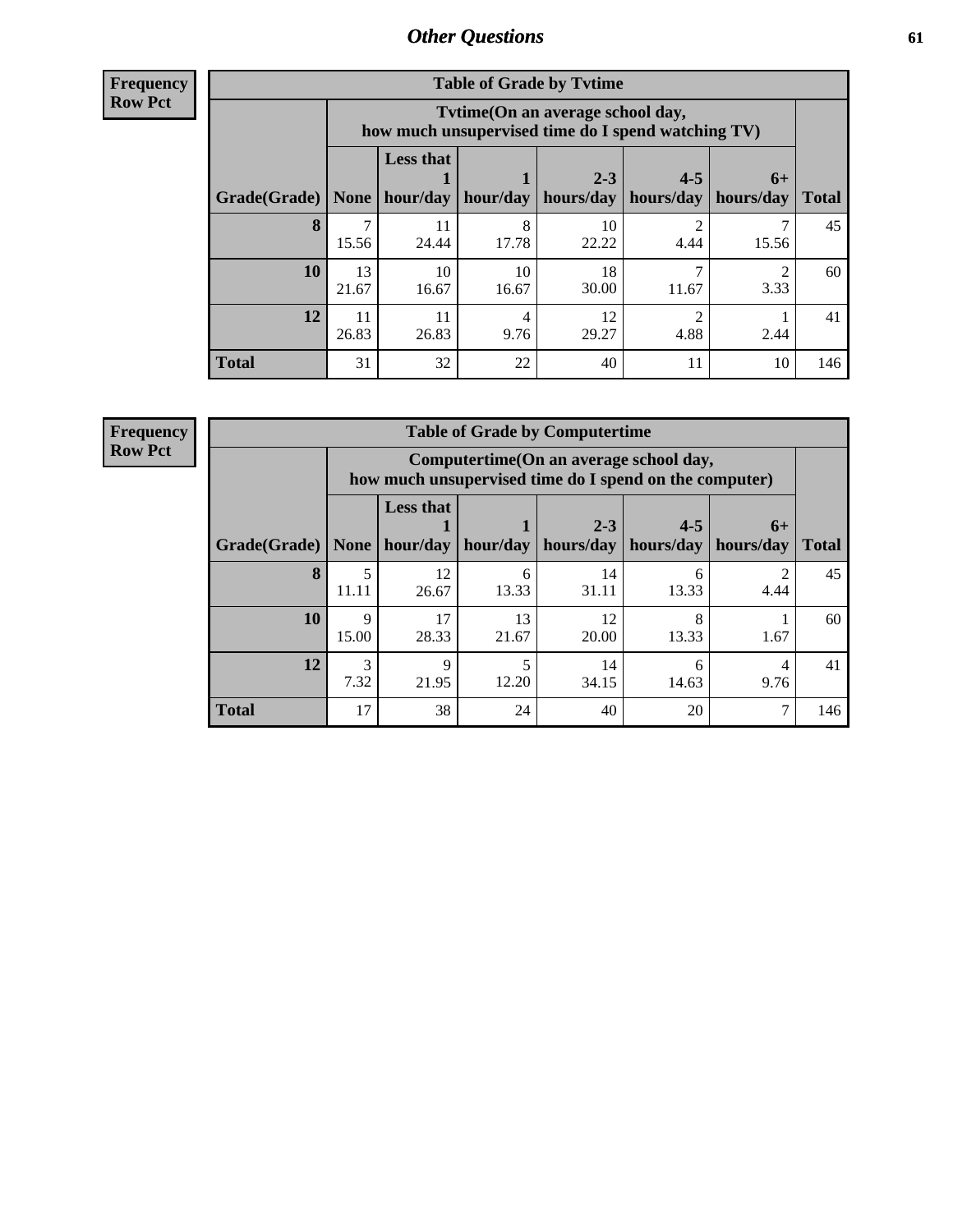## Other Questions

**Frequency Row Pct**

| Table of Grade by Tvtime | | | | | | | |
|---|---|---|---|---|---|---|---|
| | Tvtime(On an average school day, how much unsupervised time do I spend watching TV) | | | | | | |
| Grade(Grade) | None | Less that 1 hour/day | 1 hour/day | 2-3 hours/day | 4-5 hours/day | 6+ hours/day | Total |
| **8** | 7<br>15.56 | 11<br>24.44 | 8<br>17.78 | 10<br>22.22 | 2<br>4.44 | 7<br>15.56 | 45 |
| **10** | 13<br>21.67 | 10<br>16.67 | 10<br>16.67 | 18<br>30.00 | 7<br>11.67 | 2<br>3.33 | 60 |
| **12** | 11<br>26.83 | 11<br>26.83 | 4<br>9.76 | 12<br>29.27 | 2<br>4.88 | 1<br>2.44 | 41 |
| **Total** | 31 | 32 | 22 | 40 | 11 | 10 | 146 |

**Frequency Row Pct**

| Table of Grade by Computertime | | | | | | | |
|---|---|---|---|---|---|---|---|
| | Computertime(On an average school day, how much unsupervised time do I spend on the computer) | | | | | | |
| Grade(Grade) | None | Less that 1 hour/day | 1 hour/day | 2-3 hours/day | 4-5 hours/day | 6+ hours/day | Total |
| **8** | 5<br>11.11 | 12<br>26.67 | 6<br>13.33 | 14<br>31.11 | 6<br>13.33 | 2<br>4.44 | 45 |
| **10** | 9<br>15.00 | 17<br>28.33 | 13<br>21.67 | 12<br>20.00 | 8<br>13.33 | 1<br>1.67 | 60 |
| **12** | 3<br>7.32 | 9<br>21.95 | 5<br>12.20 | 14<br>34.15 | 6<br>14.63 | 4<br>9.76 | 41 |
| **Total** | 17 | 38 | 24 | 40 | 20 | 7 | 146 |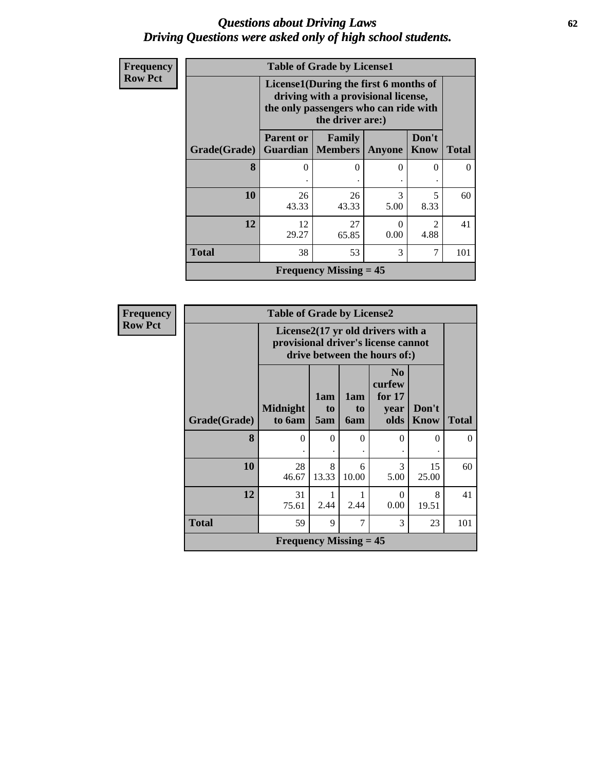# *Questions about Driving Laws*
# *Driving Questions were asked only of high school students.*

**Frequency**
**Row Pct**

| Table of Grade by License1 | | | | | |
|---|---|---|---|---|---|
| | License1(During the first 6 months of driving with a provisional license, the only passengers who can ride with the driver are:) | | | | |
| Grade(Grade) | Parent or Guardian | Family Members | Anyone | Don't Know | Total |
| **8** | 0<br>. | 0<br>. | 0<br>. | 0<br>. | 0 |
| **10** | 26<br>43.33 | 26<br>43.33 | 3<br>5.00 | 5<br>8.33 | 60 |
| **12** | 12<br>29.27 | 27<br>65.85 | 0<br>0.00 | 2<br>4.88 | 41 |
| **Total** | 38 | 53 | 3 | 7 | 101 |
| **Frequency Missing = 45** | | | | | |

**Frequency**
**Row Pct**

| Table of Grade by License2 | | | | | | |
|---|---|---|---|---|---|---|
| | License2(17 yr old drivers with a provisional driver's license cannot drive between the hours of:) | | | | | |
| Grade(Grade) | Midnight to 6am | 1am to 5am | 1am to 6am | No curfew for 17 year olds | Don't Know | Total |
| **8** | 0<br>. | 0<br>. | 0<br>. | 0<br>. | 0<br>. | 0 |
| **10** | 28<br>46.67 | 8<br>13.33 | 6<br>10.00 | 3<br>5.00 | 15<br>25.00 | 60 |
| **12** | 31<br>75.61 | 1<br>2.44 | 1<br>2.44 | 0<br>0.00 | 8<br>19.51 | 41 |
| **Total** | 59 | 9 | 7 | 3 | 23 | 101 |
| **Frequency Missing = 45** | | | | | | |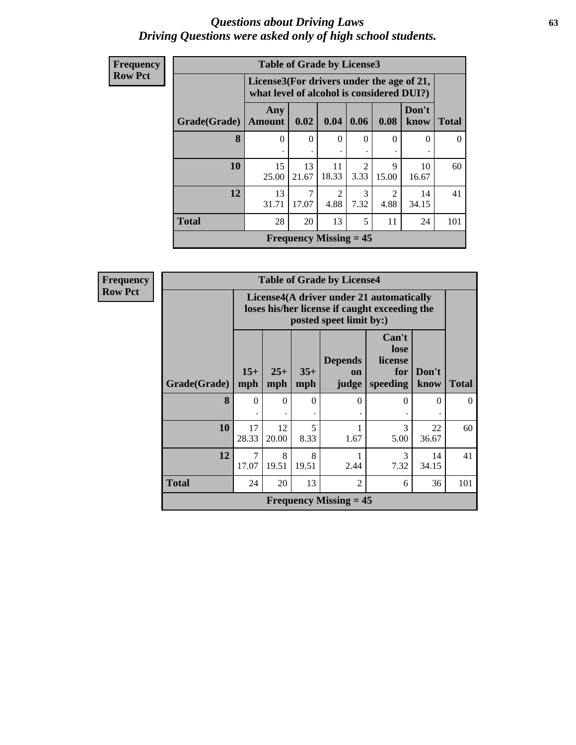## *Questions about Driving Laws*
## *Driving Questions were asked only of high school students.*

**Frequency**
**Row Pct**

**Table of Grade by License3**

| Grade(Grade) | License3(For drivers under the age of 21, what level of alcohol is considered DUI?) | | | | | | Total |
|---|---|---|---|---|---|---|---|
| | Any Amount | 0.02 | 0.04 | 0.06 | 0.08 | Don't know | |
| **8** | 0<br>. | 0<br>. | 0<br>. | 0<br>. | 0<br>. | 0<br>. | 0 |
| **10** | 15<br>25.00 | 13<br>21.67 | 11<br>18.33 | 2<br>3.33 | 9<br>15.00 | 10<br>16.67 | 60 |
| **12** | 13<br>31.71 | 7<br>17.07 | 2<br>4.88 | 3<br>7.32 | 2<br>4.88 | 14<br>34.15 | 41 |
| **Total** | 28 | 20 | 13 | 5 | 11 | 24 | 101 |

**Frequency Missing = 45**

**Frequency**
**Row Pct**

**Table of Grade by License4**

| Grade(Grade) | License4(A driver under 21 automatically loses his/her license if caught exceeding the posted speet limit by:) | | | | | | Total |
|---|---|---|---|---|---|---|---|
| | 15+ mph | 25+ mph | 35+ mph | Depends on judge | Can't lose license for speeding | Don't know | |
| **8** | 0<br>. | 0<br>. | 0<br>. | 0<br>. | 0<br>. | 0<br>. | 0 |
| **10** | 17<br>28.33 | 12<br>20.00 | 5<br>8.33 | 1<br>1.67 | 3<br>5.00 | 22<br>36.67 | 60 |
| **12** | 7<br>17.07 | 8<br>19.51 | 8<br>19.51 | 1<br>2.44 | 3<br>7.32 | 14<br>34.15 | 41 |
| **Total** | 24 | 20 | 13 | 2 | 6 | 36 | 101 |

**Frequency Missing = 45**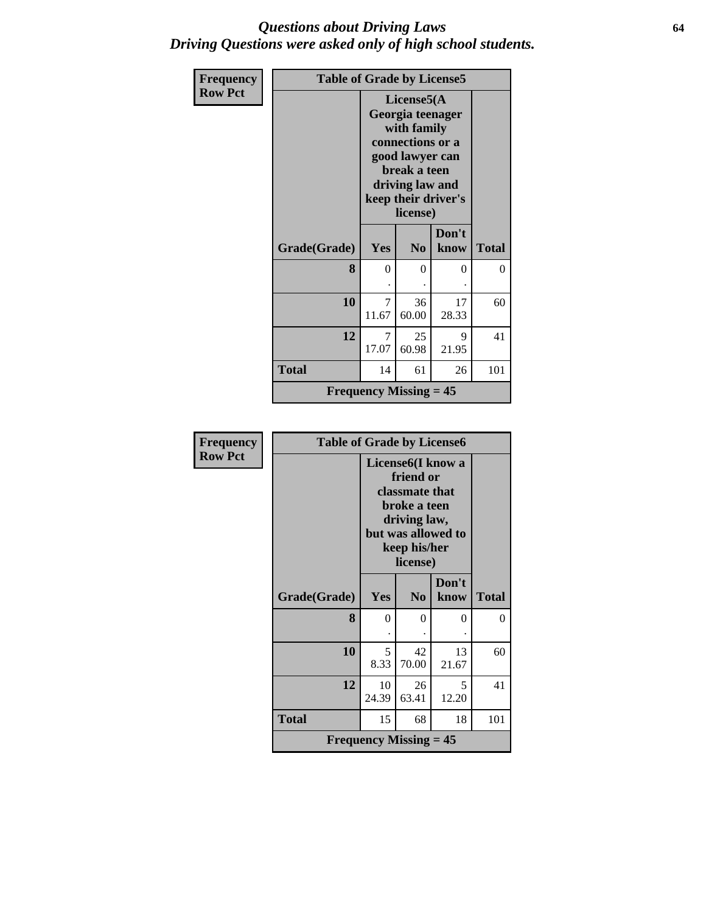# *Questions about Driving Laws*
## *Driving Questions were asked only of high school students.*

**Frequency**
**Row Pct**

**Table of Grade by License5**

| Grade(Grade) | License5(A Georgia teenager with family connections or a good lawyer can break a teen driving law and keep their driver's license) | | | Total |
|---|---|---|---|---|
| | Yes | No | Don't know | |
| **8** | 0<br>. | 0<br>. | 0<br>. | 0 |
| **10** | 7<br>11.67 | 36<br>60.00 | 17<br>28.33 | 60 |
| **12** | 7<br>17.07 | 25<br>60.98 | 9<br>21.95 | 41 |
| **Total** | 14 | 61 | 26 | 101 |

**Frequency Missing = 45**

**Frequency**
**Row Pct**

**Table of Grade by License6**

| Grade(Grade) | License6(I know a friend or classmate that broke a teen driving law, but was allowed to keep his/her license) | | | Total |
|---|---|---|---|---|
| | Yes | No | Don't know | |
| **8** | 0<br>. | 0<br>. | 0<br>. | 0 |
| **10** | 5<br>8.33 | 42<br>70.00 | 13<br>21.67 | 60 |
| **12** | 10<br>24.39 | 26<br>63.41 | 5<br>12.20 | 41 |
| **Total** | 15 | 68 | 18 | 101 |

**Frequency Missing = 45**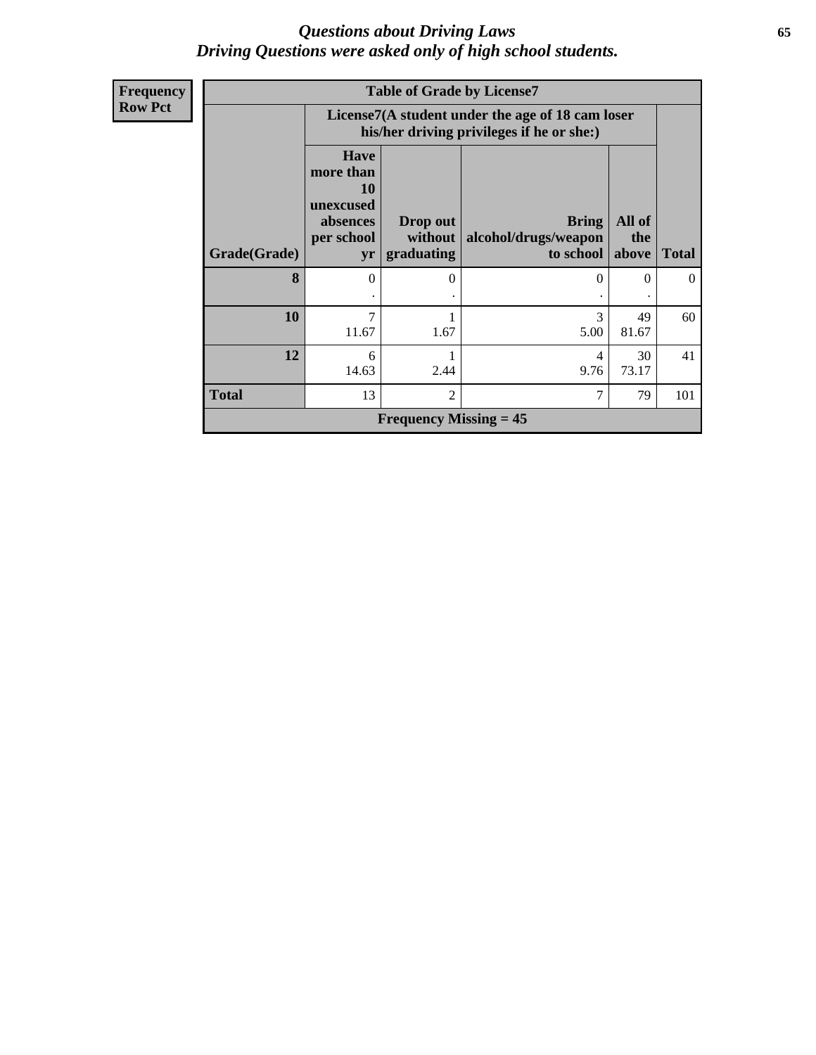# *Questions about Driving Laws*
## *Driving Questions were asked only of high school students.*

**Frequency**
**Row Pct**

**Table of Grade by License7**

| Grade(Grade) | License7(A student under the age of 18 cam loser his/her driving privileges if he or she:) | | | | Total |
|---|---|---|---|---|---|
| | Have more than 10 unexcused absences per school yr | Drop out without graduating | Bring alcohol/drugs/weapon to school | All of the above | |
| **8** | 0<br>. | 0<br>. | 0<br>. | 0<br>. | 0 |
| **10** | 7<br>11.67 | 1<br>1.67 | 3<br>5.00 | 49<br>81.67 | 60 |
| **12** | 6<br>14.63 | 1<br>2.44 | 4<br>9.76 | 30<br>73.17 | 41 |
| **Total** | 13 | 2 | 7 | 79 | 101 |

**Frequency Missing = 45**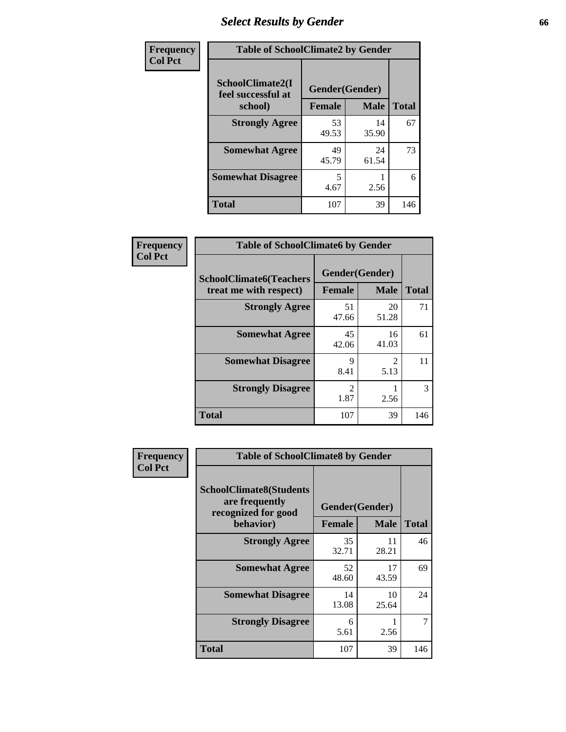## Select Results by Gender

**Frequency**
**Col Pct**

| Table of SchoolClimate2 by Gender | | | |
|---|---|---|---|
| SchoolClimate2(I feel successful at school) | Gender(Gender) | | |
| | Female | Male | Total |
| **Strongly Agree** | 53<br>49.53 | 14<br>35.90 | 67 |
| **Somewhat Agree** | 49<br>45.79 | 24<br>61.54 | 73 |
| **Somewhat Disagree** | 5<br>4.67 | 1<br>2.56 | 6 |
| **Total** | 107 | 39 | 146 |

**Frequency**
**Col Pct**

| Table of SchoolClimate6 by Gender | | | |
|---|---|---|---|
| SchoolClimate6(Teachers treat me with respect) | Gender(Gender) | | |
| | Female | Male | Total |
| **Strongly Agree** | 51<br>47.66 | 20<br>51.28 | 71 |
| **Somewhat Agree** | 45<br>42.06 | 16<br>41.03 | 61 |
| **Somewhat Disagree** | 9<br>8.41 | 2<br>5.13 | 11 |
| **Strongly Disagree** | 2<br>1.87 | 1<br>2.56 | 3 |
| **Total** | 107 | 39 | 146 |

**Frequency**
**Col Pct**

| Table of SchoolClimate8 by Gender | | | |
|---|---|---|---|
| SchoolClimate8(Students are frequently recognized for good behavior) | Gender(Gender) | | |
| | Female | Male | Total |
| **Strongly Agree** | 35<br>32.71 | 11<br>28.21 | 46 |
| **Somewhat Agree** | 52<br>48.60 | 17<br>43.59 | 69 |
| **Somewhat Disagree** | 14<br>13.08 | 10<br>25.64 | 24 |
| **Strongly Disagree** | 6<br>5.61 | 1<br>2.56 | 7 |
| **Total** | 107 | 39 | 146 |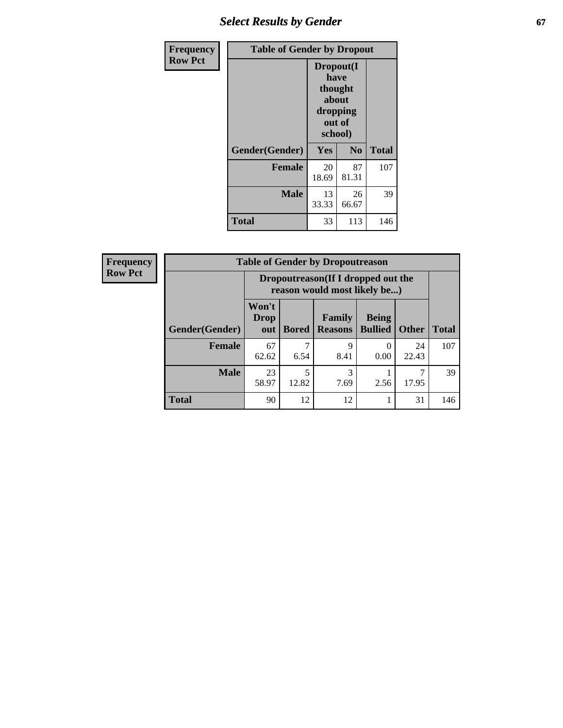| Frequency Row Pct | Table of Gender by Dropout | | |
|---|---|---|---|
| | Dropout(I have thought about dropping out of school) | | |
| Gender(Gender) | Yes | No | Total |
| **Female** | 20<br>18.69 | 87<br>81.31 | 107 |
| **Male** | 13<br>33.33 | 26<br>66.67 | 39 |
| **Total** | 33 | 113 | 146 |

| Frequency Row Pct | Table of Gender by Dropoutreason | | | | | |
|---|---|---|---|---|---|---|
| | Dropoutreason(If I dropped out the reason would most likely be...) | | | | | |
| Gender(Gender) | Won't Drop out | Bored | Family Reasons | Being Bullied | Other | Total |
| **Female** | 67<br>62.62 | 7<br>6.54 | 9<br>8.41 | 0<br>0.00 | 24<br>22.43 | 107 |
| **Male** | 23<br>58.97 | 5<br>12.82 | 3<br>7.69 | 1<br>2.56 | 7<br>17.95 | 39 |
| **Total** | 90 | 12 | 12 | 1 | 31 | 146 |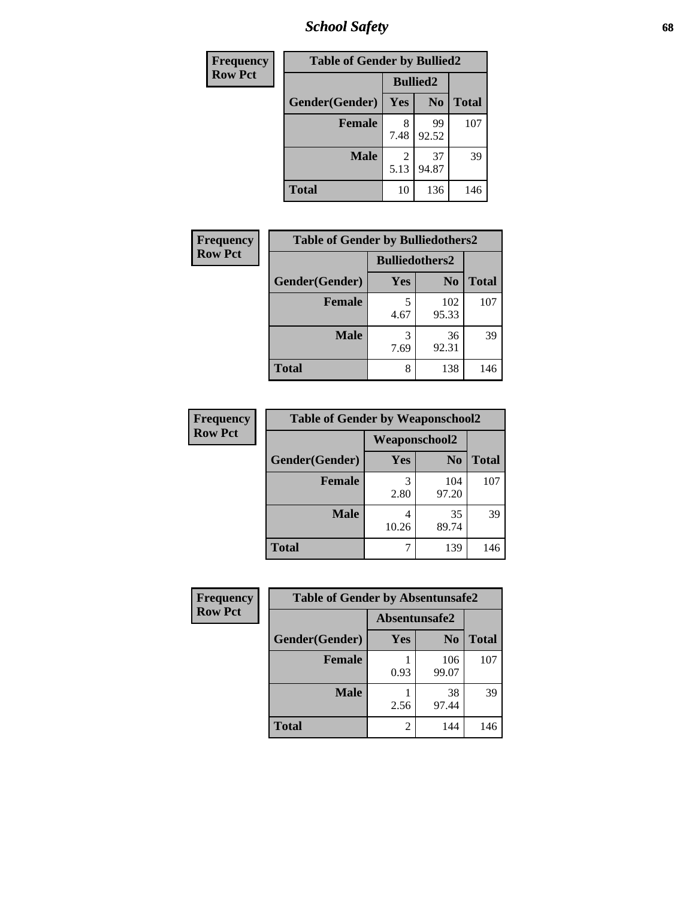| Frequency<br>Row Pct |
|---|

| Table of Gender by Bullied2 | | | |
|---|---|---|---|
| | Bullied2 | | |
| Gender(Gender) | Yes | No | Total |
| Female | 8<br>7.48 | 99<br>92.52 | 107 |
| Male | 2<br>5.13 | 37<br>94.87 | 39 |
| Total | 10 | 136 | 146 |

| Frequency<br>Row Pct |
|---|

| Table of Gender by Bulliedothers2 | | | |
|---|---|---|---|
| | Bulliedothers2 | | |
| Gender(Gender) | Yes | No | Total |
| Female | 5<br>4.67 | 102<br>95.33 | 107 |
| Male | 3<br>7.69 | 36<br>92.31 | 39 |
| Total | 8 | 138 | 146 |

| Frequency<br>Row Pct |
|---|

| Table of Gender by Weaponschool2 | | | |
|---|---|---|---|
| | Weaponschool2 | | |
| Gender(Gender) | Yes | No | Total |
| Female | 3<br>2.80 | 104<br>97.20 | 107 |
| Male | 4<br>10.26 | 35<br>89.74 | 39 |
| Total | 7 | 139 | 146 |

| Frequency<br>Row Pct |
|---|

| Table of Gender by Absentunsafe2 | | | |
|---|---|---|---|
| | Absentunsafe2 | | |
| Gender(Gender) | Yes | No | Total |
| Female | 1<br>0.93 | 106<br>99.07 | 107 |
| Male | 1<br>2.56 | 38<br>97.44 | 39 |
| Total | 2 | 144 | 146 |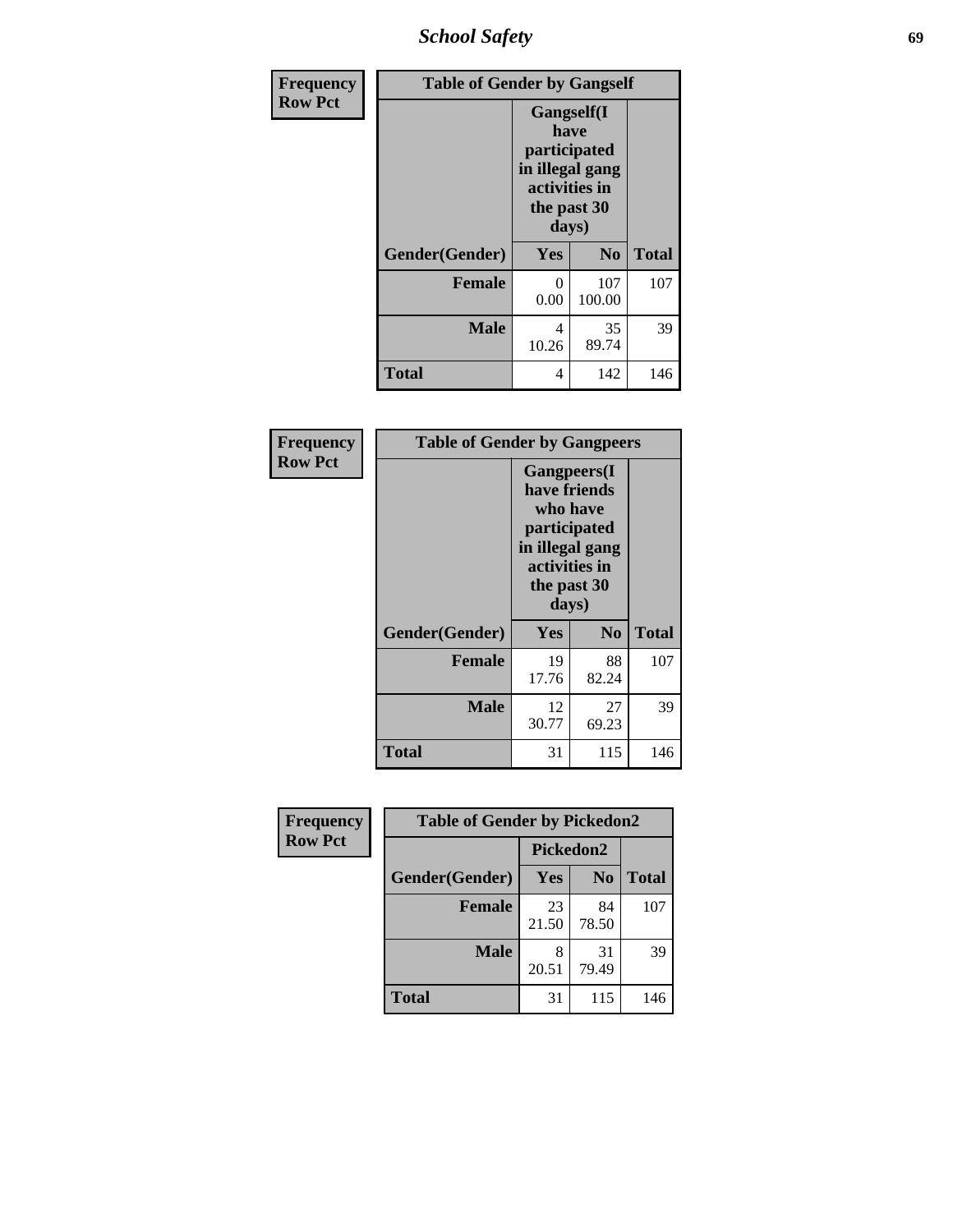| Frequency<br>Row Pct | Table of Gender by Gangself | | |
|---|---|---|---|
| | Gangself(I have participated in illegal gang activities in the past 30 days) | | |
| Gender(Gender) | Yes | No | Total |
| Female | 0<br>0.00 | 107<br>100.00 | 107 |
| Male | 4<br>10.26 | 35<br>89.74 | 39 |
| Total | 4 | 142 | 146 |

| Frequency<br>Row Pct | Table of Gender by Gangpeers | | |
|---|---|---|---|
| | Gangpeers(I have friends who have participated in illegal gang activities in the past 30 days) | | |
| Gender(Gender) | Yes | No | Total |
| Female | 19<br>17.76 | 88<br>82.24 | 107 |
| Male | 12<br>30.77 | 27<br>69.23 | 39 |
| Total | 31 | 115 | 146 |

| Frequency<br>Row Pct | Table of Gender by Pickedon2 | | |
|---|---|---|---|
| | Pickedon2 | | |
| Gender(Gender) | Yes | No | Total |
| Female | 23<br>21.50 | 84<br>78.50 | 107 |
| Male | 8<br>20.51 | 31<br>79.49 | 39 |
| Total | 31 | 115 | 146 |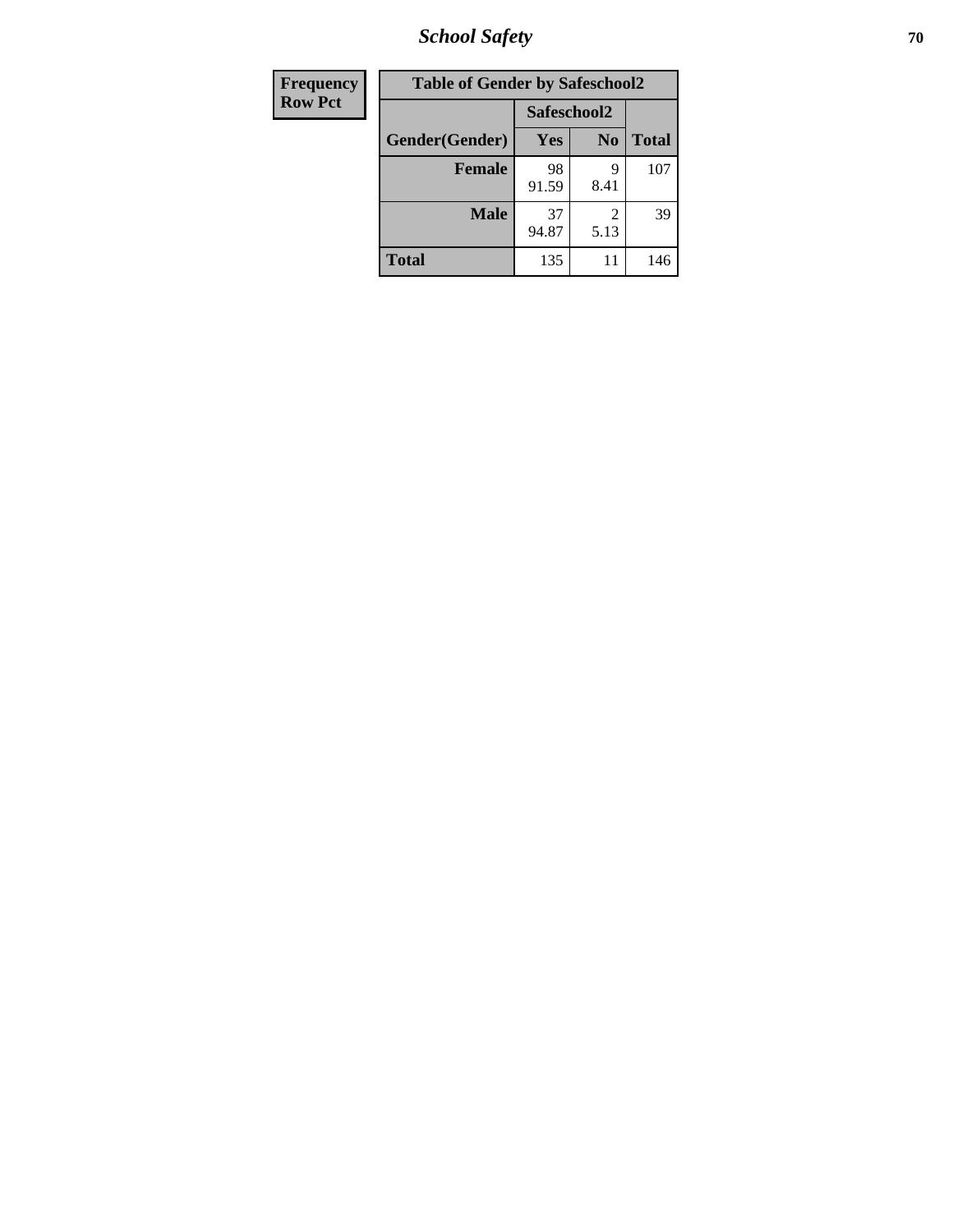| Frequency<br>Row Pct | Table of Gender by Safeschool2 | | |
|---|---|---|---|
| | Safeschool2 | | |
| Gender(Gender) | Yes | No | Total |
| Female | 98<br>91.59 | 9<br>8.41 | 107 |
| Male | 37<br>94.87 | 2<br>5.13 | 39 |
| Total | 135 | 11 | 146 |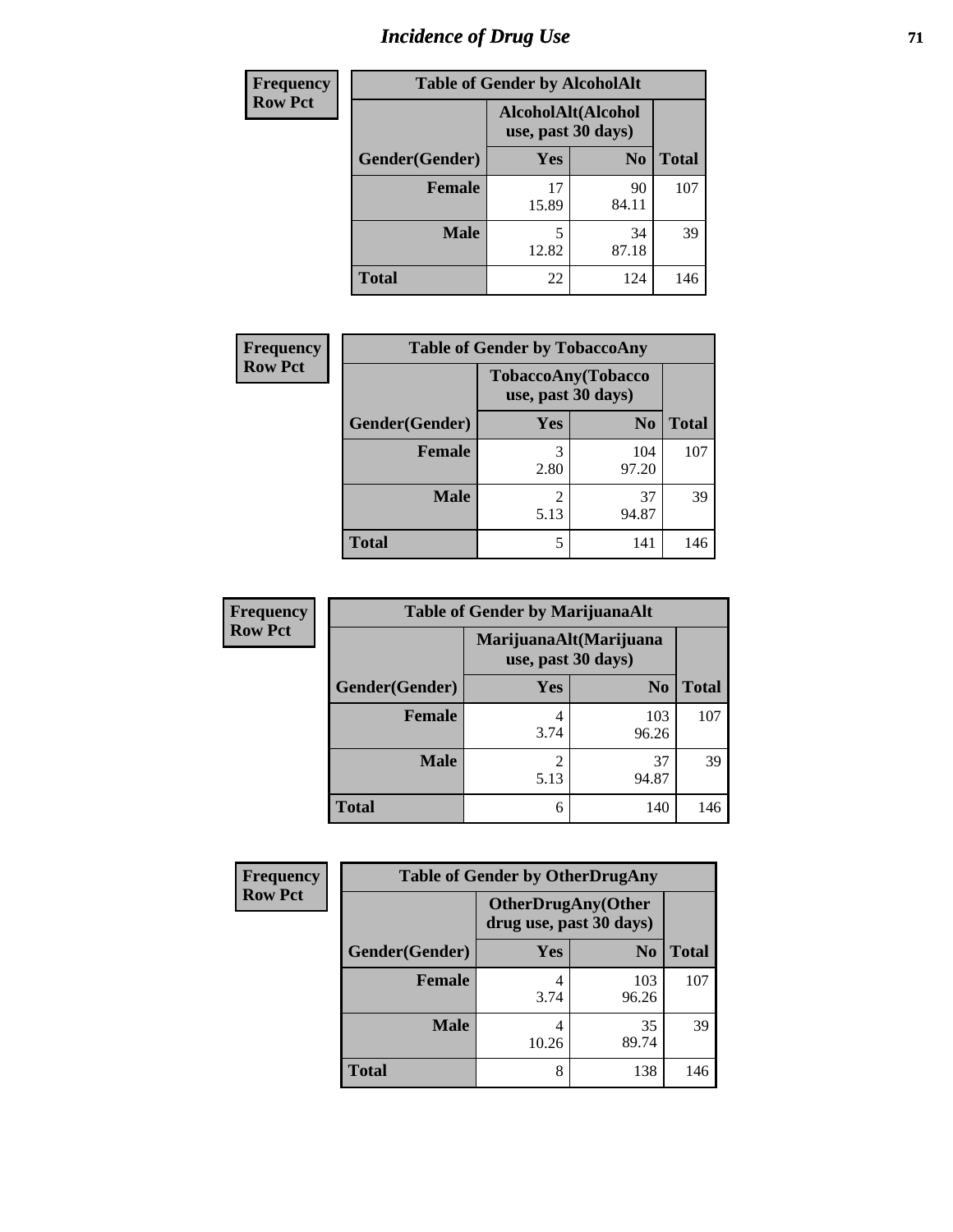# Incidence of Drug Use

| Frequency<br>Row Pct | | | |
|---|---|---|---|
| **Table of Gender by AlcoholAlt** | | | |
| | **AlcoholAlt(Alcohol use, past 30 days)** | | |
| **Gender(Gender)** | **Yes** | **No** | **Total** |
| **Female** | 17<br>15.89 | 90<br>84.11 | 107 |
| **Male** | 5<br>12.82 | 34<br>87.18 | 39 |
| **Total** | 22 | 124 | 146 |

| Frequency<br>Row Pct | | | |
|---|---|---|---|
| **Table of Gender by TobaccoAny** | | | |
| | **TobaccoAny(Tobacco use, past 30 days)** | | |
| **Gender(Gender)** | **Yes** | **No** | **Total** |
| **Female** | 3<br>2.80 | 104<br>97.20 | 107 |
| **Male** | 2<br>5.13 | 37<br>94.87 | 39 |
| **Total** | 5 | 141 | 146 |

| Frequency<br>Row Pct | | | |
|---|---|---|---|
| **Table of Gender by MarijuanaAlt** | | | |
| | **MarijuanaAlt(Marijuana use, past 30 days)** | | |
| **Gender(Gender)** | **Yes** | **No** | **Total** |
| **Female** | 4<br>3.74 | 103<br>96.26 | 107 |
| **Male** | 2<br>5.13 | 37<br>94.87 | 39 |
| **Total** | 6 | 140 | 146 |

| Frequency<br>Row Pct | | | |
|---|---|---|---|
| **Table of Gender by OtherDrugAny** | | | |
| | **OtherDrugAny(Other drug use, past 30 days)** | | |
| **Gender(Gender)** | **Yes** | **No** | **Total** |
| **Female** | 4<br>3.74 | 103<br>96.26 | 107 |
| **Male** | 4<br>10.26 | 35<br>89.74 | 39 |
| **Total** | 8 | 138 | 146 |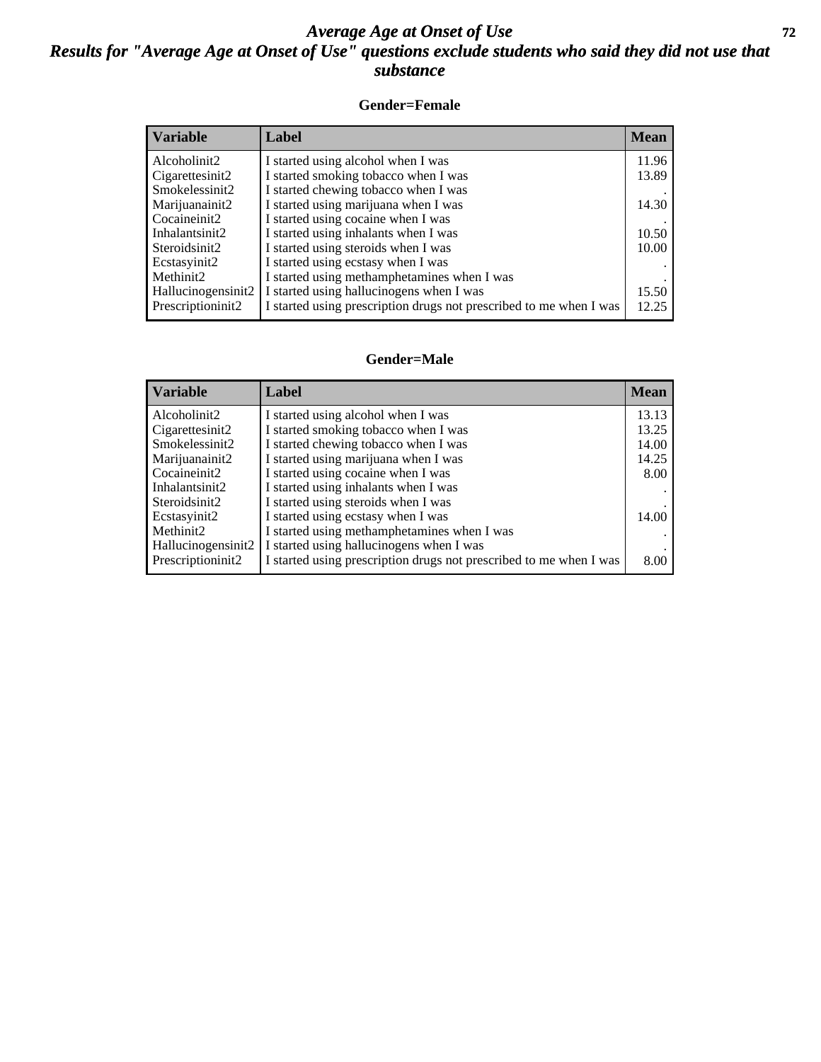# *Average Age at Onset of Use*

## *Results for "Average Age at Onset of Use" questions exclude students who said they did not use that substance*

### Gender=Female

| Variable | Label | Mean |
|---|---|---|
| Alcoholinit2 | I started using alcohol when I was | 11.96 |
| Cigarettesinit2 | I started smoking tobacco when I was | 13.89 |
| Smokelessinit2 | I started chewing tobacco when I was | . |
| Marijuanainit2 | I started using marijuana when I was | 14.30 |
| Cocaineinit2 | I started using cocaine when I was | . |
| Inhalantsinit2 | I started using inhalants when I was | 10.50 |
| Steroidsinit2 | I started using steroids when I was | 10.00 |
| Ecstasyinit2 | I started using ecstasy when I was | . |
| Methinit2 | I started using methamphetamines when I was | . |
| Hallucinogensinit2 | I started using hallucinogens when I was | 15.50 |
| Prescriptioninit2 | I started using prescription drugs not prescribed to me when I was | 12.25 |

### Gender=Male

| Variable | Label | Mean |
|---|---|---|
| Alcoholinit2 | I started using alcohol when I was | 13.13 |
| Cigarettesinit2 | I started smoking tobacco when I was | 13.25 |
| Smokelessinit2 | I started chewing tobacco when I was | 14.00 |
| Marijuanainit2 | I started using marijuana when I was | 14.25 |
| Cocaineinit2 | I started using cocaine when I was | 8.00 |
| Inhalantsinit2 | I started using inhalants when I was | . |
| Steroidsinit2 | I started using steroids when I was | . |
| Ecstasyinit2 | I started using ecstasy when I was | 14.00 |
| Methinit2 | I started using methamphetamines when I was | . |
| Hallucinogensinit2 | I started using hallucinogens when I was | . |
| Prescriptioninit2 | I started using prescription drugs not prescribed to me when I was | 8.00 |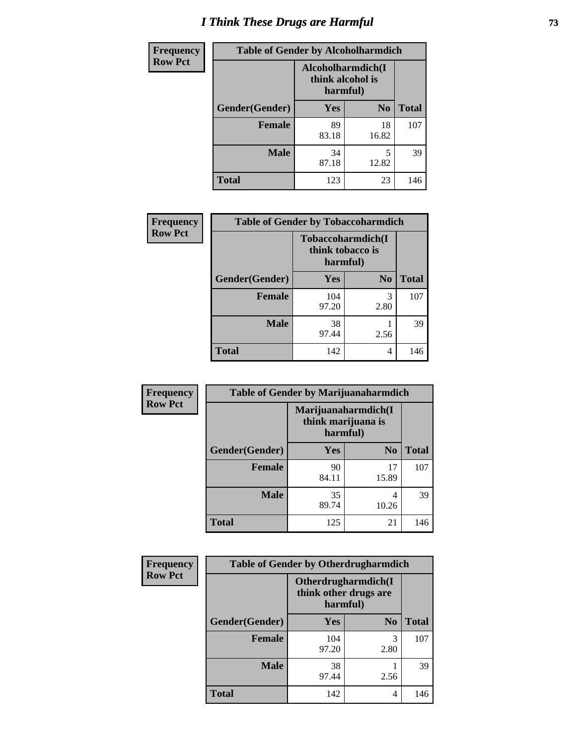# I Think These Drugs are Harmful

| Frequency<br>Row Pct | Table of Gender by Alcoholharmdich | | |
|---|---|---|---|
| | Alcoholharmdich(I think alcohol is harmful) | | |
| Gender(Gender) | Yes | No | Total |
| Female | 89<br>83.18 | 18<br>16.82 | 107 |
| Male | 34<br>87.18 | 5<br>12.82 | 39 |
| Total | 123 | 23 | 146 |

| Frequency<br>Row Pct | Table of Gender by Tobaccoharmdich | | |
|---|---|---|---|
| | Tobaccoharmdich(I think tobacco is harmful) | | |
| Gender(Gender) | Yes | No | Total |
| Female | 104<br>97.20 | 3<br>2.80 | 107 |
| Male | 38<br>97.44 | 1<br>2.56 | 39 |
| Total | 142 | 4 | 146 |

| Frequency<br>Row Pct | Table of Gender by Marijuanaharmdich | | |
|---|---|---|---|
| | Marijuanaharmdich(I think marijuana is harmful) | | |
| Gender(Gender) | Yes | No | Total |
| Female | 90<br>84.11 | 17<br>15.89 | 107 |
| Male | 35<br>89.74 | 4<br>10.26 | 39 |
| Total | 125 | 21 | 146 |

| Frequency<br>Row Pct | Table of Gender by Otherdrugharmdich | | |
|---|---|---|---|
| | Otherdrugharmdich(I think other drugs are harmful) | | |
| Gender(Gender) | Yes | No | Total |
| Female | 104<br>97.20 | 3<br>2.80 | 107 |
| Male | 38<br>97.44 | 1<br>2.56 | 39 |
| Total | 142 | 4 | 146 |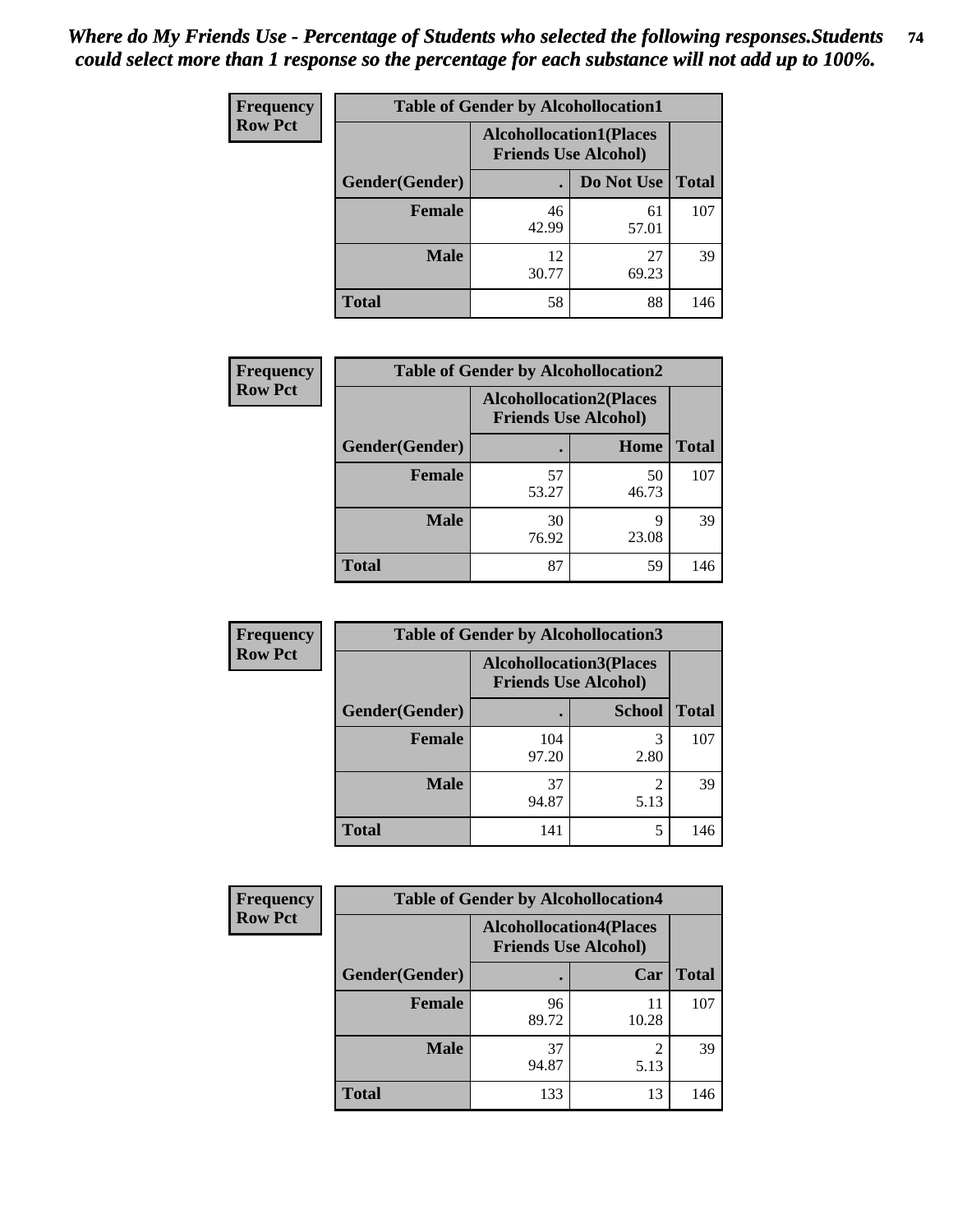*Where do My Friends Use - Percentage of Students who selected the following responses.Students could select more than 1 response so the percentage for each substance will not add up to 100%.*

**Frequency Row Pct**

| Table of Gender by Alcohollocation1 | | | |
|---|---|---|---|
| | Alcohollocation1(Places Friends Use Alcohol) | | |
| Gender(Gender) | . | Do Not Use | Total |
| **Female** | 46<br>42.99 | 61<br>57.01 | 107 |
| **Male** | 12<br>30.77 | 27<br>69.23 | 39 |
| **Total** | 58 | 88 | 146 |

**Frequency Row Pct**

| Table of Gender by Alcohollocation2 | | | |
|---|---|---|---|
| | Alcohollocation2(Places Friends Use Alcohol) | | |
| Gender(Gender) | . | Home | Total |
| **Female** | 57<br>53.27 | 50<br>46.73 | 107 |
| **Male** | 30<br>76.92 | 9<br>23.08 | 39 |
| **Total** | 87 | 59 | 146 |

**Frequency Row Pct**

| Table of Gender by Alcohollocation3 | | | |
|---|---|---|---|
| | Alcohollocation3(Places Friends Use Alcohol) | | |
| Gender(Gender) | . | School | Total |
| **Female** | 104<br>97.20 | 3<br>2.80 | 107 |
| **Male** | 37<br>94.87 | 2<br>5.13 | 39 |
| **Total** | 141 | 5 | 146 |

**Frequency Row Pct**

| Table of Gender by Alcohollocation4 | | | |
|---|---|---|---|
| | Alcohollocation4(Places Friends Use Alcohol) | | |
| Gender(Gender) | . | Car | Total |
| **Female** | 96<br>89.72 | 11<br>10.28 | 107 |
| **Male** | 37<br>94.87 | 2<br>5.13 | 39 |
| **Total** | 133 | 13 | 146 |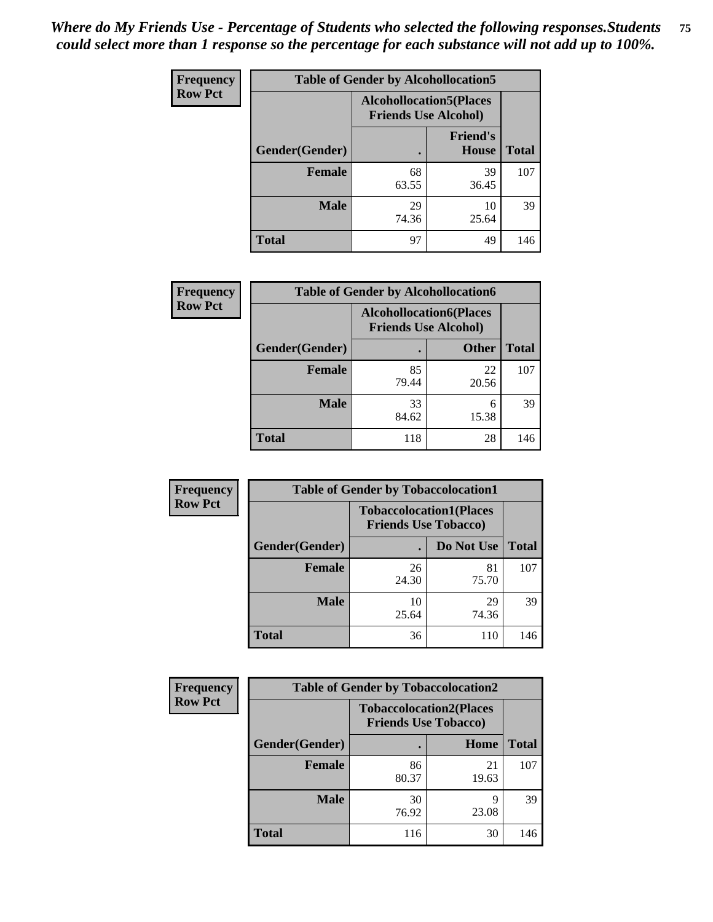*Where do My Friends Use - Percentage of Students who selected the following responses.Students could select more than 1 response so the percentage for each substance will not add up to 100%.*

**Frequency / Row Pct**

| Table of Gender by Alcohollocation5 | | | |
|---|---|---|---|
| | Alcohollocation5(Places Friends Use Alcohol) | | |
| Gender(Gender) | . | Friend's House | Total |
| **Female** | 68<br>63.55 | 39<br>36.45 | 107 |
| **Male** | 29<br>74.36 | 10<br>25.64 | 39 |
| **Total** | 97 | 49 | 146 |

**Frequency / Row Pct**

| Table of Gender by Alcohollocation6 | | | |
|---|---|---|---|
| | Alcohollocation6(Places Friends Use Alcohol) | | |
| Gender(Gender) | . | Other | Total |
| **Female** | 85<br>79.44 | 22<br>20.56 | 107 |
| **Male** | 33<br>84.62 | 6<br>15.38 | 39 |
| **Total** | 118 | 28 | 146 |

**Frequency / Row Pct**

| Table of Gender by Tobaccolocation1 | | | |
|---|---|---|---|
| | Tobaccolocation1(Places Friends Use Tobacco) | | |
| Gender(Gender) | . | Do Not Use | Total |
| **Female** | 26<br>24.30 | 81<br>75.70 | 107 |
| **Male** | 10<br>25.64 | 29<br>74.36 | 39 |
| **Total** | 36 | 110 | 146 |

**Frequency / Row Pct**

| Table of Gender by Tobaccolocation2 | | | |
|---|---|---|---|
| | Tobaccolocation2(Places Friends Use Tobacco) | | |
| Gender(Gender) | . | Home | Total |
| **Female** | 86<br>80.37 | 21<br>19.63 | 107 |
| **Male** | 30<br>76.92 | 9<br>23.08 | 39 |
| **Total** | 116 | 30 | 146 |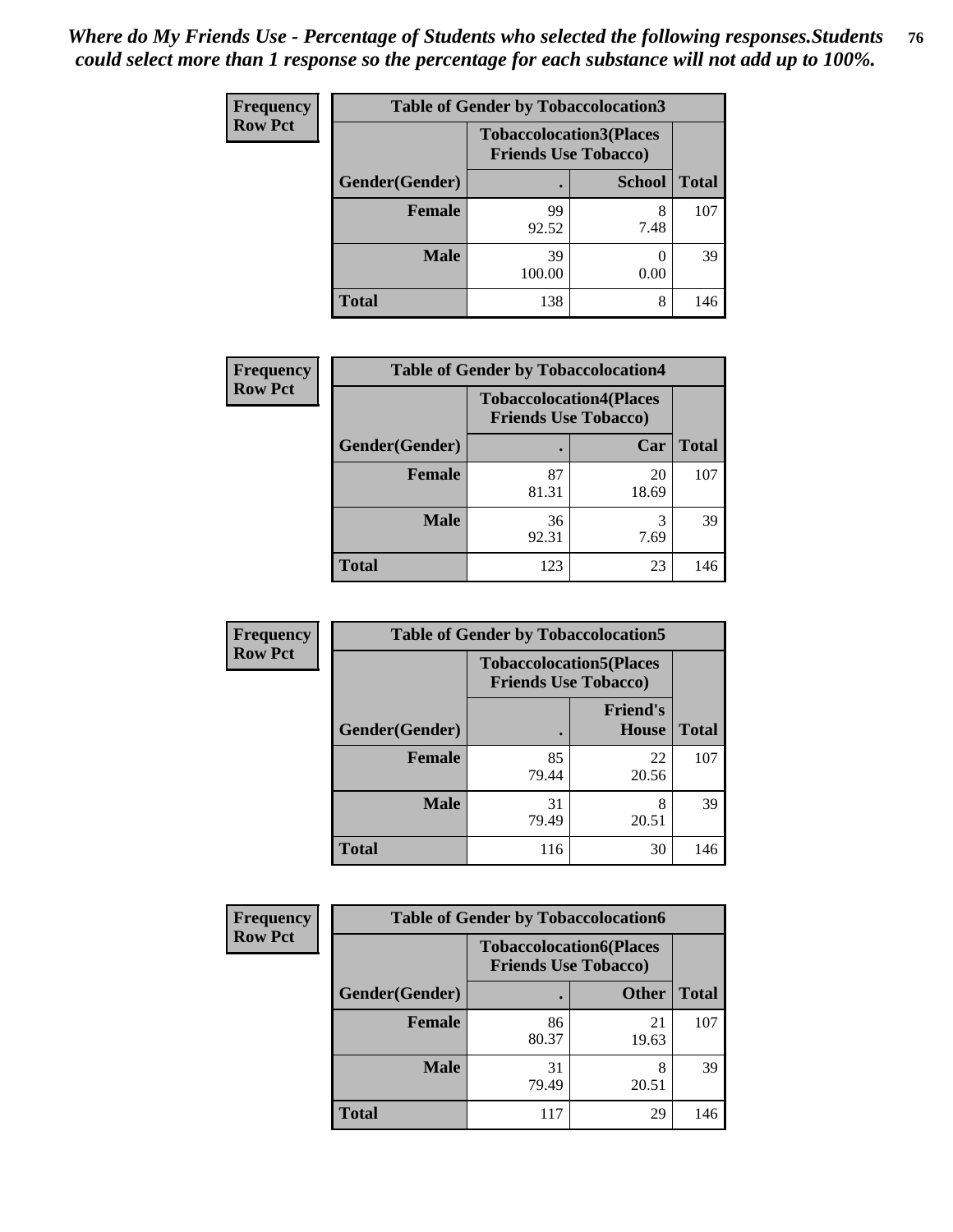*Where do My Friends Use - Percentage of Students who selected the following responses.Students could select more than 1 response so the percentage for each substance will not add up to 100%.*

**Frequency / Row Pct**

| Table of Gender by Tobaccolocation3 | | | |
|---|---|---|---|
| | Tobaccolocation3(Places Friends Use Tobacco) | | |
| Gender(Gender) | . | School | Total |
| Female | 99<br>92.52 | 8<br>7.48 | 107 |
| Male | 39<br>100.00 | 0<br>0.00 | 39 |
| Total | 138 | 8 | 146 |

**Frequency / Row Pct**

| Table of Gender by Tobaccolocation4 | | | |
|---|---|---|---|
| | Tobaccolocation4(Places Friends Use Tobacco) | | |
| Gender(Gender) | . | Car | Total |
| Female | 87<br>81.31 | 20<br>18.69 | 107 |
| Male | 36<br>92.31 | 3<br>7.69 | 39 |
| Total | 123 | 23 | 146 |

**Frequency / Row Pct**

| Table of Gender by Tobaccolocation5 | | | |
|---|---|---|---|
| | Tobaccolocation5(Places Friends Use Tobacco) | | |
| Gender(Gender) | . | Friend's House | Total |
| Female | 85<br>79.44 | 22<br>20.56 | 107 |
| Male | 31<br>79.49 | 8<br>20.51 | 39 |
| Total | 116 | 30 | 146 |

**Frequency / Row Pct**

| Table of Gender by Tobaccolocation6 | | | |
|---|---|---|---|
| | Tobaccolocation6(Places Friends Use Tobacco) | | |
| Gender(Gender) | . | Other | Total |
| Female | 86<br>80.37 | 21<br>19.63 | 107 |
| Male | 31<br>79.49 | 8<br>20.51 | 39 |
| Total | 117 | 29 | 146 |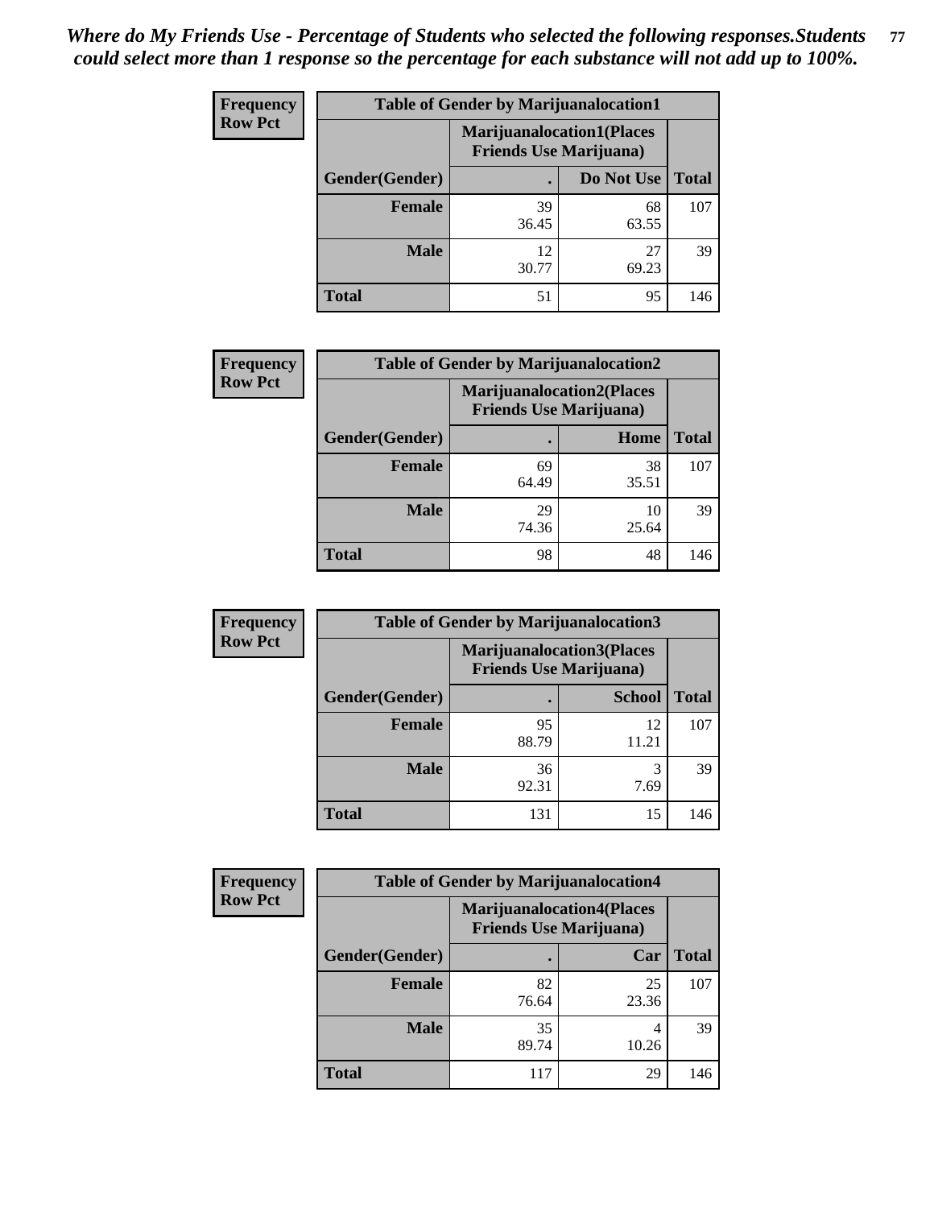*Where do My Friends Use - Percentage of Students who selected the following responses.Students could select more than 1 response so the percentage for each substance will not add up to 100%.*

| Frequency Row Pct | Table of Gender by Marijuanalocation1 | | |
|---|---|---|---|
| | Marijuanalocation1(Places Friends Use Marijuana) | | |
| Gender(Gender) | . | Do Not Use | Total |
| Female | 39<br>36.45 | 68<br>63.55 | 107 |
| Male | 12<br>30.77 | 27<br>69.23 | 39 |
| Total | 51 | 95 | 146 |

| Frequency Row Pct | Table of Gender by Marijuanalocation2 | | |
|---|---|---|---|
| | Marijuanalocation2(Places Friends Use Marijuana) | | |
| Gender(Gender) | . | Home | Total |
| Female | 69<br>64.49 | 38<br>35.51 | 107 |
| Male | 29<br>74.36 | 10<br>25.64 | 39 |
| Total | 98 | 48 | 146 |

| Frequency Row Pct | Table of Gender by Marijuanalocation3 | | |
|---|---|---|---|
| | Marijuanalocation3(Places Friends Use Marijuana) | | |
| Gender(Gender) | . | School | Total |
| Female | 95<br>88.79 | 12<br>11.21 | 107 |
| Male | 36<br>92.31 | 3<br>7.69 | 39 |
| Total | 131 | 15 | 146 |

| Frequency Row Pct | Table of Gender by Marijuanalocation4 | | |
|---|---|---|---|
| | Marijuanalocation4(Places Friends Use Marijuana) | | |
| Gender(Gender) | . | Car | Total |
| Female | 82<br>76.64 | 25<br>23.36 | 107 |
| Male | 35<br>89.74 | 4<br>10.26 | 39 |
| Total | 117 | 29 | 146 |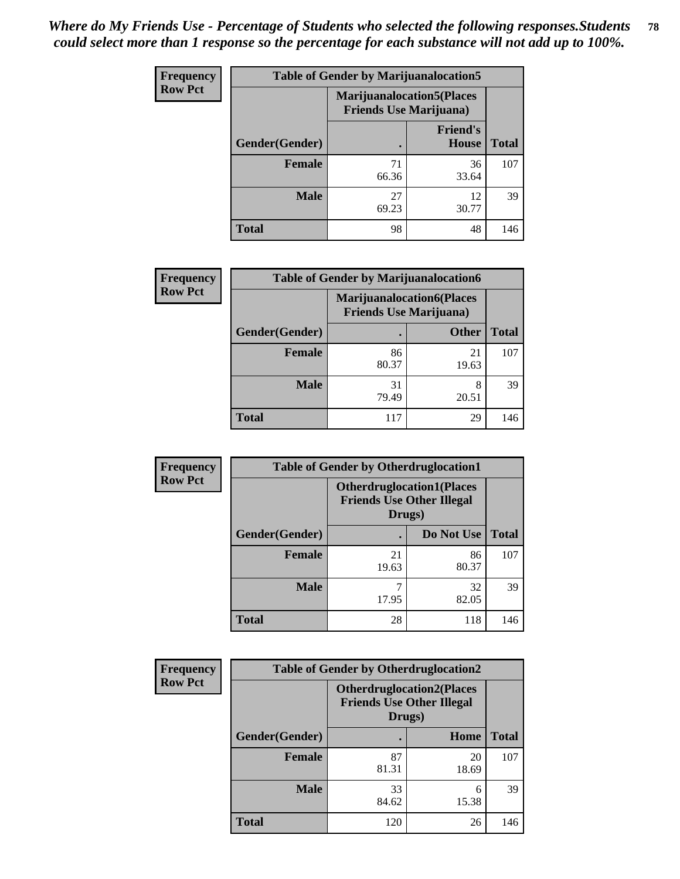*Where do My Friends Use - Percentage of Students who selected the following responses.Students could select more than 1 response so the percentage for each substance will not add up to 100%.*

**Frequency / Row Pct**

| Table of Gender by Marijuanalocation5 | | | |
|---|---|---|---|
| | Marijuanalocation5(Places Friends Use Marijuana) | | |
| Gender(Gender) | . | Friend's House | Total |
| **Female** | 71<br>66.36 | 36<br>33.64 | 107 |
| **Male** | 27<br>69.23 | 12<br>30.77 | 39 |
| **Total** | 98 | 48 | 146 |

**Frequency / Row Pct**

| Table of Gender by Marijuanalocation6 | | | |
|---|---|---|---|
| | Marijuanalocation6(Places Friends Use Marijuana) | | |
| Gender(Gender) | . | Other | Total |
| **Female** | 86<br>80.37 | 21<br>19.63 | 107 |
| **Male** | 31<br>79.49 | 8<br>20.51 | 39 |
| **Total** | 117 | 29 | 146 |

**Frequency / Row Pct**

| Table of Gender by Otherdruglocation1 | | | |
|---|---|---|---|
| | Otherdruglocation1(Places Friends Use Other Illegal Drugs) | | |
| Gender(Gender) | . | Do Not Use | Total |
| **Female** | 21<br>19.63 | 86<br>80.37 | 107 |
| **Male** | 7<br>17.95 | 32<br>82.05 | 39 |
| **Total** | 28 | 118 | 146 |

**Frequency / Row Pct**

| Table of Gender by Otherdruglocation2 | | | |
|---|---|---|---|
| | Otherdruglocation2(Places Friends Use Other Illegal Drugs) | | |
| Gender(Gender) | . | Home | Total |
| **Female** | 87<br>81.31 | 20<br>18.69 | 107 |
| **Male** | 33<br>84.62 | 6<br>15.38 | 39 |
| **Total** | 120 | 26 | 146 |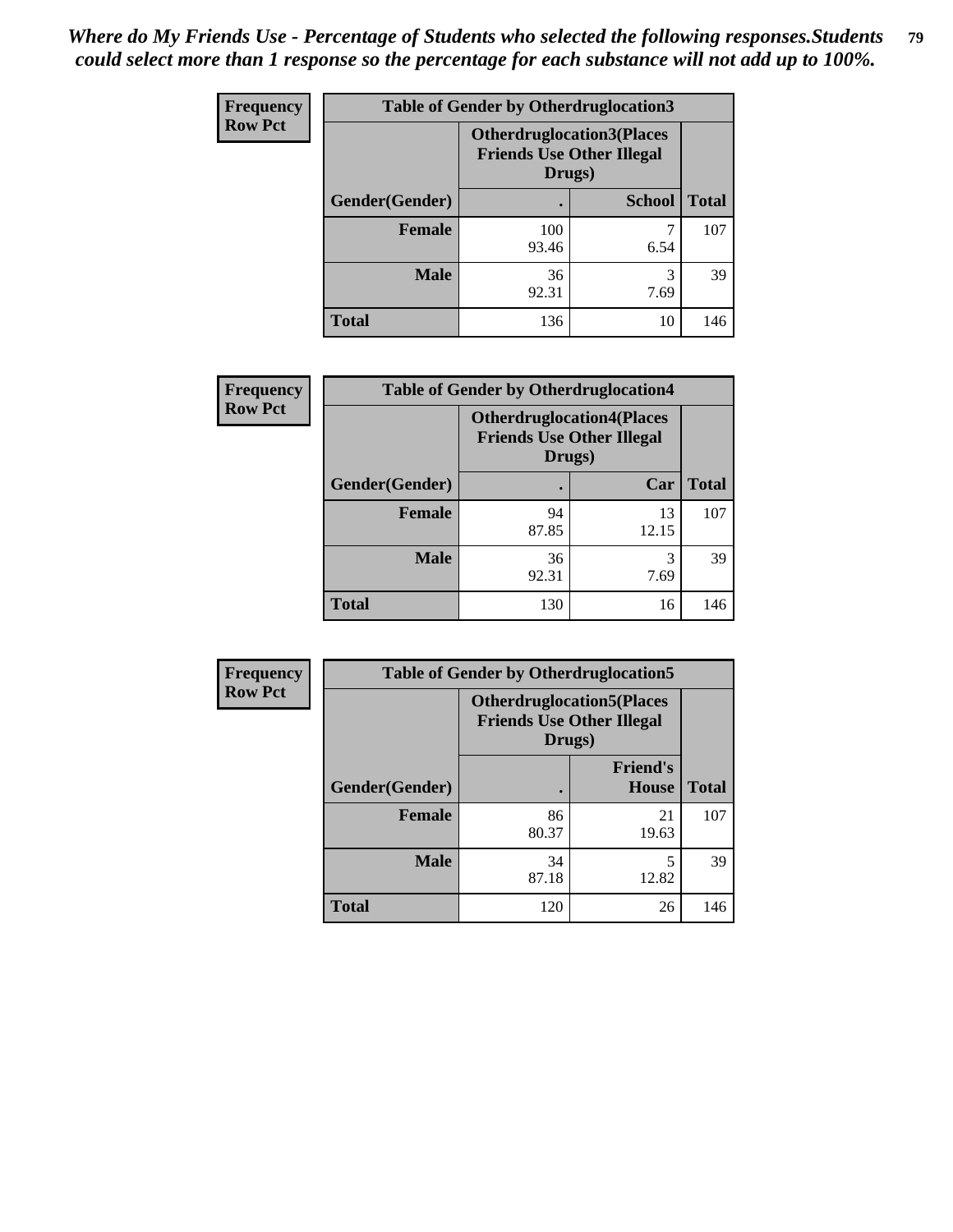*Where do My Friends Use - Percentage of Students who selected the following responses.Students could select more than 1 response so the percentage for each substance will not add up to 100%.*

**Frequency Row Pct**

| Table of Gender by Otherdruglocation3 | | | |
|---|---|---|---|
| | Otherdruglocation3(Places Friends Use Other Illegal Drugs) | | |
| Gender(Gender) | . | School | Total |
| Female | 100<br>93.46 | 7<br>6.54 | 107 |
| Male | 36<br>92.31 | 3<br>7.69 | 39 |
| Total | 136 | 10 | 146 |

**Frequency Row Pct**

| Table of Gender by Otherdruglocation4 | | | |
|---|---|---|---|
| | Otherdruglocation4(Places Friends Use Other Illegal Drugs) | | |
| Gender(Gender) | . | Car | Total |
| Female | 94<br>87.85 | 13<br>12.15 | 107 |
| Male | 36<br>92.31 | 3<br>7.69 | 39 |
| Total | 130 | 16 | 146 |

**Frequency Row Pct**

| Table of Gender by Otherdruglocation5 | | | |
|---|---|---|---|
| | Otherdruglocation5(Places Friends Use Other Illegal Drugs) | | |
| Gender(Gender) | . | Friend's House | Total |
| Female | 86<br>80.37 | 21<br>19.63 | 107 |
| Male | 34<br>87.18 | 5<br>12.82 | 39 |
| Total | 120 | 26 | 146 |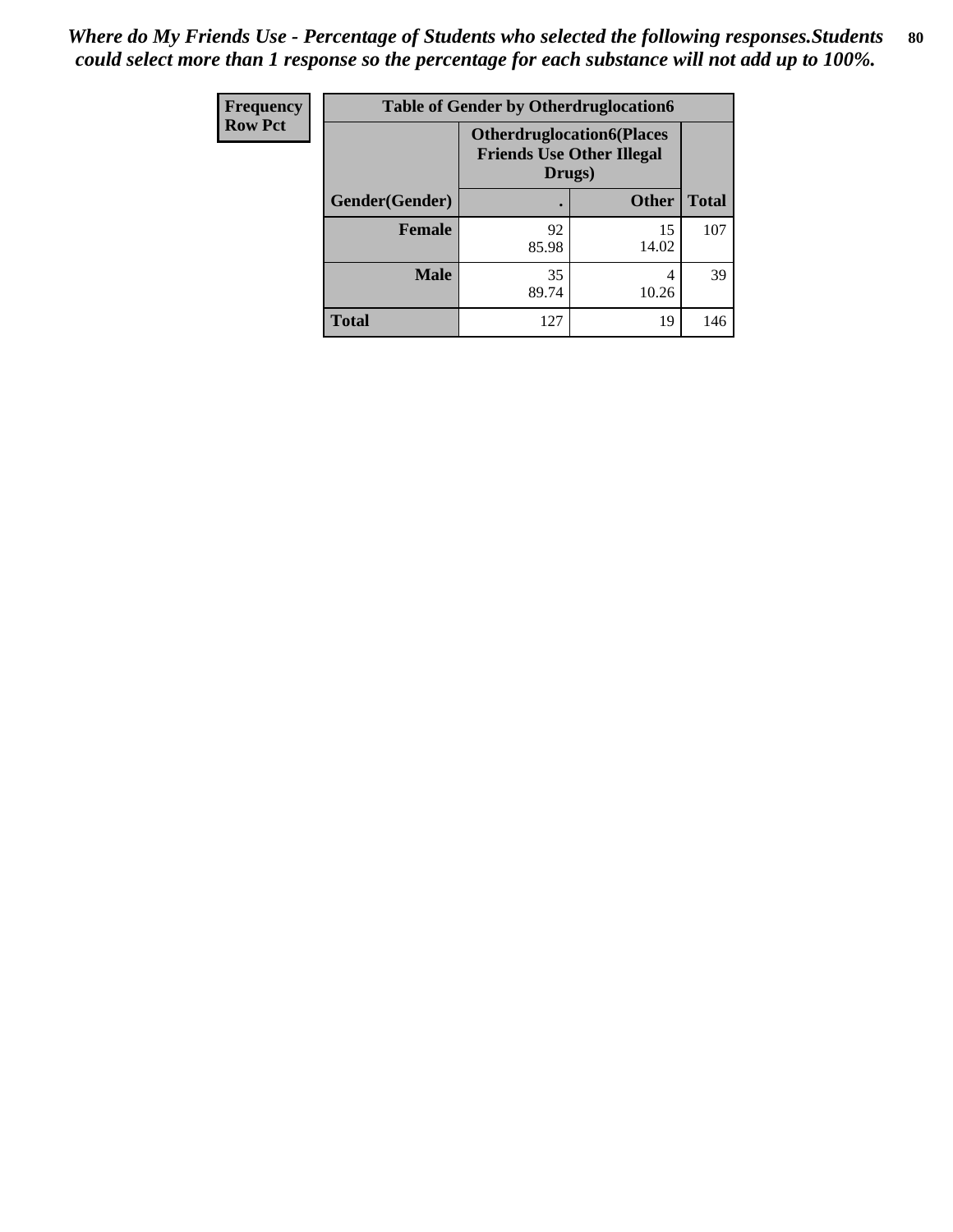*Where do My Friends Use - Percentage of Students who selected the following responses.Students could select more than 1 response so the percentage for each substance will not add up to 100%.*

| Frequency<br>Row Pct | Table of Gender by Otherdruglocation6 | | |
|---|---|---|---|
| | Otherdruglocation6(Places Friends Use Other Illegal Drugs) | | |
| Gender(Gender) | . | Other | Total |
| Female | 92<br>85.98 | 15<br>14.02 | 107 |
| Male | 35<br>89.74 | 4<br>10.26 | 39 |
| Total | 127 | 19 | 146 |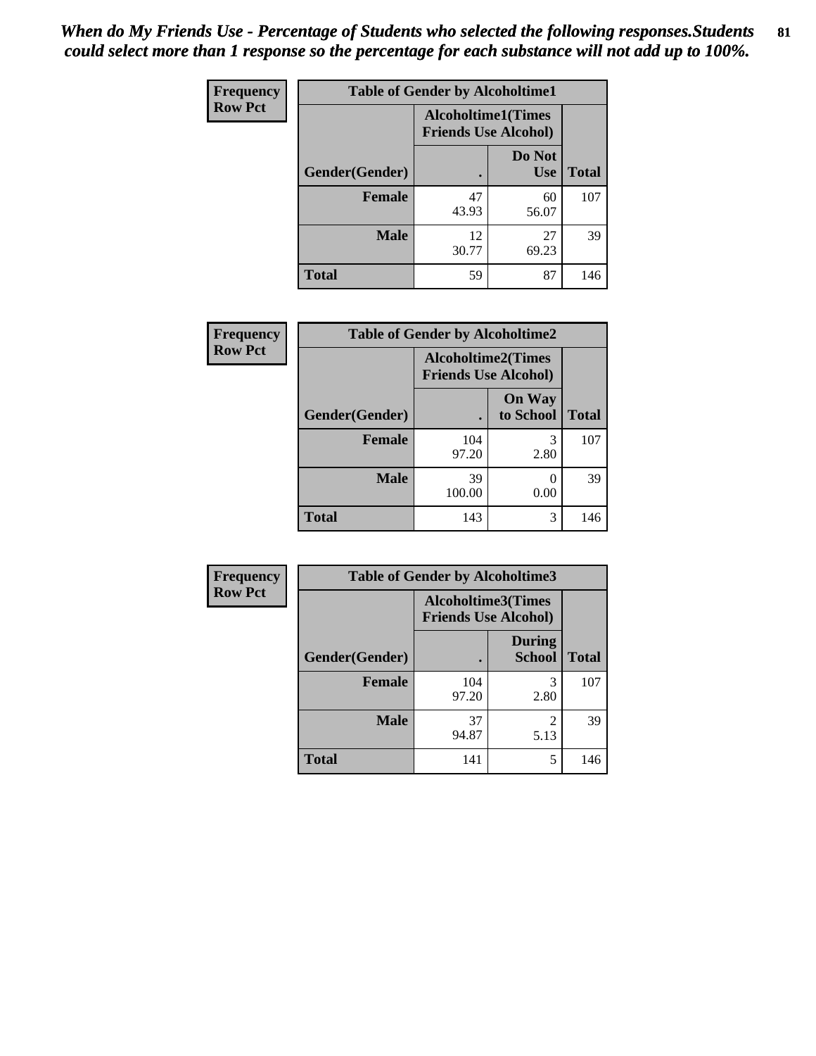*When do My Friends Use - Percentage of Students who selected the following responses.Students could select more than 1 response so the percentage for each substance will not add up to 100%.*

**Frequency**
**Row Pct**

| Table of Gender by Alcoholtime1 | | | |
|---|---|---|---|
| | Alcoholtime1(Times Friends Use Alcohol) | | |
| Gender(Gender) | . | Do Not Use | Total |
| **Female** | 47<br>43.93 | 60<br>56.07 | 107 |
| **Male** | 12<br>30.77 | 27<br>69.23 | 39 |
| **Total** | 59 | 87 | 146 |

**Frequency**
**Row Pct**

| Table of Gender by Alcoholtime2 | | | |
|---|---|---|---|
| | Alcoholtime2(Times Friends Use Alcohol) | | |
| Gender(Gender) | . | On Way to School | Total |
| **Female** | 104<br>97.20 | 3<br>2.80 | 107 |
| **Male** | 39<br>100.00 | 0<br>0.00 | 39 |
| **Total** | 143 | 3 | 146 |

**Frequency**
**Row Pct**

| Table of Gender by Alcoholtime3 | | | |
|---|---|---|---|
| | Alcoholtime3(Times Friends Use Alcohol) | | |
| Gender(Gender) | . | During School | Total |
| **Female** | 104<br>97.20 | 3<br>2.80 | 107 |
| **Male** | 37<br>94.87 | 2<br>5.13 | 39 |
| **Total** | 141 | 5 | 146 |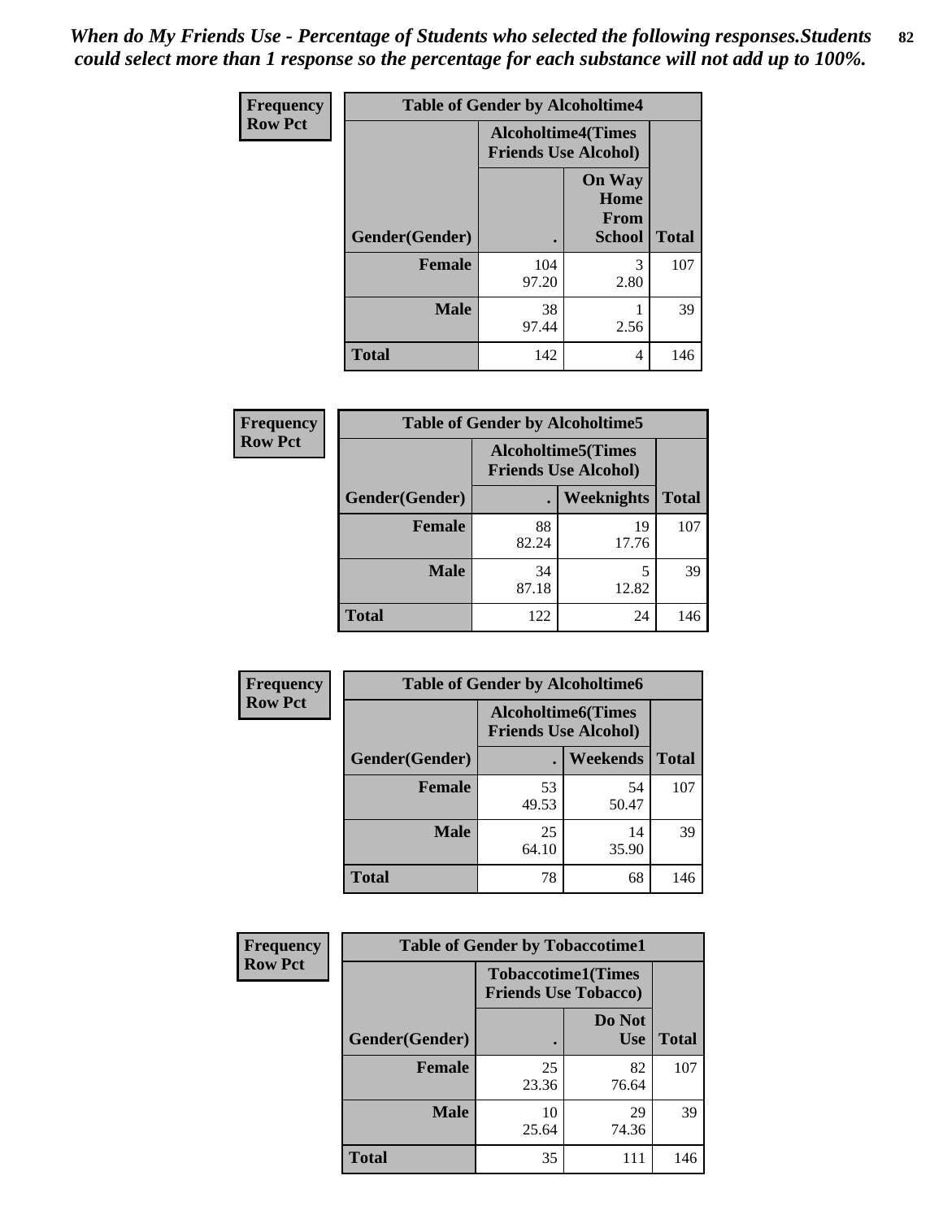*When do My Friends Use - Percentage of Students who selected the following responses.Students could select more than 1 response so the percentage for each substance will not add up to 100%.*

**Frequency**
**Row Pct**

| Table of Gender by Alcoholtime4 | | | |
|---|---|---|---|
| | Alcoholtime4(Times Friends Use Alcohol) | | |
| Gender(Gender) | . | On Way Home From School | Total |
| Female | 104<br>97.20 | 3<br>2.80 | 107 |
| Male | 38<br>97.44 | 1<br>2.56 | 39 |
| Total | 142 | 4 | 146 |

**Frequency**
**Row Pct**

| Table of Gender by Alcoholtime5 | | | |
|---|---|---|---|
| | Alcoholtime5(Times Friends Use Alcohol) | | |
| Gender(Gender) | . | Weeknights | Total |
| Female | 88<br>82.24 | 19<br>17.76 | 107 |
| Male | 34<br>87.18 | 5<br>12.82 | 39 |
| Total | 122 | 24 | 146 |

**Frequency**
**Row Pct**

| Table of Gender by Alcoholtime6 | | | |
|---|---|---|---|
| | Alcoholtime6(Times Friends Use Alcohol) | | |
| Gender(Gender) | . | Weekends | Total |
| Female | 53<br>49.53 | 54<br>50.47 | 107 |
| Male | 25<br>64.10 | 14<br>35.90 | 39 |
| Total | 78 | 68 | 146 |

**Frequency**
**Row Pct**

| Table of Gender by Tobaccotime1 | | | |
|---|---|---|---|
| | Tobaccotime1(Times Friends Use Tobacco) | | |
| Gender(Gender) | . | Do Not Use | Total |
| Female | 25<br>23.36 | 82<br>76.64 | 107 |
| Male | 10<br>25.64 | 29<br>74.36 | 39 |
| Total | 35 | 111 | 146 |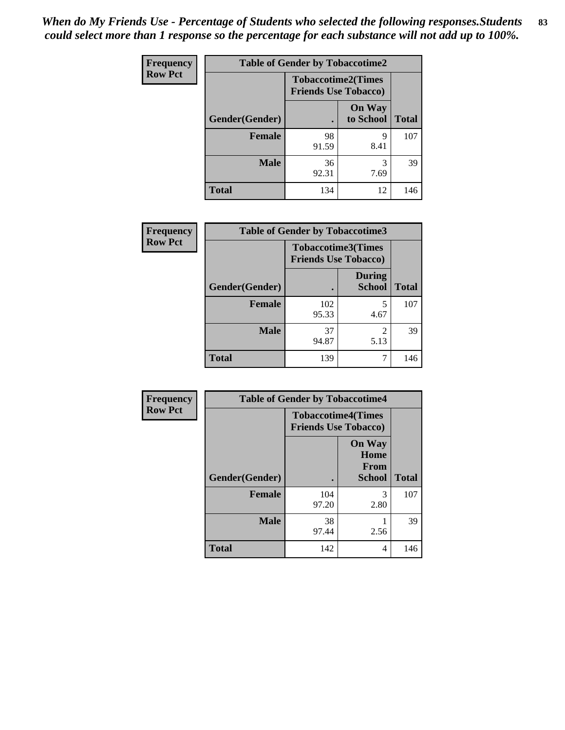*When do My Friends Use - Percentage of Students who selected the following responses.Students could select more than 1 response so the percentage for each substance will not add up to 100%.*

**Frequency**
**Row Pct**

| Table of Gender by Tobaccotime2 | | | |
|---|---|---|---|
| | Tobaccotime2(Times Friends Use Tobacco) | | |
| Gender(Gender) | . | On Way to School | Total |
| **Female** | 98<br>91.59 | 9<br>8.41 | 107 |
| **Male** | 36<br>92.31 | 3<br>7.69 | 39 |
| **Total** | 134 | 12 | 146 |

**Frequency**
**Row Pct**

| Table of Gender by Tobaccotime3 | | | |
|---|---|---|---|
| | Tobaccotime3(Times Friends Use Tobacco) | | |
| Gender(Gender) | . | During School | Total |
| **Female** | 102<br>95.33 | 5<br>4.67 | 107 |
| **Male** | 37<br>94.87 | 2<br>5.13 | 39 |
| **Total** | 139 | 7 | 146 |

**Frequency**
**Row Pct**

| Table of Gender by Tobaccotime4 | | | |
|---|---|---|---|
| | Tobaccotime4(Times Friends Use Tobacco) | | |
| Gender(Gender) | . | On Way Home From School | Total |
| **Female** | 104<br>97.20 | 3<br>2.80 | 107 |
| **Male** | 38<br>97.44 | 1<br>2.56 | 39 |
| **Total** | 142 | 4 | 146 |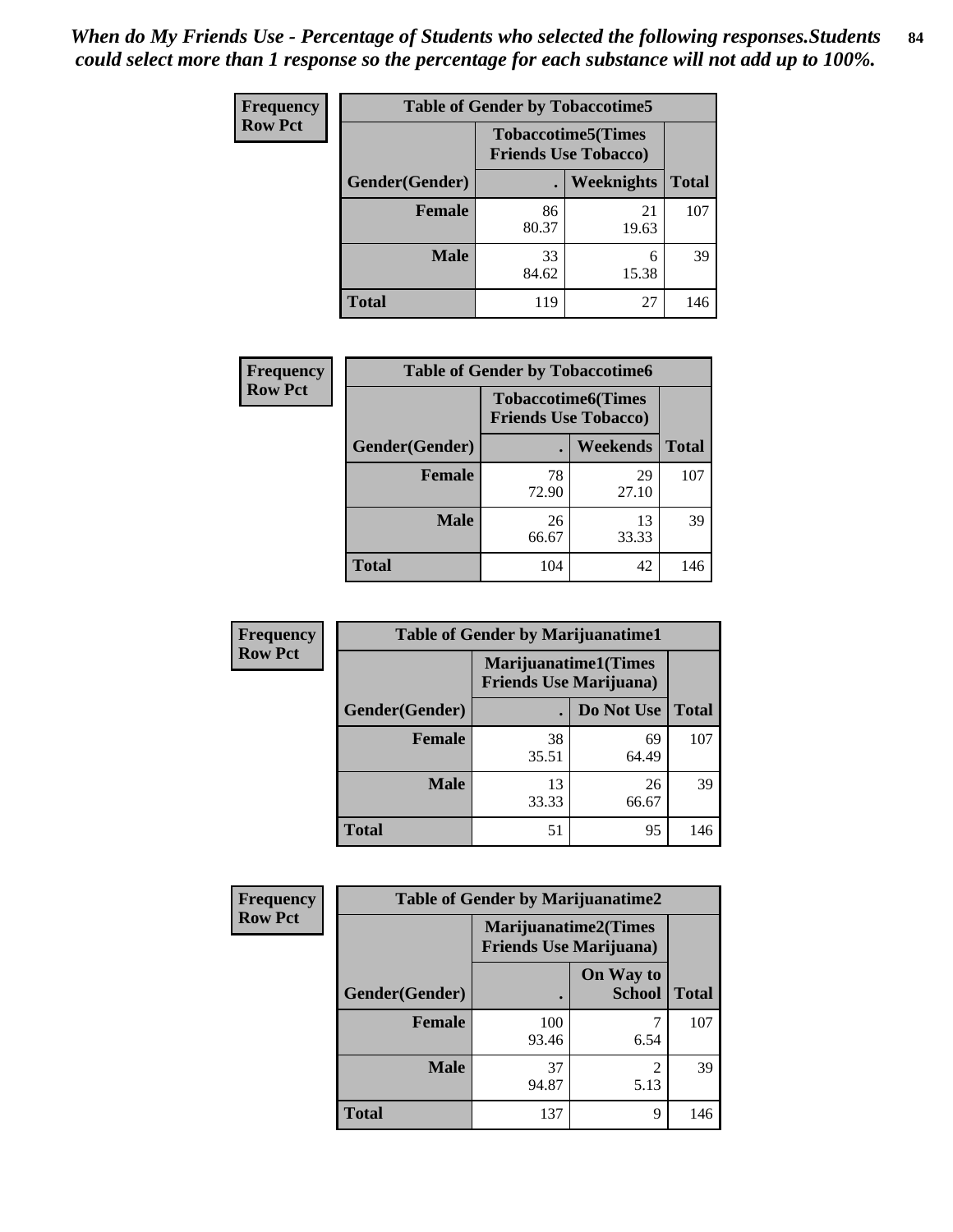*When do My Friends Use - Percentage of Students who selected the following responses.Students could select more than 1 response so the percentage for each substance will not add up to 100%.*

**Frequency**
**Row Pct**

| Table of Gender by Tobaccotime5 | | | |
|---|---|---|---|
| | Tobaccotime5(Times Friends Use Tobacco) | | |
| Gender(Gender) | . | Weeknights | Total |
| Female | 86<br>80.37 | 21<br>19.63 | 107 |
| Male | 33<br>84.62 | 6<br>15.38 | 39 |
| Total | 119 | 27 | 146 |

**Frequency**
**Row Pct**

| Table of Gender by Tobaccotime6 | | | |
|---|---|---|---|
| | Tobaccotime6(Times Friends Use Tobacco) | | |
| Gender(Gender) | . | Weekends | Total |
| Female | 78<br>72.90 | 29<br>27.10 | 107 |
| Male | 26<br>66.67 | 13<br>33.33 | 39 |
| Total | 104 | 42 | 146 |

**Frequency**
**Row Pct**

| Table of Gender by Marijuanatime1 | | | |
|---|---|---|---|
| | Marijuanatime1(Times Friends Use Marijuana) | | |
| Gender(Gender) | . | Do Not Use | Total |
| Female | 38<br>35.51 | 69<br>64.49 | 107 |
| Male | 13<br>33.33 | 26<br>66.67 | 39 |
| Total | 51 | 95 | 146 |

**Frequency**
**Row Pct**

| Table of Gender by Marijuanatime2 | | | |
|---|---|---|---|
| | Marijuanatime2(Times Friends Use Marijuana) | | |
| Gender(Gender) | . | On Way to School | Total |
| Female | 100<br>93.46 | 7<br>6.54 | 107 |
| Male | 37<br>94.87 | 2<br>5.13 | 39 |
| Total | 137 | 9 | 146 |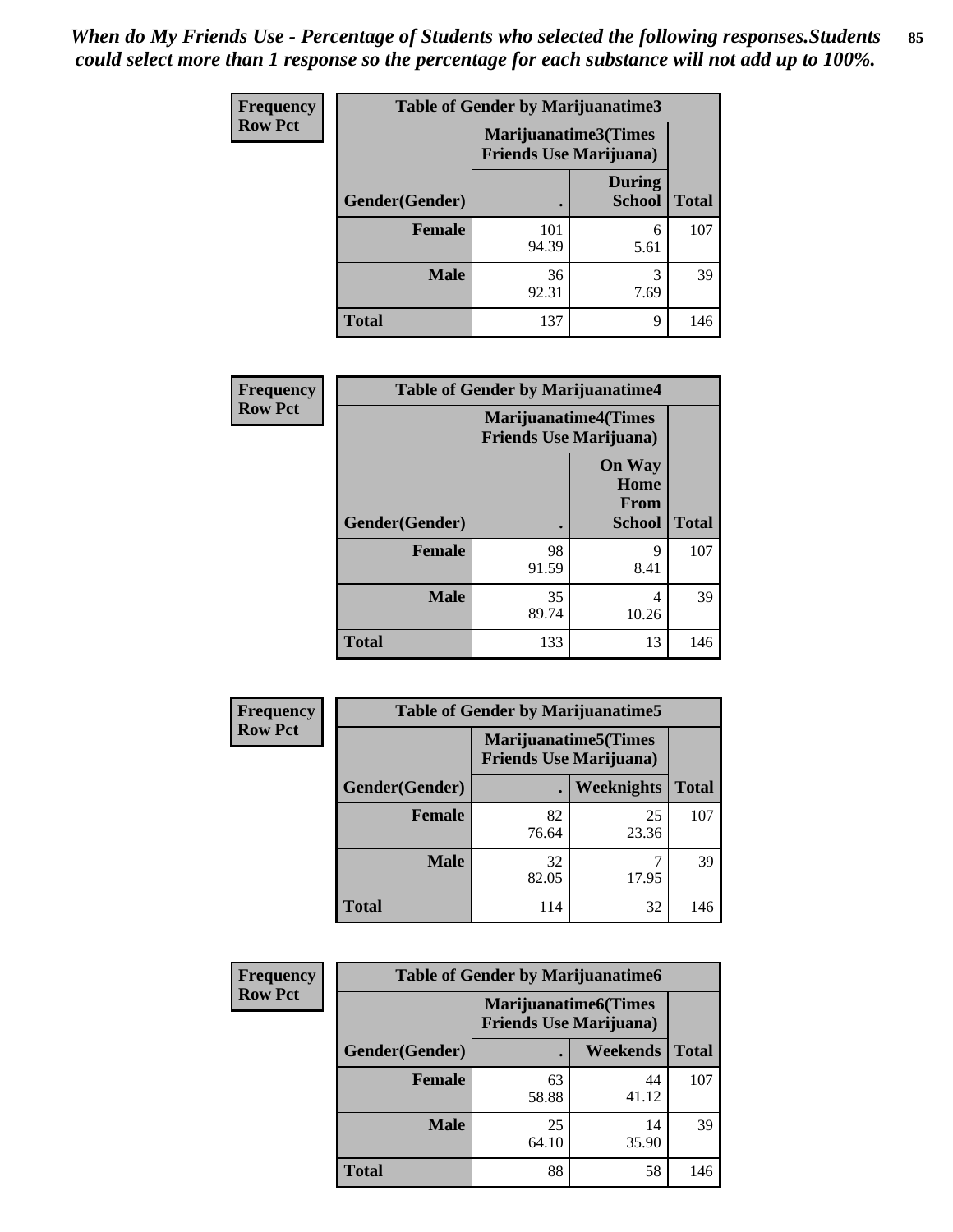*When do My Friends Use - Percentage of Students who selected the following responses.Students could select more than 1 response so the percentage for each substance will not add up to 100%.*

**Frequency**
**Row Pct**

| Table of Gender by Marijuanatime3 | | | |
|---|---|---|---|
| | Marijuanatime3(Times Friends Use Marijuana) | | |
| Gender(Gender) | . | During School | Total |
| Female | 101<br>94.39 | 6<br>5.61 | 107 |
| Male | 36<br>92.31 | 3<br>7.69 | 39 |
| Total | 137 | 9 | 146 |

**Frequency**
**Row Pct**

| Table of Gender by Marijuanatime4 | | | |
|---|---|---|---|
| | Marijuanatime4(Times Friends Use Marijuana) | | |
| Gender(Gender) | . | On Way Home From School | Total |
| Female | 98<br>91.59 | 9<br>8.41 | 107 |
| Male | 35<br>89.74 | 4<br>10.26 | 39 |
| Total | 133 | 13 | 146 |

**Frequency**
**Row Pct**

| Table of Gender by Marijuanatime5 | | | |
|---|---|---|---|
| | Marijuanatime5(Times Friends Use Marijuana) | | |
| Gender(Gender) | . | Weeknights | Total |
| Female | 82<br>76.64 | 25<br>23.36 | 107 |
| Male | 32<br>82.05 | 7<br>17.95 | 39 |
| Total | 114 | 32 | 146 |

**Frequency**
**Row Pct**

| Table of Gender by Marijuanatime6 | | | |
|---|---|---|---|
| | Marijuanatime6(Times Friends Use Marijuana) | | |
| Gender(Gender) | . | Weekends | Total |
| Female | 63<br>58.88 | 44<br>41.12 | 107 |
| Male | 25<br>64.10 | 14<br>35.90 | 39 |
| Total | 88 | 58 | 146 |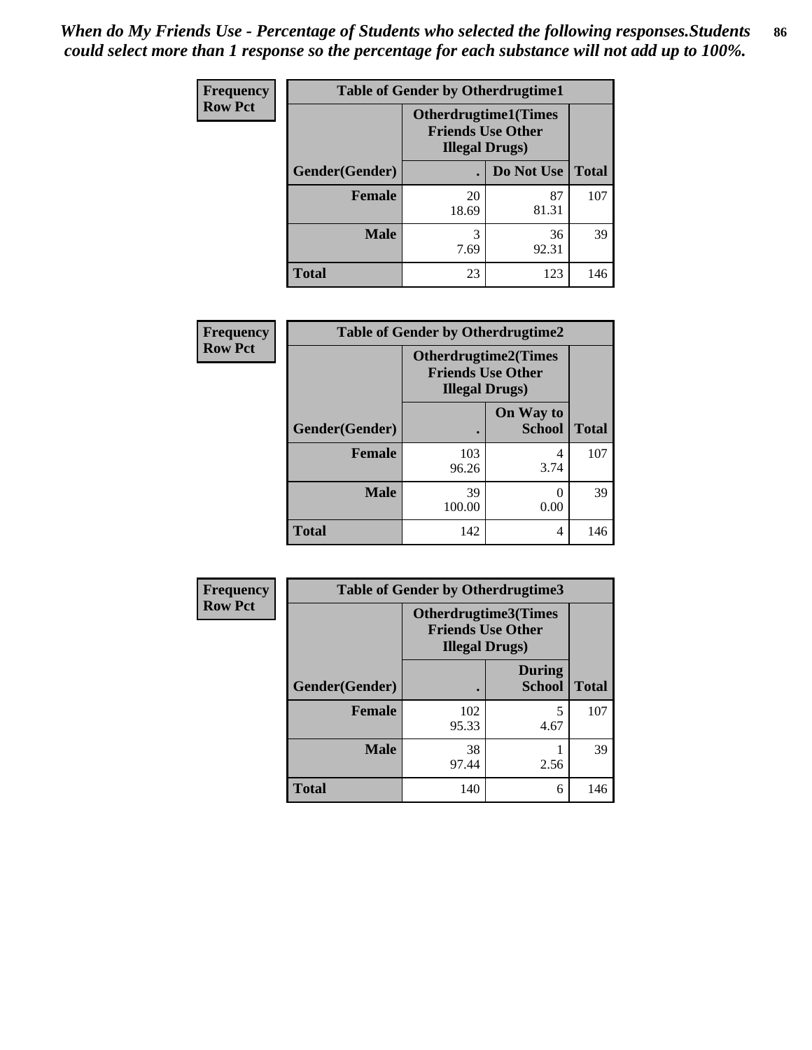*When do My Friends Use - Percentage of Students who selected the following responses.Students could select more than 1 response so the percentage for each substance will not add up to 100%.*

**Frequency**
**Row Pct**

| Table of Gender by Otherdrugtime1 | | | |
|---|---|---|---|
| | Otherdrugtime1(Times Friends Use Other Illegal Drugs) | | |
| Gender(Gender) | . | Do Not Use | Total |
| **Female** | 20<br>18.69 | 87<br>81.31 | 107 |
| **Male** | 3<br>7.69 | 36<br>92.31 | 39 |
| **Total** | 23 | 123 | 146 |

**Frequency**
**Row Pct**

| Table of Gender by Otherdrugtime2 | | | |
|---|---|---|---|
| | Otherdrugtime2(Times Friends Use Other Illegal Drugs) | | |
| Gender(Gender) | . | On Way to School | Total |
| **Female** | 103<br>96.26 | 4<br>3.74 | 107 |
| **Male** | 39<br>100.00 | 0<br>0.00 | 39 |
| **Total** | 142 | 4 | 146 |

**Frequency**
**Row Pct**

| Table of Gender by Otherdrugtime3 | | | |
|---|---|---|---|
| | Otherdrugtime3(Times Friends Use Other Illegal Drugs) | | |
| Gender(Gender) | . | During School | Total |
| **Female** | 102<br>95.33 | 5<br>4.67 | 107 |
| **Male** | 38<br>97.44 | 1<br>2.56 | 39 |
| **Total** | 140 | 6 | 146 |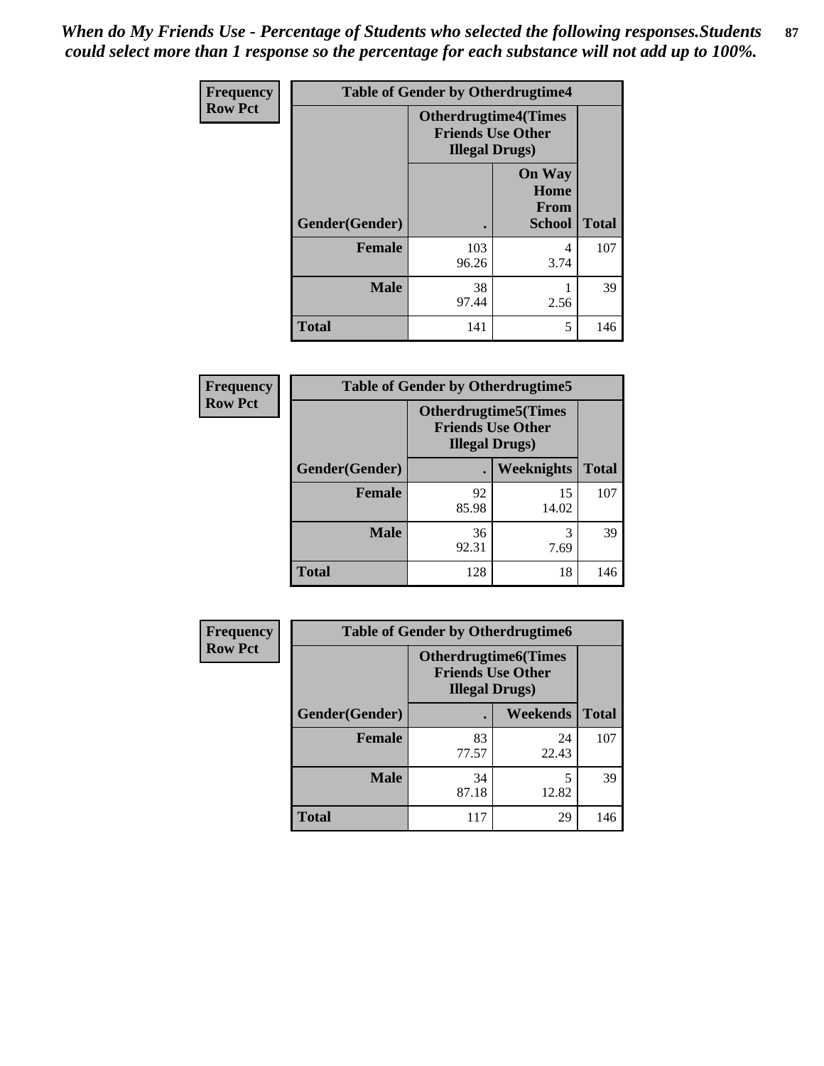*When do My Friends Use - Percentage of Students who selected the following responses.Students could select more than 1 response so the percentage for each substance will not add up to 100%.*

**Frequency**
**Row Pct**

| Table of Gender by Otherdrugtime4 | | | |
|---|---|---|---|
| | **Otherdrugtime4(Times Friends Use Other Illegal Drugs)** | | |
| **Gender(Gender)** | **.** | **On Way Home From School** | **Total** |
| **Female** | 103<br>96.26 | 4<br>3.74 | 107 |
| **Male** | 38<br>97.44 | 1<br>2.56 | 39 |
| **Total** | 141 | 5 | 146 |

**Frequency**
**Row Pct**

| Table of Gender by Otherdrugtime5 | | | |
|---|---|---|---|
| | **Otherdrugtime5(Times Friends Use Other Illegal Drugs)** | | |
| **Gender(Gender)** | **.** | **Weeknights** | **Total** |
| **Female** | 92<br>85.98 | 15<br>14.02 | 107 |
| **Male** | 36<br>92.31 | 3<br>7.69 | 39 |
| **Total** | 128 | 18 | 146 |

**Frequency**
**Row Pct**

| Table of Gender by Otherdrugtime6 | | | |
|---|---|---|---|
| | **Otherdrugtime6(Times Friends Use Other Illegal Drugs)** | | |
| **Gender(Gender)** | **.** | **Weekends** | **Total** |
| **Female** | 83<br>77.57 | 24<br>22.43 | 107 |
| **Male** | 34<br>87.18 | 5<br>12.82 | 39 |
| **Total** | 117 | 29 | 146 |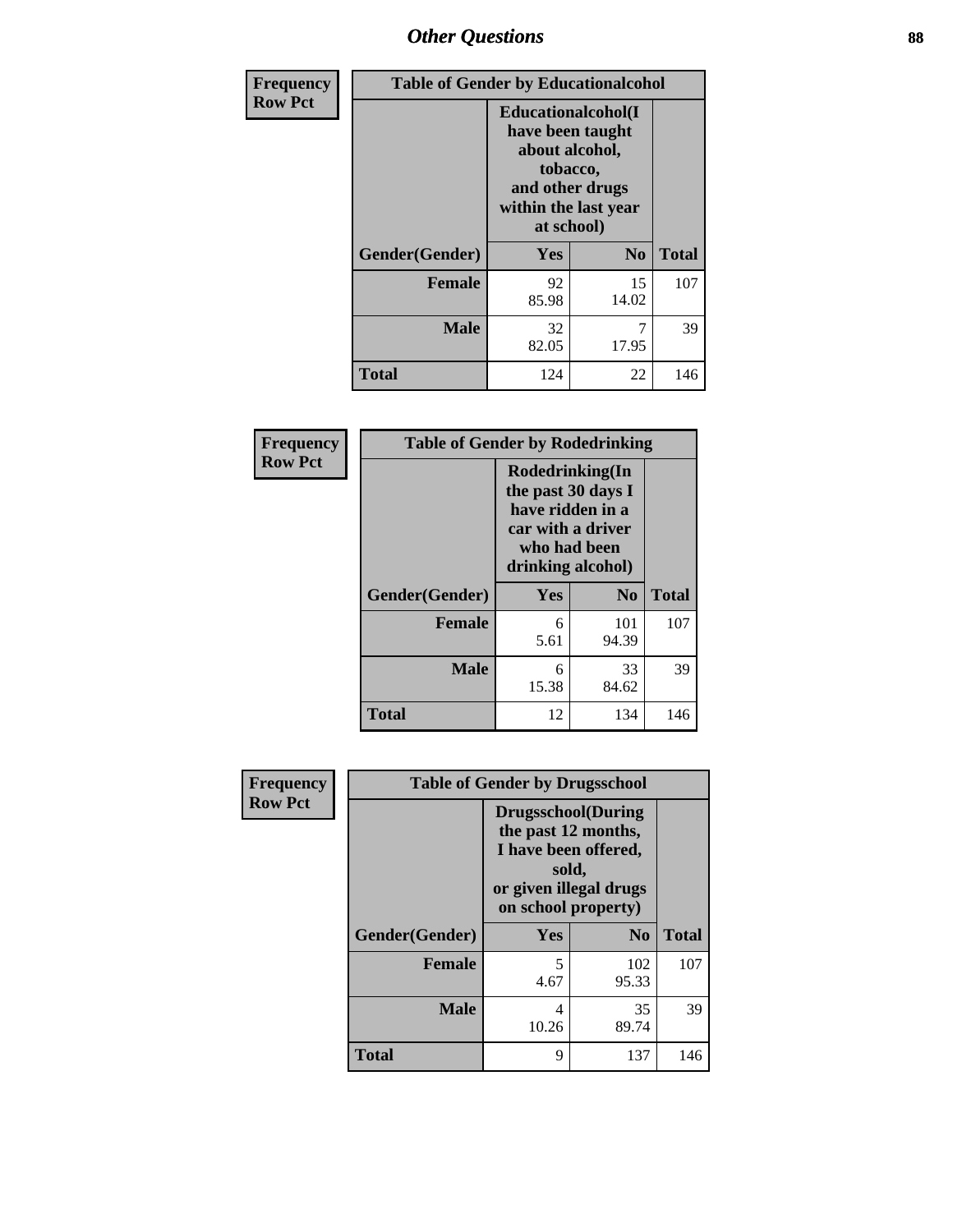## Other Questions

**Frequency**
**Row Pct**

| Table of Gender by Educationalcohol | | | |
|---|---|---|---|
| | Educationalcohol(I have been taught about alcohol, tobacco, and other drugs within the last year at school) | | |
| Gender(Gender) | Yes | No | Total |
| Female | 92<br>85.98 | 15<br>14.02 | 107 |
| Male | 32<br>82.05 | 7<br>17.95 | 39 |
| Total | 124 | 22 | 146 |

**Frequency**
**Row Pct**

| Table of Gender by Rodedrinking | | | |
|---|---|---|---|
| | Rodedrinking(In the past 30 days I have ridden in a car with a driver who had been drinking alcohol) | | |
| Gender(Gender) | Yes | No | Total |
| Female | 6<br>5.61 | 101<br>94.39 | 107 |
| Male | 6<br>15.38 | 33<br>84.62 | 39 |
| Total | 12 | 134 | 146 |

**Frequency**
**Row Pct**

| Table of Gender by Drugsschool | | | |
|---|---|---|---|
| | Drugsschool(During the past 12 months, I have been offered, sold, or given illegal drugs on school property) | | |
| Gender(Gender) | Yes | No | Total |
| Female | 5<br>4.67 | 102<br>95.33 | 107 |
| Male | 4<br>10.26 | 35<br>89.74 | 39 |
| Total | 9 | 137 | 146 |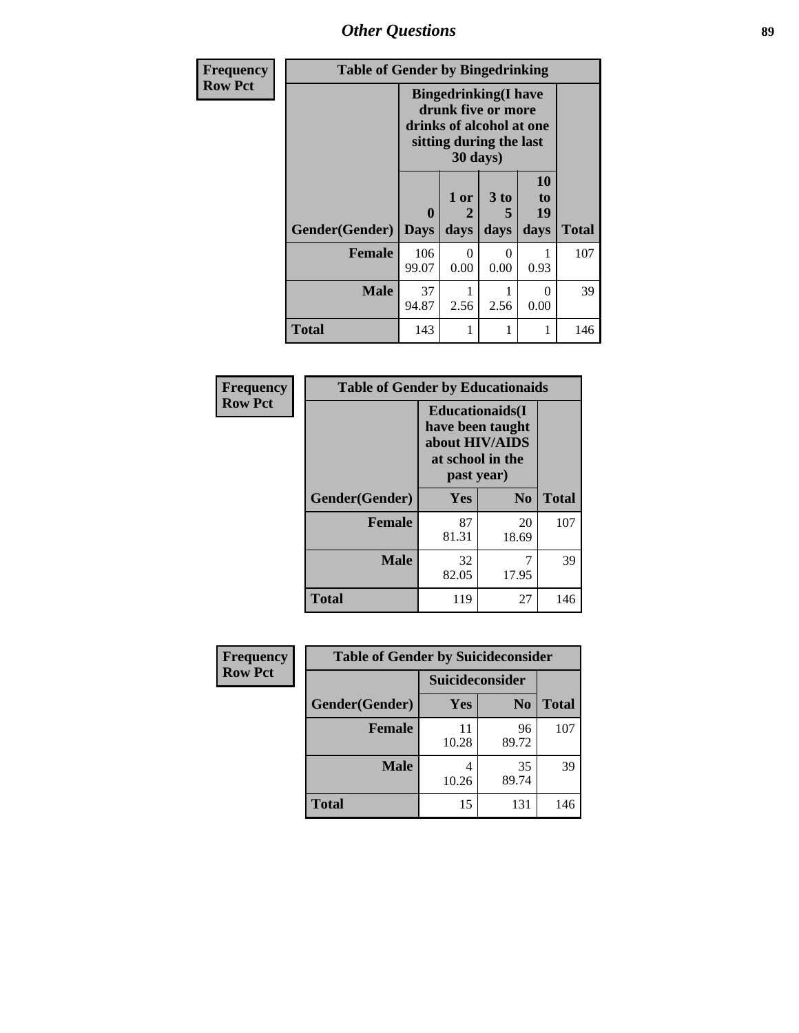| Frequency<br>Row Pct | Table of Gender by Bingedrinking | | | | | |
|---|---|---|---|---|---|---|
| | Bingedrinking(I have drunk five or more drinks of alcohol at one sitting during the last 30 days) | | | | | |
| Gender(Gender) | 0 Days | 1 or 2 days | 3 to 5 days | 10 to 19 days | Total |
| **Female** | 106<br>99.07 | 0<br>0.00 | 0<br>0.00 | 1<br>0.93 | 107 |
| **Male** | 37<br>94.87 | 1<br>2.56 | 1<br>2.56 | 0<br>0.00 | 39 |
| **Total** | 143 | 1 | 1 | 1 | 146 |

| Frequency<br>Row Pct | Table of Gender by Educationaids | | |
|---|---|---|---|
| | Educationaids(I have been taught about HIV/AIDS at school in the past year) | | |
| Gender(Gender) | Yes | No | Total |
| **Female** | 87<br>81.31 | 20<br>18.69 | 107 |
| **Male** | 32<br>82.05 | 7<br>17.95 | 39 |
| **Total** | 119 | 27 | 146 |

| Frequency<br>Row Pct | Table of Gender by Suicideconsider | | |
|---|---|---|---|
| | Suicideconsider | | |
| Gender(Gender) | Yes | No | Total |
| **Female** | 11<br>10.28 | 96<br>89.72 | 107 |
| **Male** | 4<br>10.26 | 35<br>89.74 | 39 |
| **Total** | 15 | 131 | 146 |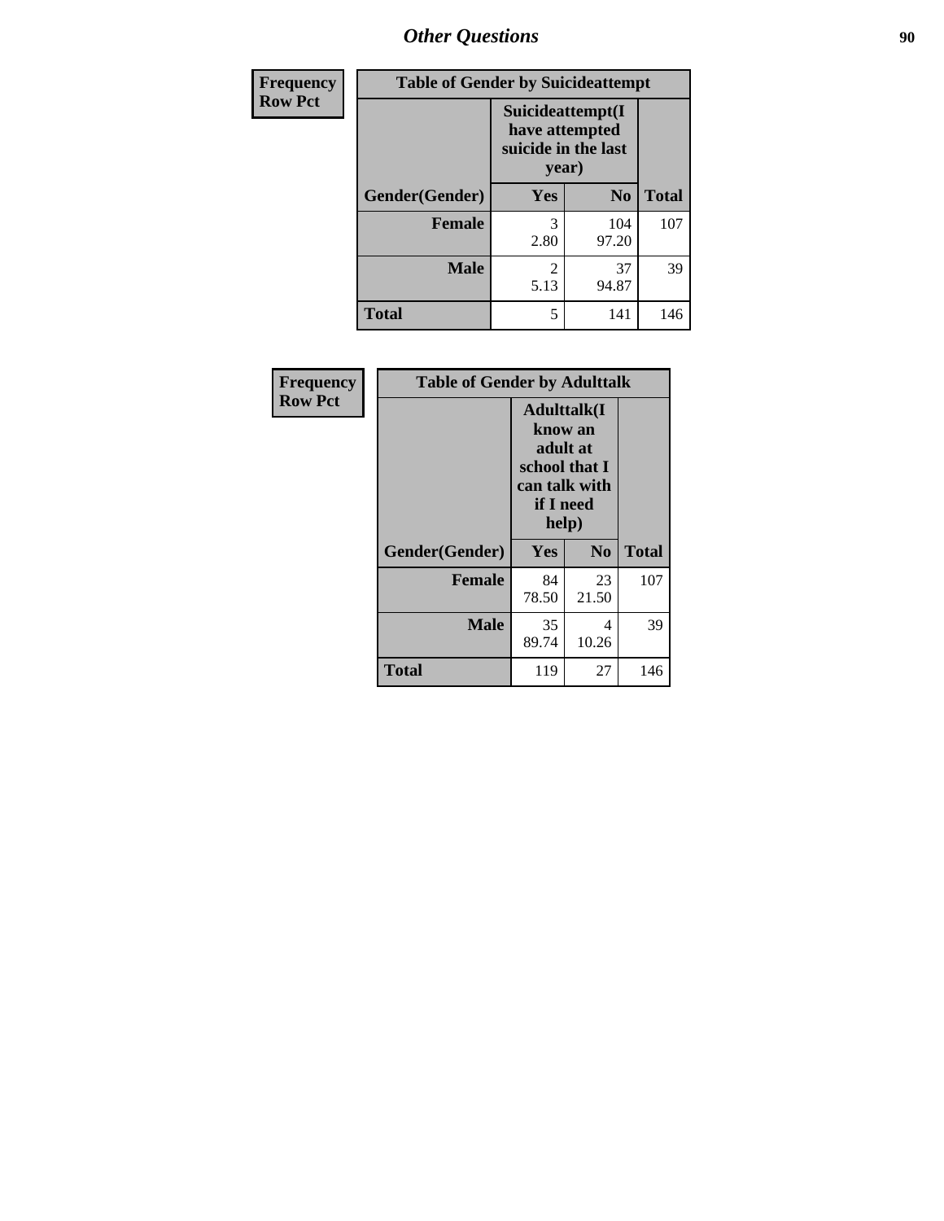| Frequency<br>Row Pct | Table of Gender by Suicideattempt | | |
|---|---|---|---|
| | Suicideattempt(I have attempted suicide in the last year) | | |
| Gender(Gender) | Yes | No | Total |
| Female | 3<br>2.80 | 104<br>97.20 | 107 |
| Male | 2<br>5.13 | 37<br>94.87 | 39 |
| Total | 5 | 141 | 146 |

| Frequency<br>Row Pct | Table of Gender by Adulttalk | | |
|---|---|---|---|
| | Adulttalk(I know an adult at school that I can talk with if I need help) | | |
| Gender(Gender) | Yes | No | Total |
| Female | 84<br>78.50 | 23<br>21.50 | 107 |
| Male | 35<br>89.74 | 4<br>10.26 | 39 |
| Total | 119 | 27 | 146 |